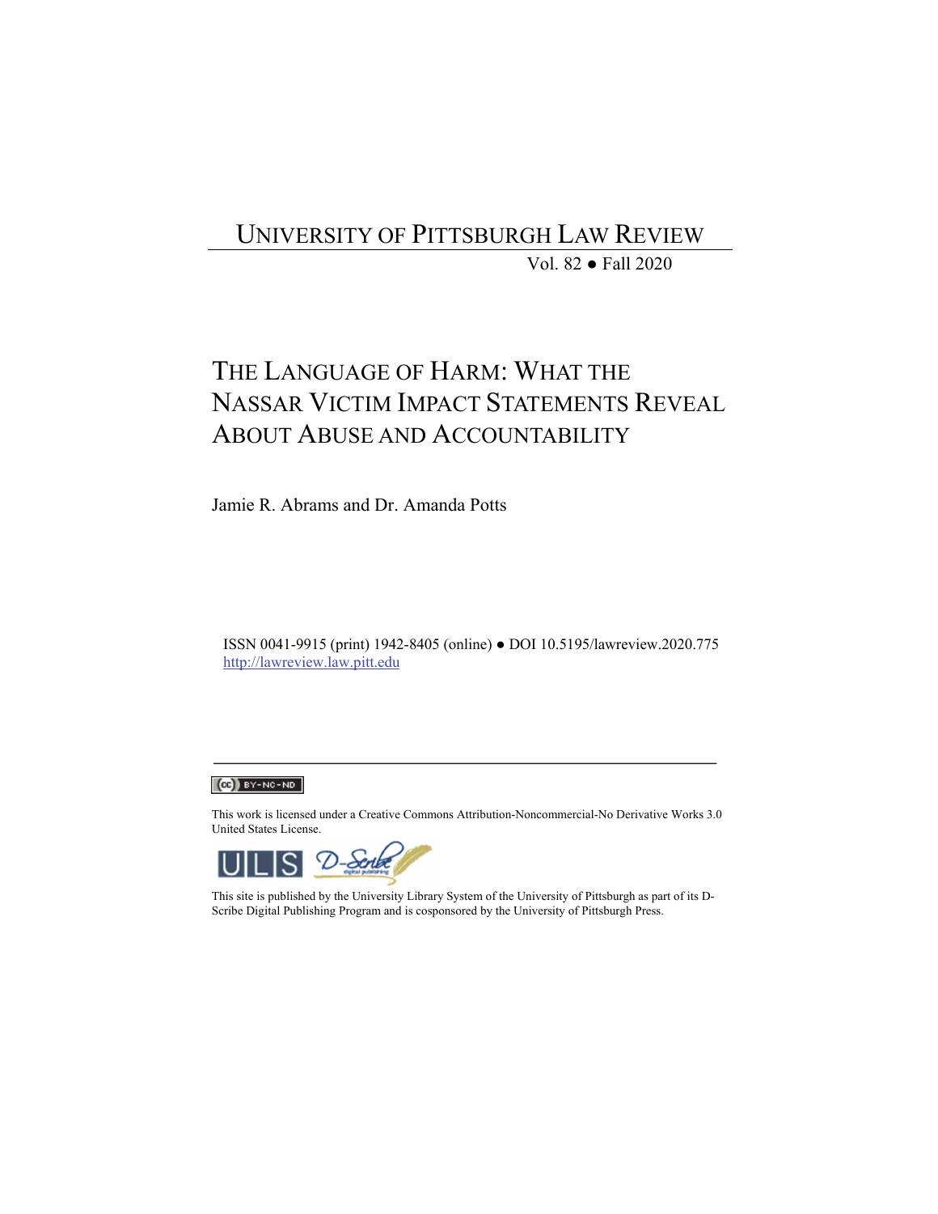# UNIVERSITY OF PITTSBURGH LAW REVIEW

Vol. 82 ● Fall 2020

# THE LANGUAGE OF HARM: WHAT THE NASSAR VICTIM IMPACT STATEMENTS REVEAL ABOUT ABUSE AND ACCOUNTABILITY

Jamie R. Abrams and Dr. Amanda Potts

ISSN 0041-9915 (print) 1942-8405 (online) ● DOI 10.5195/lawreview.2020.775
http://lawreview.law.pitt.edu

---

This work is licensed under a Creative Commons Attribution-Noncommercial-No Derivative Works 3.0 United States License.

This site is published by the University Library System of the University of Pittsburgh as part of its D-Scribe Digital Publishing Program and is cosponsored by the University of Pittsburgh Press.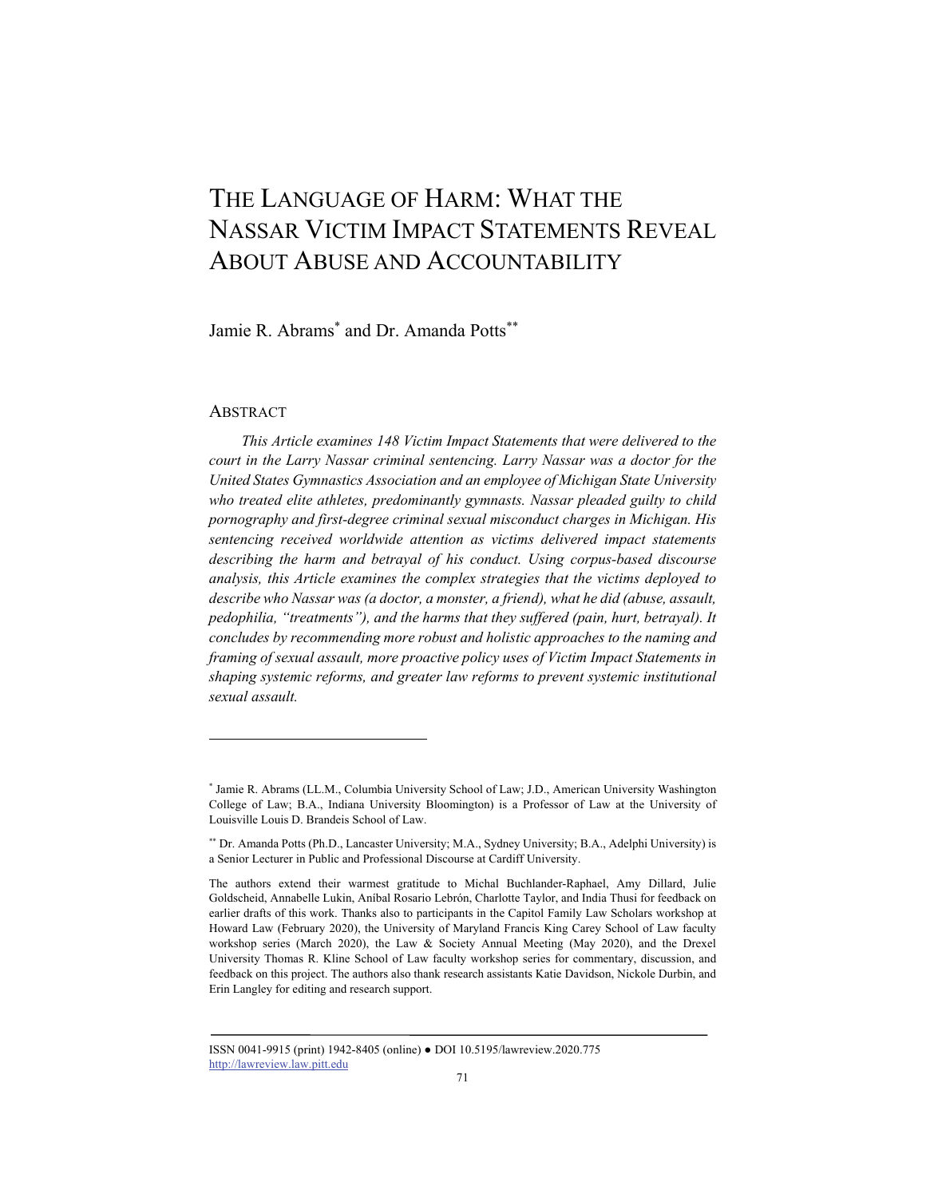# THE LANGUAGE OF HARM: WHAT THE NASSAR VICTIM IMPACT STATEMENTS REVEAL ABOUT ABUSE AND ACCOUNTABILITY

Jamie R. Abrams* and Dr. Amanda Potts**

## ABSTRACT

*This Article examines 148 Victim Impact Statements that were delivered to the court in the Larry Nassar criminal sentencing. Larry Nassar was a doctor for the United States Gymnastics Association and an employee of Michigan State University who treated elite athletes, predominantly gymnasts. Nassar pleaded guilty to child pornography and first-degree criminal sexual misconduct charges in Michigan. His sentencing received worldwide attention as victims delivered impact statements describing the harm and betrayal of his conduct. Using corpus-based discourse analysis, this Article examines the complex strategies that the victims deployed to describe who Nassar was (a doctor, a monster, a friend), what he did (abuse, assault, pedophilia, "treatments"), and the harms that they suffered (pain, hurt, betrayal). It concludes by recommending more robust and holistic approaches to the naming and framing of sexual assault, more proactive policy uses of Victim Impact Statements in shaping systemic reforms, and greater law reforms to prevent systemic institutional sexual assault.*

---

\* Jamie R. Abrams (LL.M., Columbia University School of Law; J.D., American University Washington College of Law; B.A., Indiana University Bloomington) is a Professor of Law at the University of Louisville Louis D. Brandeis School of Law.

\** Dr. Amanda Potts (Ph.D., Lancaster University; M.A., Sydney University; B.A., Adelphi University) is a Senior Lecturer in Public and Professional Discourse at Cardiff University.

The authors extend their warmest gratitude to Michal Buchlander-Raphael, Amy Dillard, Julie Goldscheid, Annabelle Lukin, Aníbal Rosario Lebrón, Charlotte Taylor, and India Thusi for feedback on earlier drafts of this work. Thanks also to participants in the Capitol Family Law Scholars workshop at Howard Law (February 2020), the University of Maryland Francis King Carey School of Law faculty workshop series (March 2020), the Law & Society Annual Meeting (May 2020), and the Drexel University Thomas R. Kline School of Law faculty workshop series for commentary, discussion, and feedback on this project. The authors also thank research assistants Katie Davidson, Nickole Durbin, and Erin Langley for editing and research support.

ISSN 0041-9915 (print) 1942-8405 (online) ● DOI 10.5195/lawreview.2020.775
http://lawreview.law.pitt.edu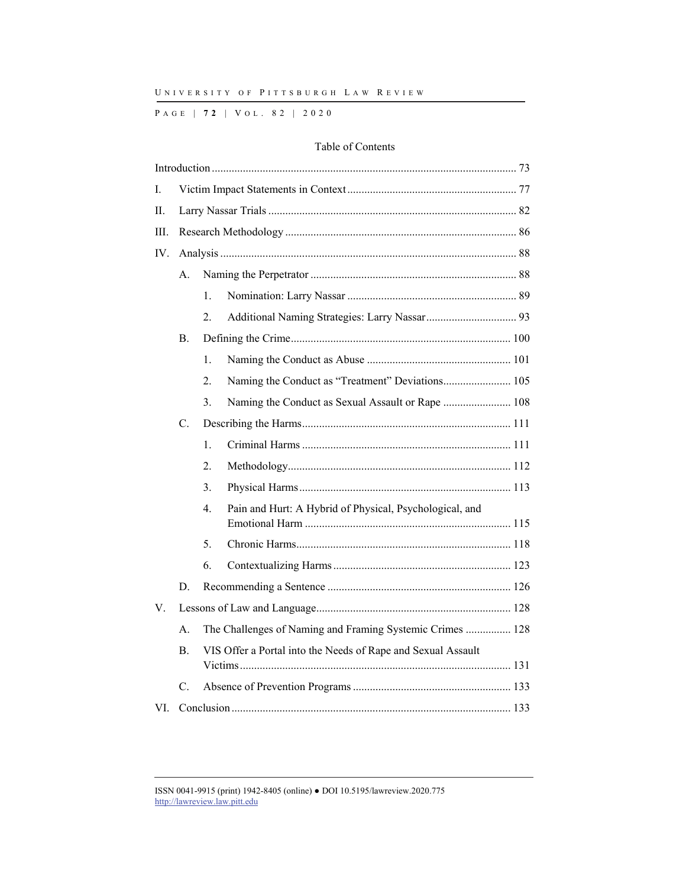## Table of Contents

Introduction ... 73

I. Victim Impact Statements in Context ... 77

II. Larry Nassar Trials ... 82

III. Research Methodology ... 86

IV. Analysis ... 88

- A. Naming the Perpetrator ... 88
  - 1. Nomination: Larry Nassar ... 89
  - 2. Additional Naming Strategies: Larry Nassar ... 93
- B. Defining the Crime ... 100
  - 1. Naming the Conduct as Abuse ... 101
  - 2. Naming the Conduct as "Treatment" Deviations ... 105
  - 3. Naming the Conduct as Sexual Assault or Rape ... 108
- C. Describing the Harms ... 111
  - 1. Criminal Harms ... 111
  - 2. Methodology ... 112
  - 3. Physical Harms ... 113
  - 4. Pain and Hurt: A Hybrid of Physical, Psychological, and Emotional Harm ... 115
  - 5. Chronic Harms ... 118
  - 6. Contextualizing Harms ... 123
- D. Recommending a Sentence ... 126

V. Lessons of Law and Language ... 128

- A. The Challenges of Naming and Framing Systemic Crimes ... 128
- B. VIS Offer a Portal into the Needs of Rape and Sexual Assault Victims ... 131
- C. Absence of Prevention Programs ... 133

VI. Conclusion ... 133

ISSN 0041-9915 (print) 1942-8405 (online) ● DOI 10.5195/lawreview.2020.775
http://lawreview.law.pitt.edu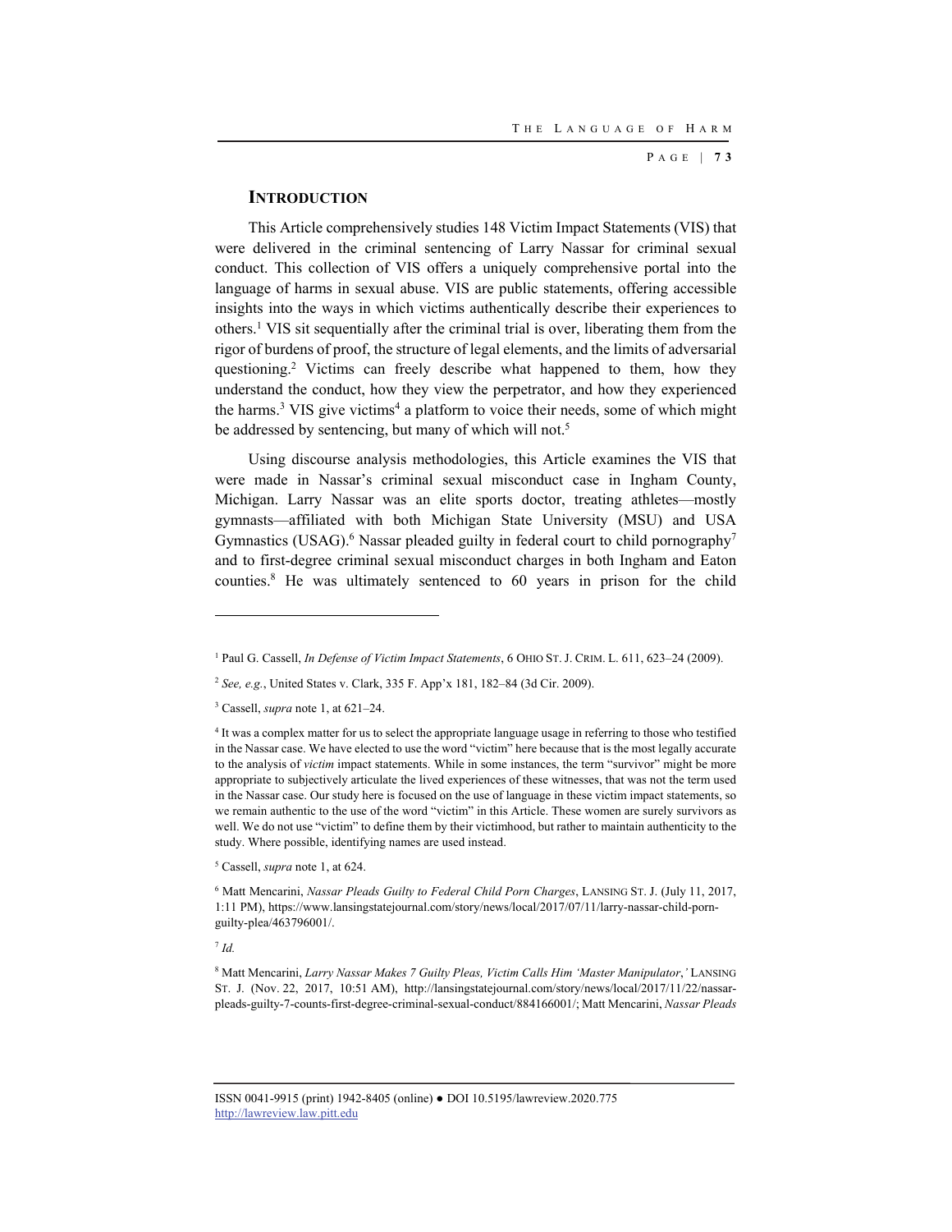## INTRODUCTION

This Article comprehensively studies 148 Victim Impact Statements (VIS) that were delivered in the criminal sentencing of Larry Nassar for criminal sexual conduct. This collection of VIS offers a uniquely comprehensive portal into the language of harms in sexual abuse. VIS are public statements, offering accessible insights into the ways in which victims authentically describe their experiences to others.[1] VIS sit sequentially after the criminal trial is over, liberating them from the rigor of burdens of proof, the structure of legal elements, and the limits of adversarial questioning.[2] Victims can freely describe what happened to them, how they understand the conduct, how they view the perpetrator, and how they experienced the harms.[3] VIS give victims[4] a platform to voice their needs, some of which might be addressed by sentencing, but many of which will not.[5]

Using discourse analysis methodologies, this Article examines the VIS that were made in Nassar's criminal sexual misconduct case in Ingham County, Michigan. Larry Nassar was an elite sports doctor, treating athletes—mostly gymnasts—affiliated with both Michigan State University (MSU) and USA Gymnastics (USAG).[6] Nassar pleaded guilty in federal court to child pornography[7] and to first-degree criminal sexual misconduct charges in both Ingham and Eaton counties.[8] He was ultimately sentenced to 60 years in prison for the child

---

[1] Paul G. Cassell, *In Defense of Victim Impact Statements*, 6 OHIO ST. J. CRIM. L. 611, 623–24 (2009).

[2] *See, e.g.*, United States v. Clark, 335 F. App'x 181, 182–84 (3d Cir. 2009).

[3] Cassell, *supra* note 1, at 621–24.

[4] It was a complex matter for us to select the appropriate language usage in referring to those who testified in the Nassar case. We have elected to use the word "victim" here because that is the most legally accurate to the analysis of *victim* impact statements. While in some instances, the term "survivor" might be more appropriate to subjectively articulate the lived experiences of these witnesses, that was not the term used in the Nassar case. Our study here is focused on the use of language in these victim impact statements, so we remain authentic to the use of the word "victim" in this Article. These women are surely survivors as well. We do not use "victim" to define them by their victimhood, but rather to maintain authenticity to the study. Where possible, identifying names are used instead.

[5] Cassell, *supra* note 1, at 624.

[6] Matt Mencarini, *Nassar Pleads Guilty to Federal Child Porn Charges*, LANSING ST. J. (July 11, 2017, 1:11 PM), https://www.lansingstatejournal.com/story/news/local/2017/07/11/larry-nassar-child-porn-guilty-plea/463796001/.

[7] *Id.*

[8] Matt Mencarini, *Larry Nassar Makes 7 Guilty Pleas, Victim Calls Him 'Master Manipulator*,*'* LANSING ST. J. (Nov. 22, 2017, 10:51 AM), http://lansingstatejournal.com/story/news/local/2017/11/22/nassar-pleads-guilty-7-counts-first-degree-criminal-sexual-conduct/884166001/; Matt Mencarini, *Nassar Pleads*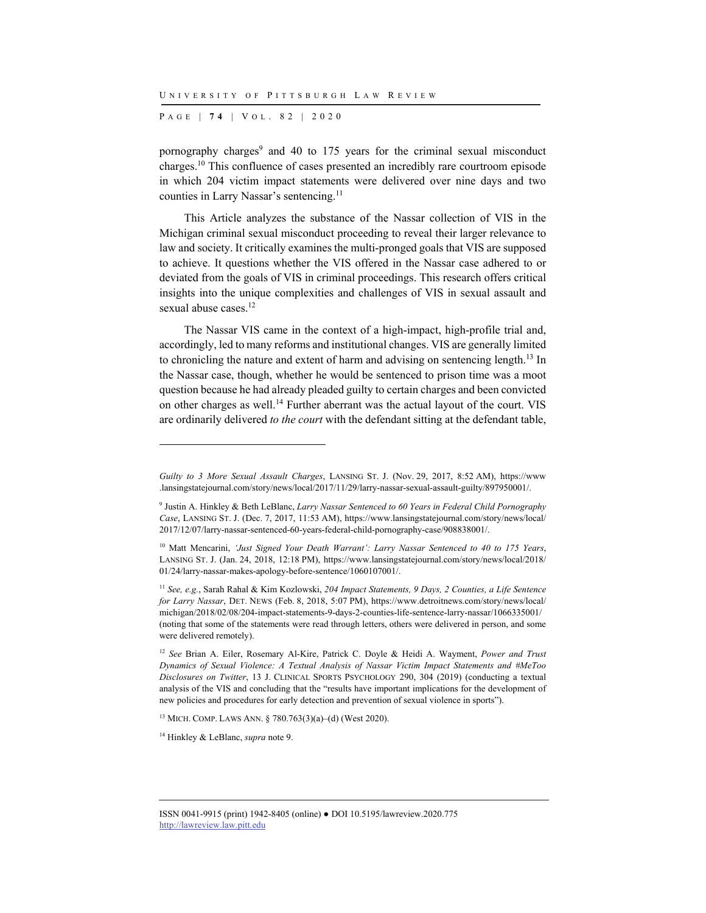pornography charges[9] and 40 to 175 years for the criminal sexual misconduct charges.[10] This confluence of cases presented an incredibly rare courtroom episode in which 204 victim impact statements were delivered over nine days and two counties in Larry Nassar's sentencing.[11]

This Article analyzes the substance of the Nassar collection of VIS in the Michigan criminal sexual misconduct proceeding to reveal their larger relevance to law and society. It critically examines the multi-pronged goals that VIS are supposed to achieve. It questions whether the VIS offered in the Nassar case adhered to or deviated from the goals of VIS in criminal proceedings. This research offers critical insights into the unique complexities and challenges of VIS in sexual assault and sexual abuse cases.[12]

The Nassar VIS came in the context of a high-impact, high-profile trial and, accordingly, led to many reforms and institutional changes. VIS are generally limited to chronicling the nature and extent of harm and advising on sentencing length.[13] In the Nassar case, though, whether he would be sentenced to prison time was a moot question because he had already pleaded guilty to certain charges and been convicted on other charges as well.[14] Further aberrant was the actual layout of the court. VIS are ordinarily delivered *to the court* with the defendant sitting at the defendant table,

---

*Guilty to 3 More Sexual Assault Charges*, LANSING ST. J. (Nov. 29, 2017, 8:52 AM), https://www.lansingstatejournal.com/story/news/local/2017/11/29/larry-nassar-sexual-assault-guilty/897950001/.

[9] Justin A. Hinkley & Beth LeBlanc, *Larry Nassar Sentenced to 60 Years in Federal Child Pornography Case*, LANSING ST. J. (Dec. 7, 2017, 11:53 AM), https://www.lansingstatejournal.com/story/news/local/2017/12/07/larry-nassar-sentenced-60-years-federal-child-pornography-case/908838001/.

[10] Matt Mencarini, *'Just Signed Your Death Warrant': Larry Nassar Sentenced to 40 to 175 Years*, LANSING ST. J. (Jan. 24, 2018, 12:18 PM), https://www.lansingstatejournal.com/story/news/local/2018/01/24/larry-nassar-makes-apology-before-sentence/1060107001/.

[11] *See, e.g.*, Sarah Rahal & Kim Kozlowski, *204 Impact Statements, 9 Days, 2 Counties, a Life Sentence for Larry Nassar*, DET. NEWS (Feb. 8, 2018, 5:07 PM), https://www.detroitnews.com/story/news/local/michigan/2018/02/08/204-impact-statements-9-days-2-counties-life-sentence-larry-nassar/1066335001/ (noting that some of the statements were read through letters, others were delivered in person, and some were delivered remotely).

[12] *See* Brian A. Eiler, Rosemary Al-Kire, Patrick C. Doyle & Heidi A. Wayment, *Power and Trust Dynamics of Sexual Violence: A Textual Analysis of Nassar Victim Impact Statements and #MeToo Disclosures on Twitter*, 13 J. CLINICAL SPORTS PSYCHOLOGY 290, 304 (2019) (conducting a textual analysis of the VIS and concluding that the "results have important implications for the development of new policies and procedures for early detection and prevention of sexual violence in sports").

[13] MICH. COMP. LAWS ANN. § 780.763(3)(a)–(d) (West 2020).

[14] Hinkley & LeBlanc, *supra* note 9.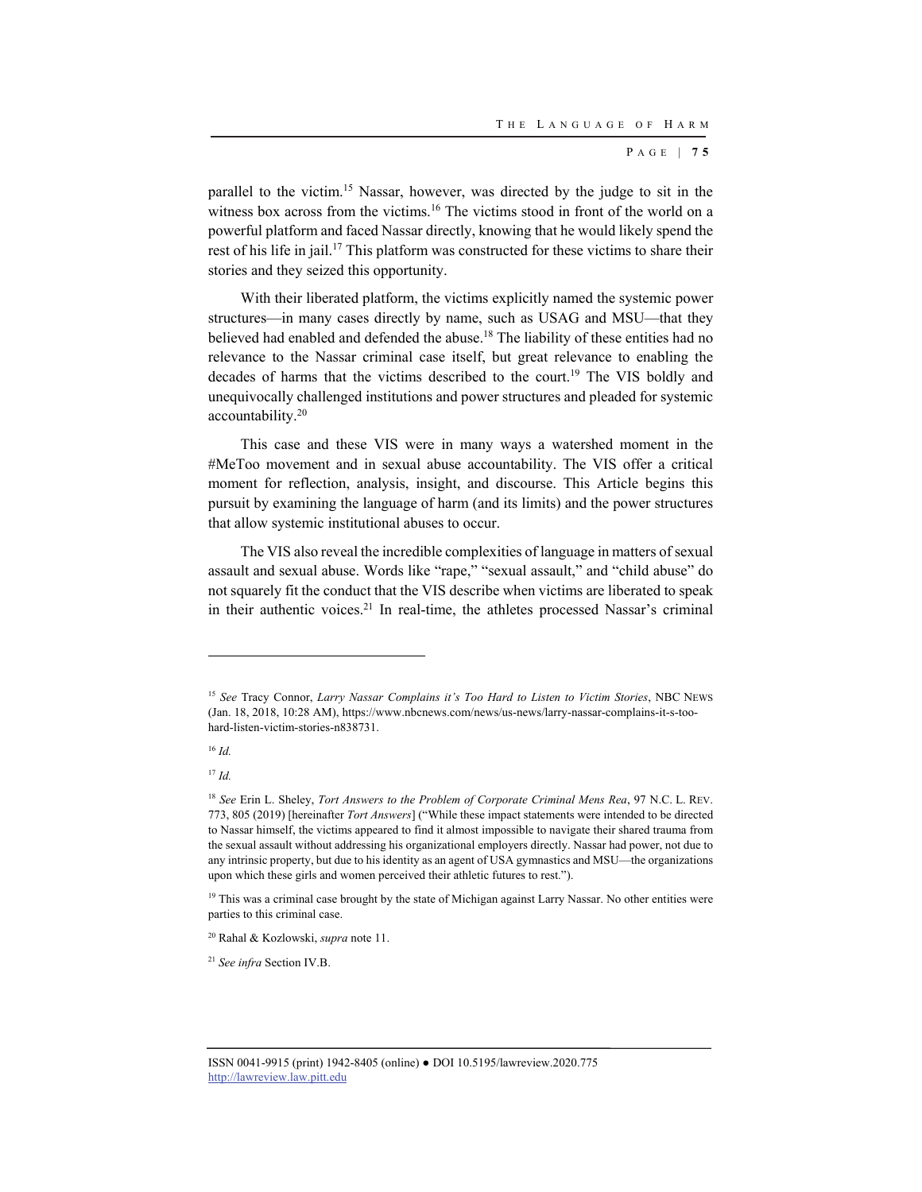parallel to the victim.[15] Nassar, however, was directed by the judge to sit in the witness box across from the victims.[16] The victims stood in front of the world on a powerful platform and faced Nassar directly, knowing that he would likely spend the rest of his life in jail.[17] This platform was constructed for these victims to share their stories and they seized this opportunity.

With their liberated platform, the victims explicitly named the systemic power structures—in many cases directly by name, such as USAG and MSU—that they believed had enabled and defended the abuse.[18] The liability of these entities had no relevance to the Nassar criminal case itself, but great relevance to enabling the decades of harms that the victims described to the court.[19] The VIS boldly and unequivocally challenged institutions and power structures and pleaded for systemic accountability.[20]

This case and these VIS were in many ways a watershed moment in the #MeToo movement and in sexual abuse accountability. The VIS offer a critical moment for reflection, analysis, insight, and discourse. This Article begins this pursuit by examining the language of harm (and its limits) and the power structures that allow systemic institutional abuses to occur.

The VIS also reveal the incredible complexities of language in matters of sexual assault and sexual abuse. Words like "rape," "sexual assault," and "child abuse" do not squarely fit the conduct that the VIS describe when victims are liberated to speak in their authentic voices.[21] In real-time, the athletes processed Nassar's criminal

---

[15] *See* Tracy Connor, *Larry Nassar Complains it's Too Hard to Listen to Victim Stories*, NBC NEWS (Jan. 18, 2018, 10:28 AM), https://www.nbcnews.com/news/us-news/larry-nassar-complains-it-s-too-hard-listen-victim-stories-n838731.

[16] *Id.*

[17] *Id.*

[18] *See* Erin L. Sheley, *Tort Answers to the Problem of Corporate Criminal Mens Rea*, 97 N.C. L. REV. 773, 805 (2019) [hereinafter *Tort Answers*] ("While these impact statements were intended to be directed to Nassar himself, the victims appeared to find it almost impossible to navigate their shared trauma from the sexual assault without addressing his organizational employers directly. Nassar had power, not due to any intrinsic property, but due to his identity as an agent of USA gymnastics and MSU—the organizations upon which these girls and women perceived their athletic futures to rest.").

[19] This was a criminal case brought by the state of Michigan against Larry Nassar. No other entities were parties to this criminal case.

[20] Rahal & Kozlowski, *supra* note 11.

[21] *See infra* Section IV.B.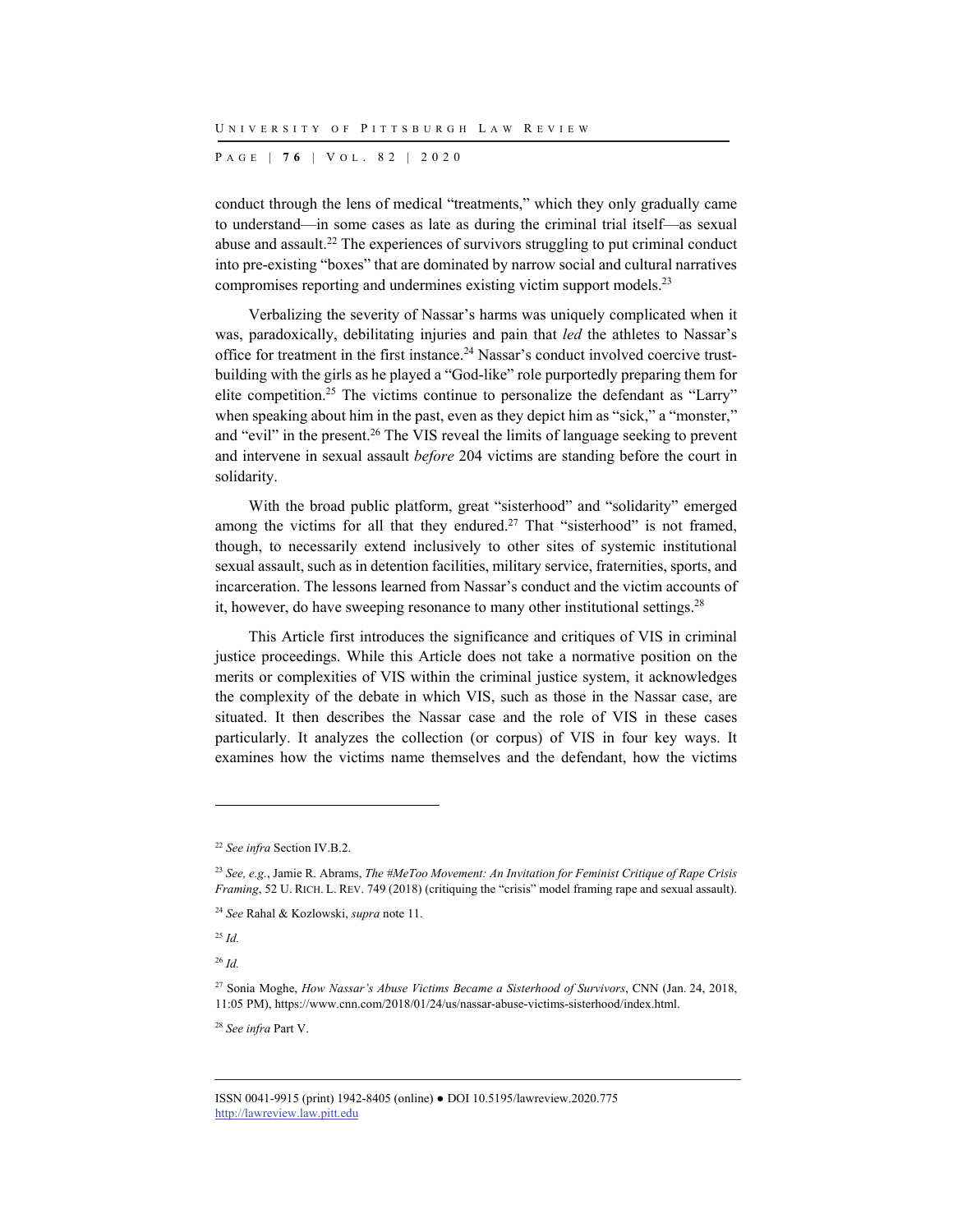conduct through the lens of medical "treatments," which they only gradually came to understand—in some cases as late as during the criminal trial itself—as sexual abuse and assault.[22] The experiences of survivors struggling to put criminal conduct into pre-existing "boxes" that are dominated by narrow social and cultural narratives compromises reporting and undermines existing victim support models.[23]

Verbalizing the severity of Nassar's harms was uniquely complicated when it was, paradoxically, debilitating injuries and pain that *led* the athletes to Nassar's office for treatment in the first instance.[24] Nassar's conduct involved coercive trust-building with the girls as he played a "God-like" role purportedly preparing them for elite competition.[25] The victims continue to personalize the defendant as "Larry" when speaking about him in the past, even as they depict him as "sick," a "monster," and "evil" in the present.[26] The VIS reveal the limits of language seeking to prevent and intervene in sexual assault *before* 204 victims are standing before the court in solidarity.

With the broad public platform, great "sisterhood" and "solidarity" emerged among the victims for all that they endured.[27] That "sisterhood" is not framed, though, to necessarily extend inclusively to other sites of systemic institutional sexual assault, such as in detention facilities, military service, fraternities, sports, and incarceration. The lessons learned from Nassar's conduct and the victim accounts of it, however, do have sweeping resonance to many other institutional settings.[28]

This Article first introduces the significance and critiques of VIS in criminal justice proceedings. While this Article does not take a normative position on the merits or complexities of VIS within the criminal justice system, it acknowledges the complexity of the debate in which VIS, such as those in the Nassar case, are situated. It then describes the Nassar case and the role of VIS in these cases particularly. It analyzes the collection (or corpus) of VIS in four key ways. It examines how the victims name themselves and the defendant, how the victims

---

[22] *See infra* Section IV.B.2.

[23] *See, e.g.*, Jamie R. Abrams, *The #MeToo Movement: An Invitation for Feminist Critique of Rape Crisis Framing*, 52 U. RICH. L. REV. 749 (2018) (critiquing the "crisis" model framing rape and sexual assault).

[24] *See* Rahal & Kozlowski, *supra* note 11.

[25] *Id.*

[26] *Id.*

[27] Sonia Moghe, *How Nassar's Abuse Victims Became a Sisterhood of Survivors*, CNN (Jan. 24, 2018, 11:05 PM), https://www.cnn.com/2018/01/24/us/nassar-abuse-victims-sisterhood/index.html.

[28] *See infra* Part V.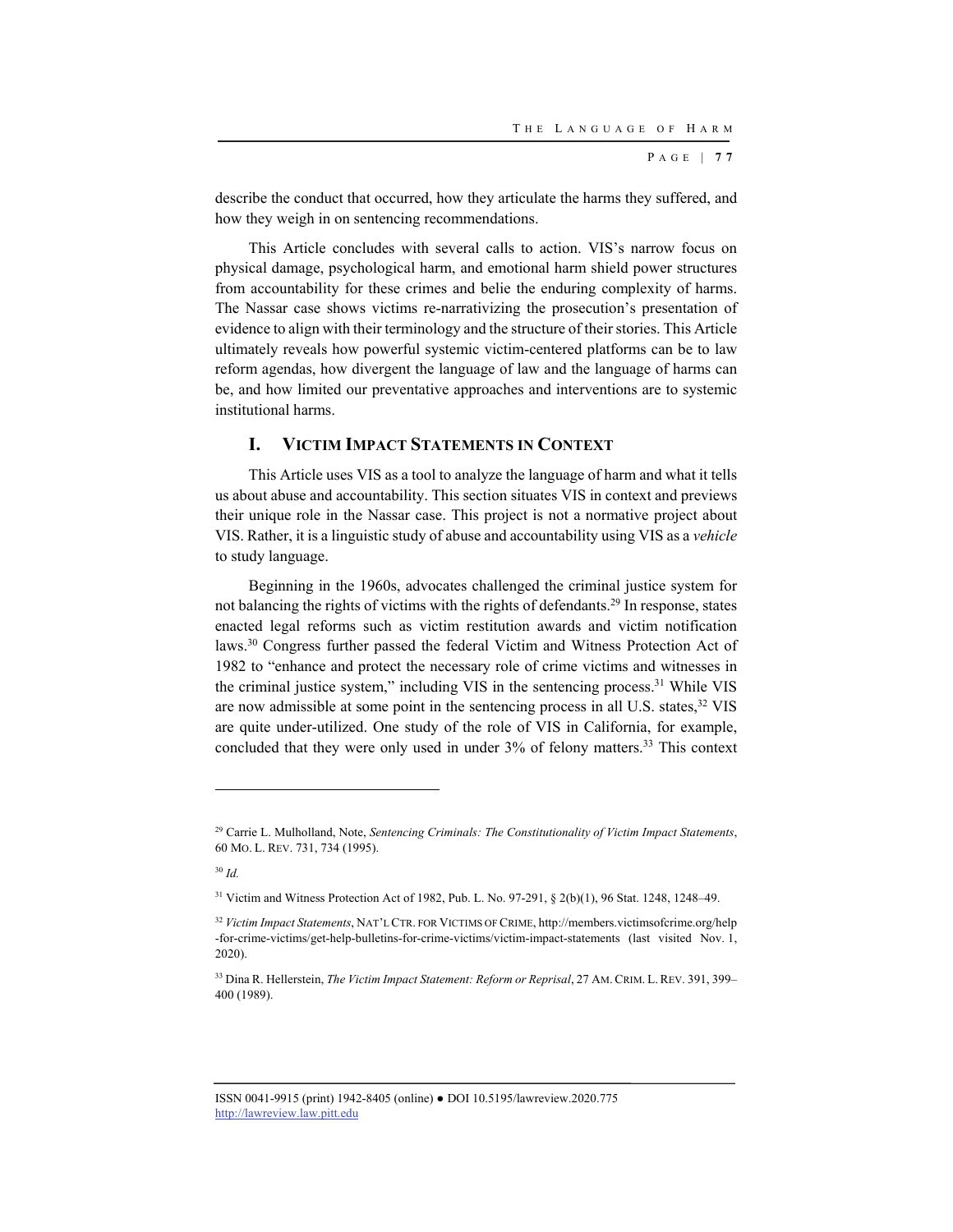describe the conduct that occurred, how they articulate the harms they suffered, and how they weigh in on sentencing recommendations.

This Article concludes with several calls to action. VIS's narrow focus on physical damage, psychological harm, and emotional harm shield power structures from accountability for these crimes and belie the enduring complexity of harms. The Nassar case shows victims re-narrativizing the prosecution's presentation of evidence to align with their terminology and the structure of their stories. This Article ultimately reveals how powerful systemic victim-centered platforms can be to law reform agendas, how divergent the language of law and the language of harms can be, and how limited our preventative approaches and interventions are to systemic institutional harms.

## I. Victim Impact Statements in Context

This Article uses VIS as a tool to analyze the language of harm and what it tells us about abuse and accountability. This section situates VIS in context and previews their unique role in the Nassar case. This project is not a normative project about VIS. Rather, it is a linguistic study of abuse and accountability using VIS as a *vehicle* to study language.

Beginning in the 1960s, advocates challenged the criminal justice system for not balancing the rights of victims with the rights of defendants.[29] In response, states enacted legal reforms such as victim restitution awards and victim notification laws.[30] Congress further passed the federal Victim and Witness Protection Act of 1982 to "enhance and protect the necessary role of crime victims and witnesses in the criminal justice system," including VIS in the sentencing process.[31] While VIS are now admissible at some point in the sentencing process in all U.S. states,[32] VIS are quite under-utilized. One study of the role of VIS in California, for example, concluded that they were only used in under 3% of felony matters.[33] This context

---

[29] Carrie L. Mulholland, Note, *Sentencing Criminals: The Constitutionality of Victim Impact Statements*, 60 MO. L. REV. 731, 734 (1995).

[30] *Id.*

[31] Victim and Witness Protection Act of 1982, Pub. L. No. 97-291, § 2(b)(1), 96 Stat. 1248, 1248–49.

[32] *Victim Impact Statements*, NAT'L CTR. FOR VICTIMS OF CRIME, http://members.victimsofcrime.org/help-for-crime-victims/get-help-bulletins-for-crime-victims/victim-impact-statements (last visited Nov. 1, 2020).

[33] Dina R. Hellerstein, *The Victim Impact Statement: Reform or Reprisal*, 27 AM. CRIM. L. REV. 391, 399–400 (1989).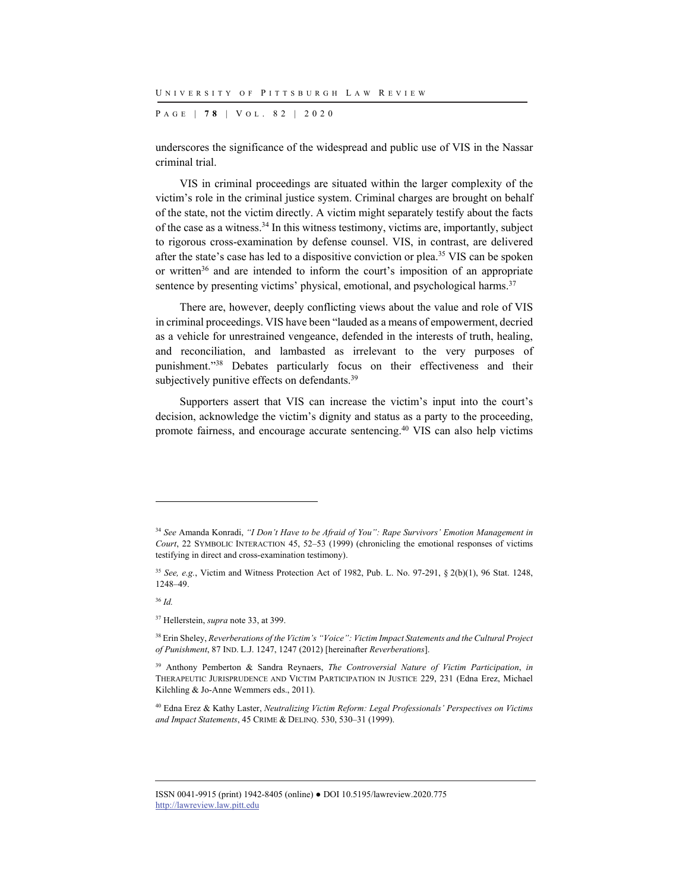underscores the significance of the widespread and public use of VIS in the Nassar criminal trial.

VIS in criminal proceedings are situated within the larger complexity of the victim's role in the criminal justice system. Criminal charges are brought on behalf of the state, not the victim directly. A victim might separately testify about the facts of the case as a witness.[34] In this witness testimony, victims are, importantly, subject to rigorous cross-examination by defense counsel. VIS, in contrast, are delivered after the state's case has led to a dispositive conviction or plea.[35] VIS can be spoken or written[36] and are intended to inform the court's imposition of an appropriate sentence by presenting victims' physical, emotional, and psychological harms.[37]

There are, however, deeply conflicting views about the value and role of VIS in criminal proceedings. VIS have been "lauded as a means of empowerment, decried as a vehicle for unrestrained vengeance, defended in the interests of truth, healing, and reconciliation, and lambasted as irrelevant to the very purposes of punishment."[38] Debates particularly focus on their effectiveness and their subjectively punitive effects on defendants.[39]

Supporters assert that VIS can increase the victim's input into the court's decision, acknowledge the victim's dignity and status as a party to the proceeding, promote fairness, and encourage accurate sentencing.[40] VIS can also help victims

---

[34] *See* Amanda Konradi, *"I Don't Have to be Afraid of You": Rape Survivors' Emotion Management in Court*, 22 SYMBOLIC INTERACTION 45, 52–53 (1999) (chronicling the emotional responses of victims testifying in direct and cross-examination testimony).

[35] *See, e.g.*, Victim and Witness Protection Act of 1982, Pub. L. No. 97-291, § 2(b)(1), 96 Stat. 1248, 1248–49.

[36] *Id.*

[37] Hellerstein, *supra* note 33, at 399.

[38] Erin Sheley, *Reverberations of the Victim's "Voice": Victim Impact Statements and the Cultural Project of Punishment*, 87 IND. L.J. 1247, 1247 (2012) [hereinafter *Reverberations*].

[39] Anthony Pemberton & Sandra Reynaers, *The Controversial Nature of Victim Participation*, *in* THERAPEUTIC JURISPRUDENCE AND VICTIM PARTICIPATION IN JUSTICE 229, 231 (Edna Erez, Michael Kilchling & Jo-Anne Wemmers eds., 2011).

[40] Edna Erez & Kathy Laster, *Neutralizing Victim Reform: Legal Professionals' Perspectives on Victims and Impact Statements*, 45 CRIME & DELINQ. 530, 530–31 (1999).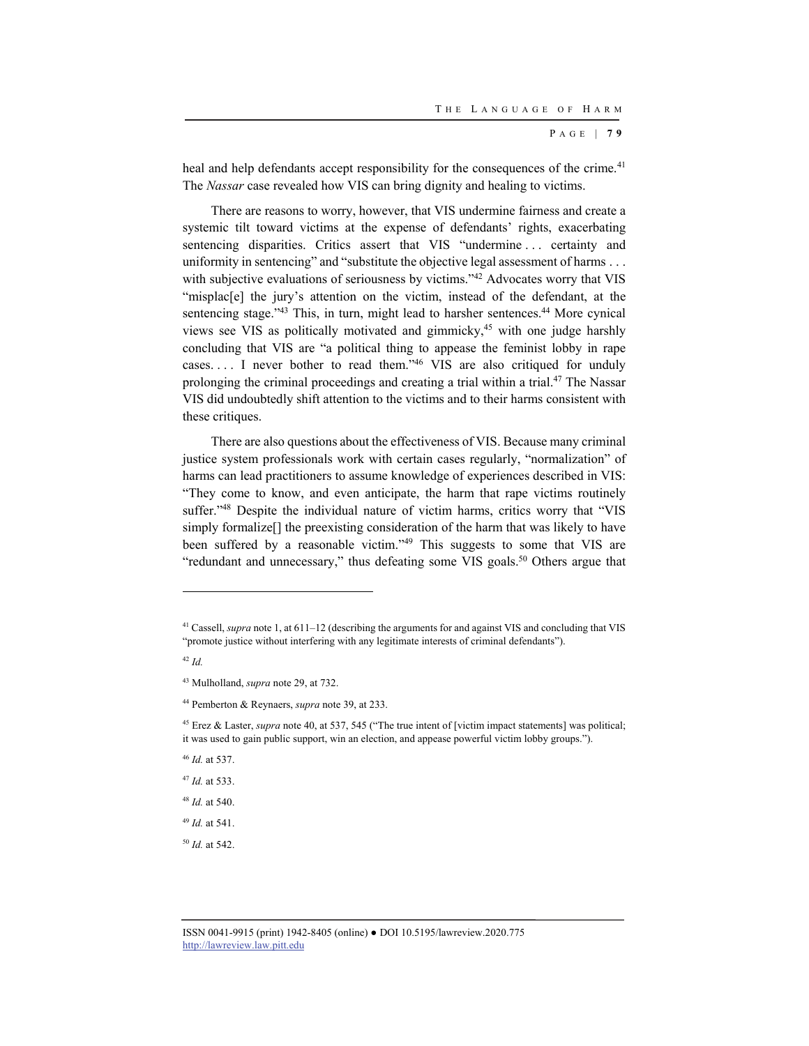heal and help defendants accept responsibility for the consequences of the crime.[41] The *Nassar* case revealed how VIS can bring dignity and healing to victims.

There are reasons to worry, however, that VIS undermine fairness and create a systemic tilt toward victims at the expense of defendants' rights, exacerbating sentencing disparities. Critics assert that VIS "undermine . . . certainty and uniformity in sentencing" and "substitute the objective legal assessment of harms . . . with subjective evaluations of seriousness by victims."[42] Advocates worry that VIS "misplac[e] the jury's attention on the victim, instead of the defendant, at the sentencing stage."[43] This, in turn, might lead to harsher sentences.[44] More cynical views see VIS as politically motivated and gimmicky,[45] with one judge harshly concluding that VIS are "a political thing to appease the feminist lobby in rape cases. . . . I never bother to read them."[46] VIS are also critiqued for unduly prolonging the criminal proceedings and creating a trial within a trial.[47] The Nassar VIS did undoubtedly shift attention to the victims and to their harms consistent with these critiques.

There are also questions about the effectiveness of VIS. Because many criminal justice system professionals work with certain cases regularly, "normalization" of harms can lead practitioners to assume knowledge of experiences described in VIS: "They come to know, and even anticipate, the harm that rape victims routinely suffer."[48] Despite the individual nature of victim harms, critics worry that "VIS simply formalize[] the preexisting consideration of the harm that was likely to have been suffered by a reasonable victim."[49] This suggests to some that VIS are "redundant and unnecessary," thus defeating some VIS goals.[50] Others argue that

---

[41] Cassell, *supra* note 1, at 611–12 (describing the arguments for and against VIS and concluding that VIS "promote justice without interfering with any legitimate interests of criminal defendants").

[42] *Id.*

[43] Mulholland, *supra* note 29, at 732.

[44] Pemberton & Reynaers, *supra* note 39, at 233.

[45] Erez & Laster, *supra* note 40, at 537, 545 ("The true intent of [victim impact statements] was political; it was used to gain public support, win an election, and appease powerful victim lobby groups.").

[46] *Id.* at 537.

[47] *Id.* at 533.

[48] *Id.* at 540.

[49] *Id.* at 541.

[50] *Id.* at 542.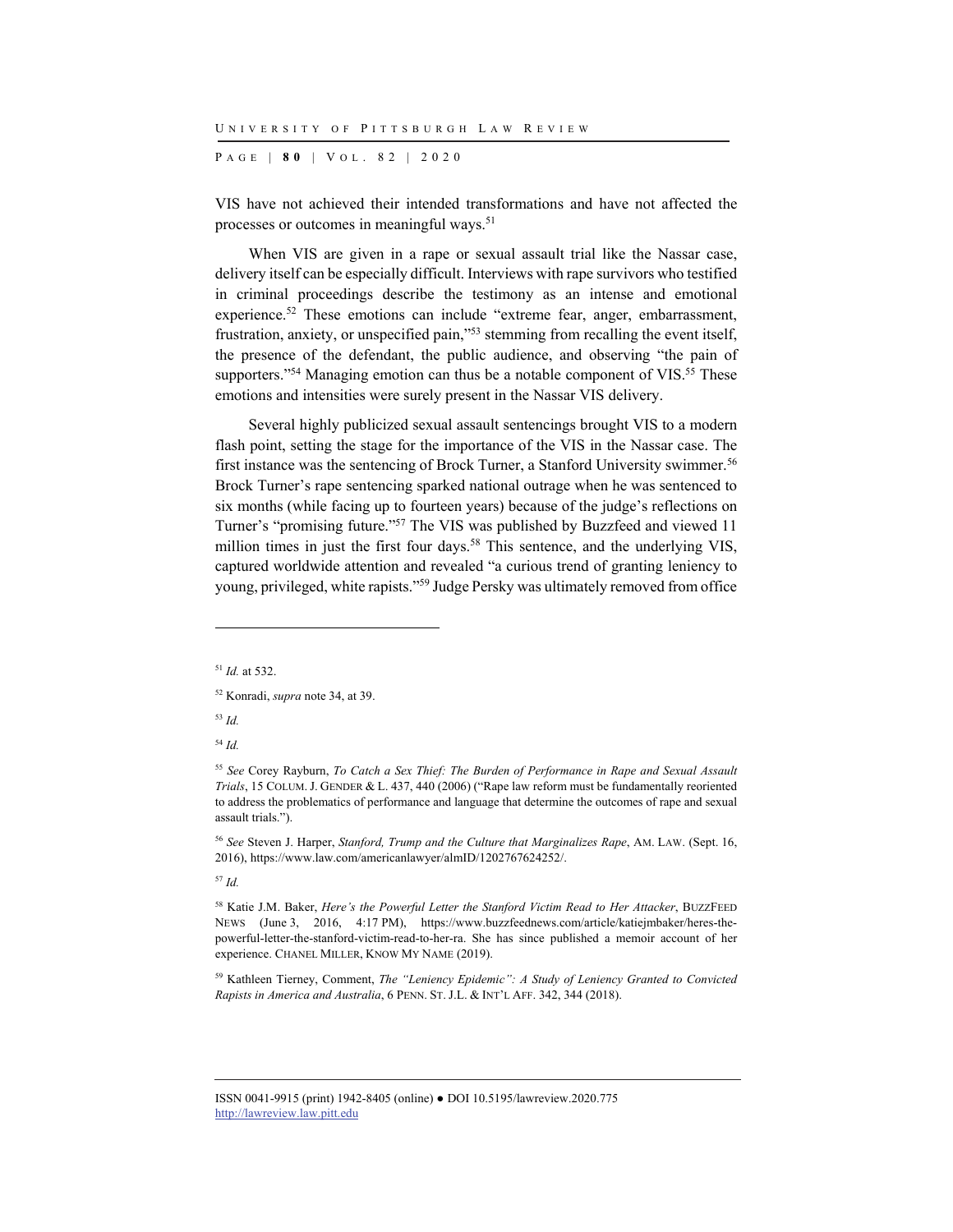VIS have not achieved their intended transformations and have not affected the processes or outcomes in meaningful ways.[51]

When VIS are given in a rape or sexual assault trial like the Nassar case, delivery itself can be especially difficult. Interviews with rape survivors who testified in criminal proceedings describe the testimony as an intense and emotional experience.[52] These emotions can include "extreme fear, anger, embarrassment, frustration, anxiety, or unspecified pain,"[53] stemming from recalling the event itself, the presence of the defendant, the public audience, and observing "the pain of supporters."[54] Managing emotion can thus be a notable component of VIS.[55] These emotions and intensities were surely present in the Nassar VIS delivery.

Several highly publicized sexual assault sentencings brought VIS to a modern flash point, setting the stage for the importance of the VIS in the Nassar case. The first instance was the sentencing of Brock Turner, a Stanford University swimmer.[56] Brock Turner's rape sentencing sparked national outrage when he was sentenced to six months (while facing up to fourteen years) because of the judge's reflections on Turner's "promising future."[57] The VIS was published by Buzzfeed and viewed 11 million times in just the first four days.[58] This sentence, and the underlying VIS, captured worldwide attention and revealed "a curious trend of granting leniency to young, privileged, white rapists."[59] Judge Persky was ultimately removed from office

---

[51] *Id.* at 532.

[52] Konradi, *supra* note 34, at 39.

[53] *Id.*

[54] *Id.*

[55] *See* Corey Rayburn, *To Catch a Sex Thief: The Burden of Performance in Rape and Sexual Assault Trials*, 15 COLUM. J. GENDER & L. 437, 440 (2006) ("Rape law reform must be fundamentally reoriented to address the problematics of performance and language that determine the outcomes of rape and sexual assault trials.").

[56] *See* Steven J. Harper, *Stanford, Trump and the Culture that Marginalizes Rape*, AM. LAW. (Sept. 16, 2016), https://www.law.com/americanlawyer/almID/1202767624252/.

[57] *Id.*

[58] Katie J.M. Baker, *Here's the Powerful Letter the Stanford Victim Read to Her Attacker*, BUZZFEED NEWS (June 3, 2016, 4:17 PM), https://www.buzzfeednews.com/article/katiejmbaker/heres-the-powerful-letter-the-stanford-victim-read-to-her-ra. She has since published a memoir account of her experience. CHANEL MILLER, KNOW MY NAME (2019).

[59] Kathleen Tierney, Comment, *The "Leniency Epidemic": A Study of Leniency Granted to Convicted Rapists in America and Australia*, 6 PENN. ST. J.L. & INT'L AFF. 342, 344 (2018).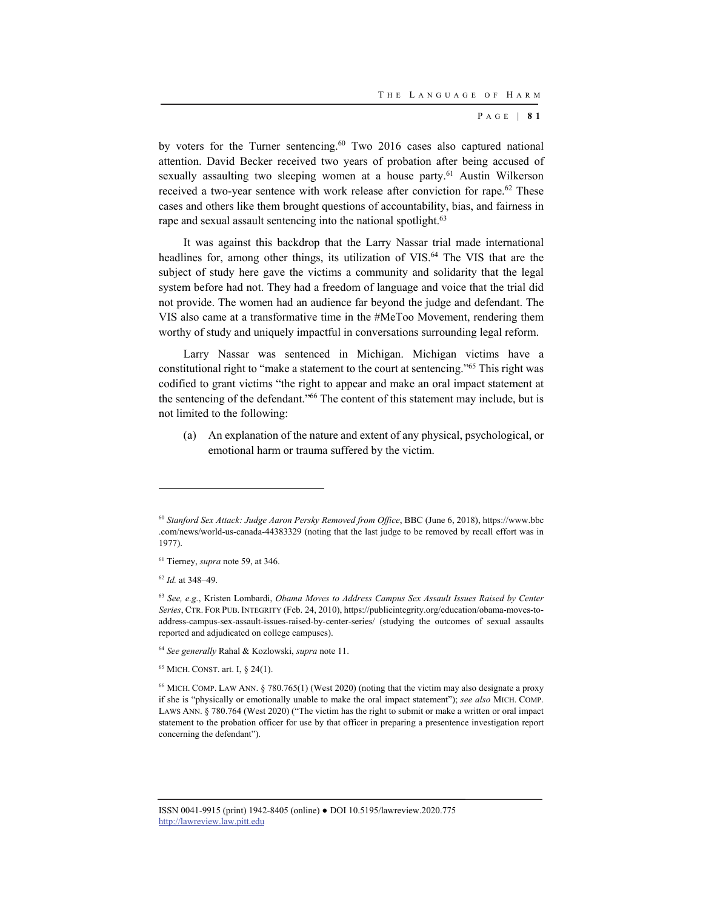by voters for the Turner sentencing.[60] Two 2016 cases also captured national attention. David Becker received two years of probation after being accused of sexually assaulting two sleeping women at a house party.[61] Austin Wilkerson received a two-year sentence with work release after conviction for rape.[62] These cases and others like them brought questions of accountability, bias, and fairness in rape and sexual assault sentencing into the national spotlight.[63]

It was against this backdrop that the Larry Nassar trial made international headlines for, among other things, its utilization of VIS.[64] The VIS that are the subject of study here gave the victims a community and solidarity that the legal system before had not. They had a freedom of language and voice that the trial did not provide. The women had an audience far beyond the judge and defendant. The VIS also came at a transformative time in the #MeToo Movement, rendering them worthy of study and uniquely impactful in conversations surrounding legal reform.

Larry Nassar was sentenced in Michigan. Michigan victims have a constitutional right to "make a statement to the court at sentencing."[65] This right was codified to grant victims "the right to appear and make an oral impact statement at the sentencing of the defendant."[66] The content of this statement may include, but is not limited to the following:

(a) An explanation of the nature and extent of any physical, psychological, or emotional harm or trauma suffered by the victim.

---

[60] *Stanford Sex Attack: Judge Aaron Persky Removed from Office*, BBC (June 6, 2018), https://www.bbc.com/news/world-us-canada-44383329 (noting that the last judge to be removed by recall effort was in 1977).

[61] Tierney, *supra* note 59, at 346.

[62] *Id.* at 348–49.

[63] *See, e.g.*, Kristen Lombardi, *Obama Moves to Address Campus Sex Assault Issues Raised by Center Series*, CTR. FOR PUB. INTEGRITY (Feb. 24, 2010), https://publicintegrity.org/education/obama-moves-to-address-campus-sex-assault-issues-raised-by-center-series/ (studying the outcomes of sexual assaults reported and adjudicated on college campuses).

[64] *See generally* Rahal & Kozlowski, *supra* note 11.

[65] MICH. CONST. art. I, § 24(1).

[66] MICH. COMP. LAW ANN. § 780.765(1) (West 2020) (noting that the victim may also designate a proxy if she is "physically or emotionally unable to make the oral impact statement"); *see also* MICH. COMP. LAWS ANN. § 780.764 (West 2020) ("The victim has the right to submit or make a written or oral impact statement to the probation officer for use by that officer in preparing a presentence investigation report concerning the defendant").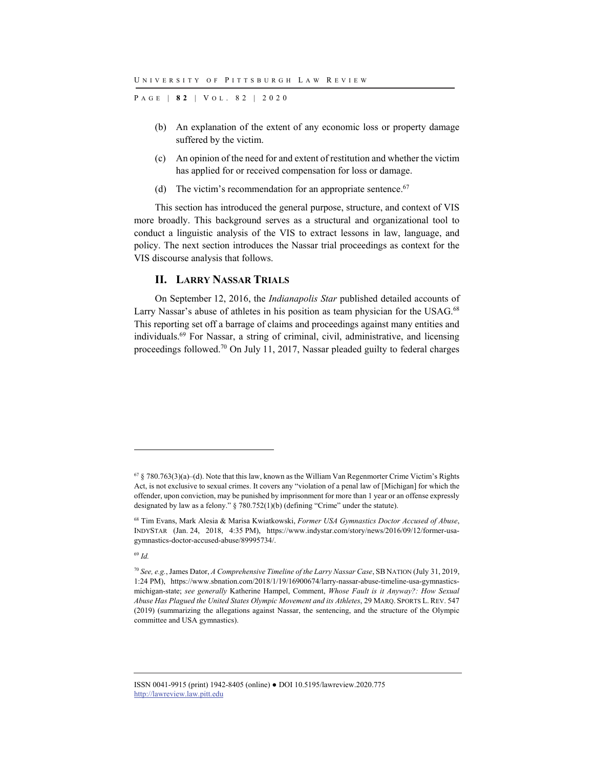(b) An explanation of the extent of any economic loss or property damage suffered by the victim.

(c) An opinion of the need for and extent of restitution and whether the victim has applied for or received compensation for loss or damage.

(d) The victim's recommendation for an appropriate sentence.[67]

This section has introduced the general purpose, structure, and context of VIS more broadly. This background serves as a structural and organizational tool to conduct a linguistic analysis of the VIS to extract lessons in law, language, and policy. The next section introduces the Nassar trial proceedings as context for the VIS discourse analysis that follows.

## II. Larry Nassar Trials

On September 12, 2016, the *Indianapolis Star* published detailed accounts of Larry Nassar's abuse of athletes in his position as team physician for the USAG.[68] This reporting set off a barrage of claims and proceedings against many entities and individuals.[69] For Nassar, a string of criminal, civil, administrative, and licensing proceedings followed.[70] On July 11, 2017, Nassar pleaded guilty to federal charges

---

[67] § 780.763(3)(a)–(d). Note that this law, known as the William Van Regenmorter Crime Victim's Rights Act, is not exclusive to sexual crimes. It covers any "violation of a penal law of [Michigan] for which the offender, upon conviction, may be punished by imprisonment for more than 1 year or an offense expressly designated by law as a felony." § 780.752(1)(b) (defining "Crime" under the statute).

[68] Tim Evans, Mark Alesia & Marisa Kwiatkowski, *Former USA Gymnastics Doctor Accused of Abuse*, INDYSTAR (Jan. 24, 2018, 4:35 PM), https://www.indystar.com/story/news/2016/09/12/former-usa-gymnastics-doctor-accused-abuse/89995734/.

[69] *Id.*

[70] *See, e.g.*, James Dator, *A Comprehensive Timeline of the Larry Nassar Case*, SB NATION (July 31, 2019, 1:24 PM), https://www.sbnation.com/2018/1/19/16900674/larry-nassar-abuse-timeline-usa-gymnastics-michigan-state; *see generally* Katherine Hampel, Comment, *Whose Fault is it Anyway?: How Sexual Abuse Has Plagued the United States Olympic Movement and its Athletes*, 29 MARQ. SPORTS L. REV. 547 (2019) (summarizing the allegations against Nassar, the sentencing, and the structure of the Olympic committee and USA gymnastics).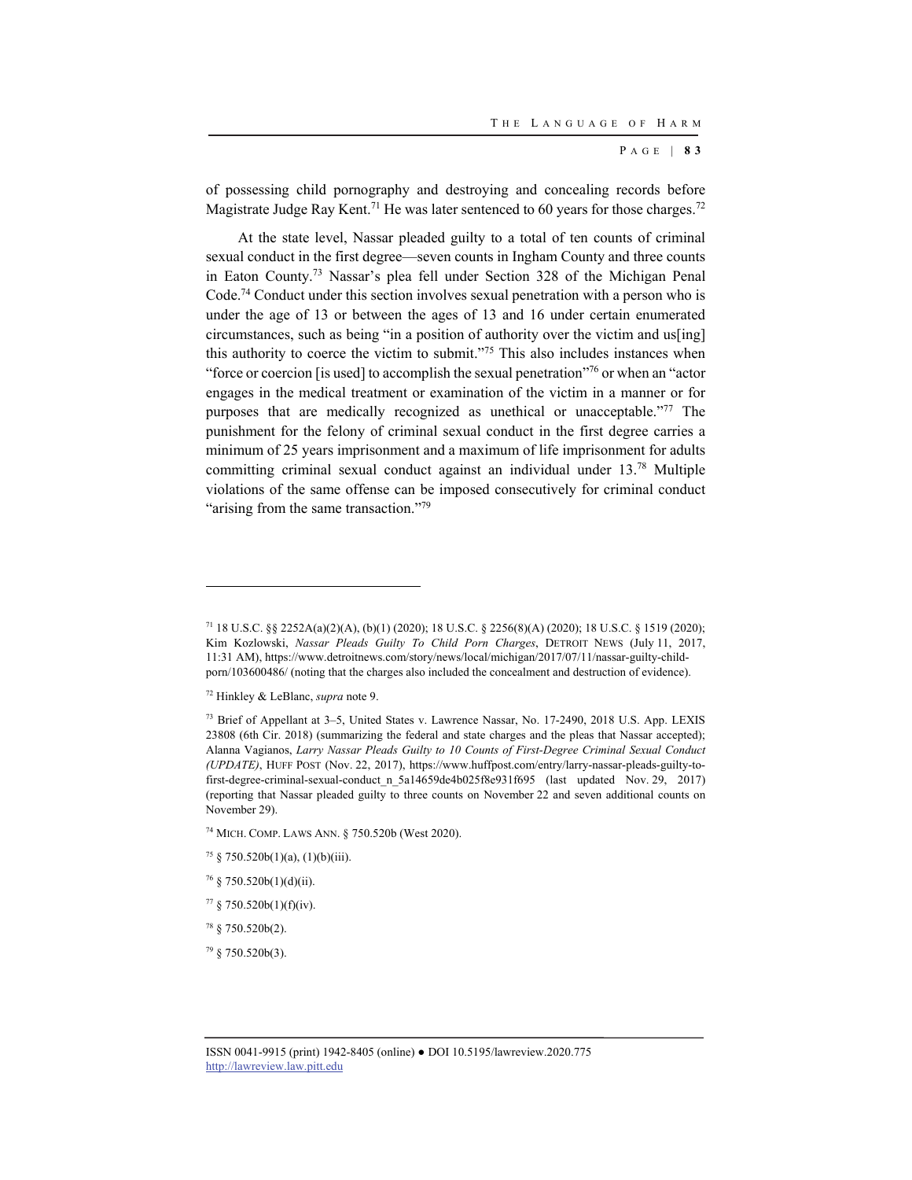of possessing child pornography and destroying and concealing records before Magistrate Judge Ray Kent.[71] He was later sentenced to 60 years for those charges.[72]

At the state level, Nassar pleaded guilty to a total of ten counts of criminal sexual conduct in the first degree—seven counts in Ingham County and three counts in Eaton County.[73] Nassar's plea fell under Section 328 of the Michigan Penal Code.[74] Conduct under this section involves sexual penetration with a person who is under the age of 13 or between the ages of 13 and 16 under certain enumerated circumstances, such as being "in a position of authority over the victim and us[ing] this authority to coerce the victim to submit."[75] This also includes instances when "force or coercion [is used] to accomplish the sexual penetration"[76] or when an "actor engages in the medical treatment or examination of the victim in a manner or for purposes that are medically recognized as unethical or unacceptable."[77] The punishment for the felony of criminal sexual conduct in the first degree carries a minimum of 25 years imprisonment and a maximum of life imprisonment for adults committing criminal sexual conduct against an individual under 13.[78] Multiple violations of the same offense can be imposed consecutively for criminal conduct "arising from the same transaction."[79]

---

[71] 18 U.S.C. §§ 2252A(a)(2)(A), (b)(1) (2020); 18 U.S.C. § 2256(8)(A) (2020); 18 U.S.C. § 1519 (2020); Kim Kozlowski, *Nassar Pleads Guilty To Child Porn Charges*, DETROIT NEWS (July 11, 2017, 11:31 AM), https://www.detroitnews.com/story/news/local/michigan/2017/07/11/nassar-guilty-child-porn/103600486/ (noting that the charges also included the concealment and destruction of evidence).

[72] Hinkley & LeBlanc, *supra* note 9.

[73] Brief of Appellant at 3–5, United States v. Lawrence Nassar, No. 17-2490, 2018 U.S. App. LEXIS 23808 (6th Cir. 2018) (summarizing the federal and state charges and the pleas that Nassar accepted); Alanna Vagianos, *Larry Nassar Pleads Guilty to 10 Counts of First-Degree Criminal Sexual Conduct (UPDATE)*, HUFF POST (Nov. 22, 2017), https://www.huffpost.com/entry/larry-nassar-pleads-guilty-to-first-degree-criminal-sexual-conduct_n_5a14659de4b025f8e931f695 (last updated Nov. 29, 2017) (reporting that Nassar pleaded guilty to three counts on November 22 and seven additional counts on November 29).

[74] MICH. COMP. LAWS ANN. § 750.520b (West 2020).

[75] § 750.520b(1)(a), (1)(b)(iii).

[76] § 750.520b(1)(d)(ii).

[77] § 750.520b(1)(f)(iv).

[78] § 750.520b(2).

[79] § 750.520b(3).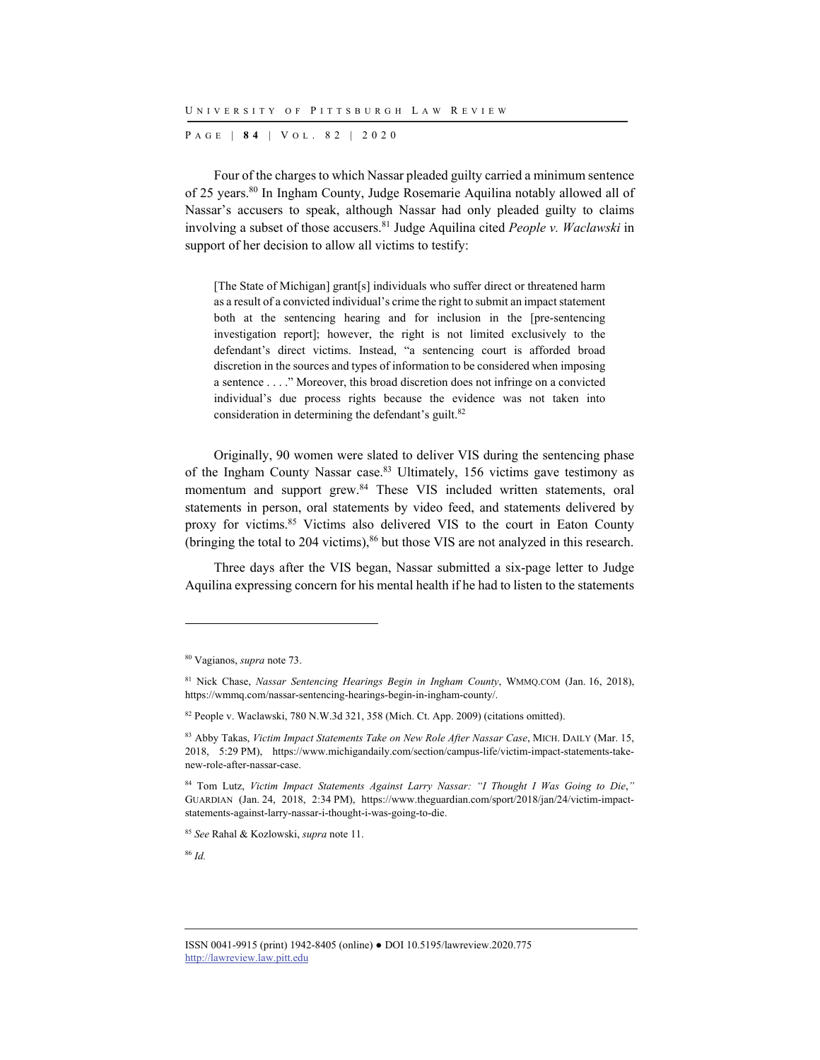Four of the charges to which Nassar pleaded guilty carried a minimum sentence of 25 years.[80] In Ingham County, Judge Rosemarie Aquilina notably allowed all of Nassar's accusers to speak, although Nassar had only pleaded guilty to claims involving a subset of those accusers.[81] Judge Aquilina cited *People v. Waclawski* in support of her decision to allow all victims to testify:

> [The State of Michigan] grant[s] individuals who suffer direct or threatened harm as a result of a convicted individual's crime the right to submit an impact statement both at the sentencing hearing and for inclusion in the [pre-sentencing investigation report]; however, the right is not limited exclusively to the defendant's direct victims. Instead, "a sentencing court is afforded broad discretion in the sources and types of information to be considered when imposing a sentence . . . ." Moreover, this broad discretion does not infringe on a convicted individual's due process rights because the evidence was not taken into consideration in determining the defendant's guilt.[82]

Originally, 90 women were slated to deliver VIS during the sentencing phase of the Ingham County Nassar case.[83] Ultimately, 156 victims gave testimony as momentum and support grew.[84] These VIS included written statements, oral statements in person, oral statements by video feed, and statements delivered by proxy for victims.[85] Victims also delivered VIS to the court in Eaton County (bringing the total to 204 victims),[86] but those VIS are not analyzed in this research.

Three days after the VIS began, Nassar submitted a six-page letter to Judge Aquilina expressing concern for his mental health if he had to listen to the statements

---

[80] Vagianos, *supra* note 73.

[81] Nick Chase, *Nassar Sentencing Hearings Begin in Ingham County*, WMMQ.COM (Jan. 16, 2018), https://wmmq.com/nassar-sentencing-hearings-begin-in-ingham-county/.

[82] People v. Waclawski, 780 N.W.3d 321, 358 (Mich. Ct. App. 2009) (citations omitted).

[83] Abby Takas, *Victim Impact Statements Take on New Role After Nassar Case*, MICH. DAILY (Mar. 15, 2018, 5:29 PM), https://www.michigandaily.com/section/campus-life/victim-impact-statements-take-new-role-after-nassar-case.

[84] Tom Lutz, *Victim Impact Statements Against Larry Nassar: "I Thought I Was Going to Die*,*"* GUARDIAN (Jan. 24, 2018, 2:34 PM), https://www.theguardian.com/sport/2018/jan/24/victim-impact-statements-against-larry-nassar-i-thought-i-was-going-to-die.

[85] *See* Rahal & Kozlowski, *supra* note 11.

[86] *Id.*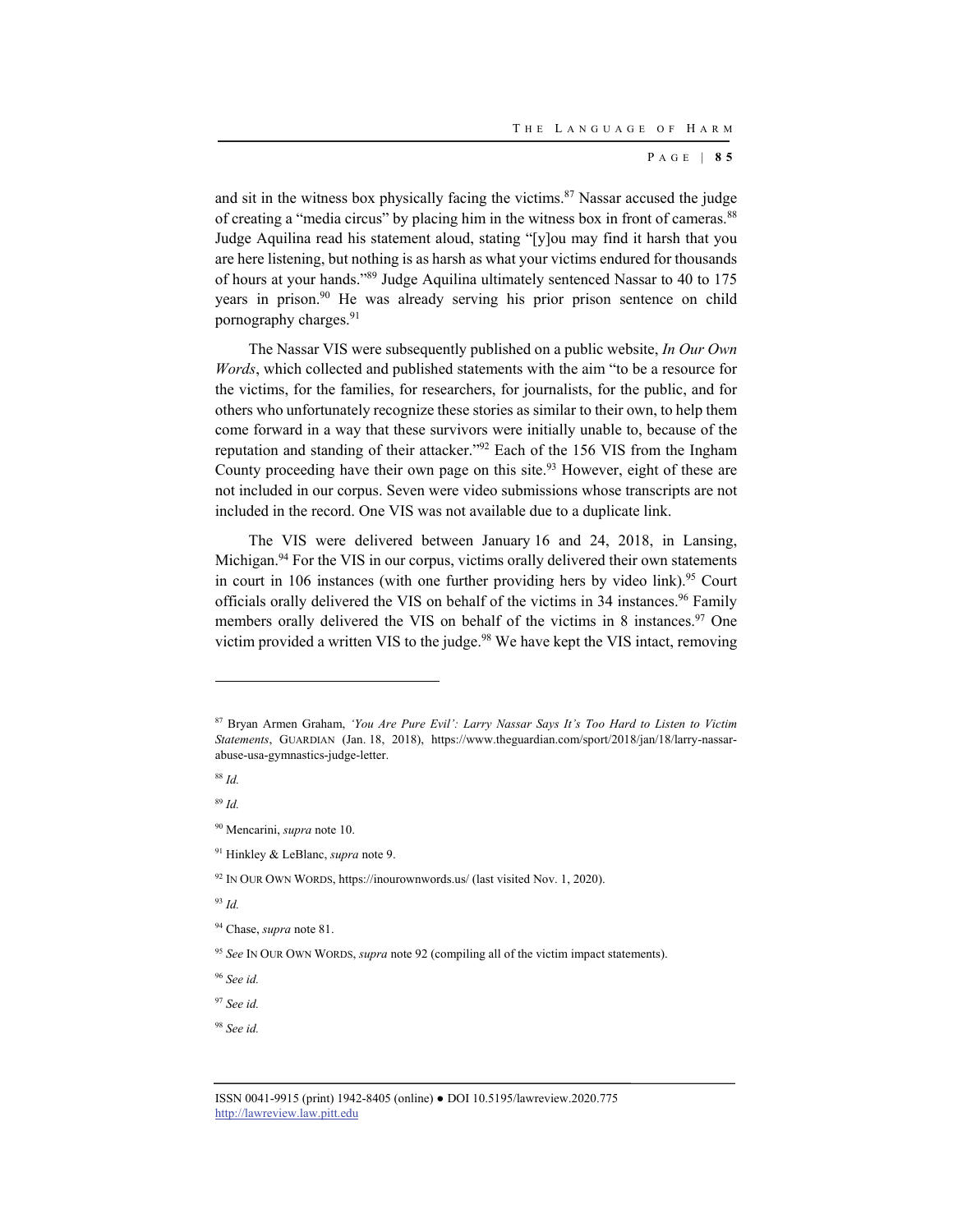and sit in the witness box physically facing the victims.[87] Nassar accused the judge of creating a "media circus" by placing him in the witness box in front of cameras.[88] Judge Aquilina read his statement aloud, stating "[y]ou may find it harsh that you are here listening, but nothing is as harsh as what your victims endured for thousands of hours at your hands."[89] Judge Aquilina ultimately sentenced Nassar to 40 to 175 years in prison.[90] He was already serving his prior prison sentence on child pornography charges.[91]

The Nassar VIS were subsequently published on a public website, *In Our Own Words*, which collected and published statements with the aim "to be a resource for the victims, for the families, for researchers, for journalists, for the public, and for others who unfortunately recognize these stories as similar to their own, to help them come forward in a way that these survivors were initially unable to, because of the reputation and standing of their attacker."[92] Each of the 156 VIS from the Ingham County proceeding have their own page on this site.[93] However, eight of these are not included in our corpus. Seven were video submissions whose transcripts are not included in the record. One VIS was not available due to a duplicate link.

The VIS were delivered between January 16 and 24, 2018, in Lansing, Michigan.[94] For the VIS in our corpus, victims orally delivered their own statements in court in 106 instances (with one further providing hers by video link).[95] Court officials orally delivered the VIS on behalf of the victims in 34 instances.[96] Family members orally delivered the VIS on behalf of the victims in 8 instances.[97] One victim provided a written VIS to the judge.[98] We have kept the VIS intact, removing

---

[87] Bryan Armen Graham, *'You Are Pure Evil': Larry Nassar Says It's Too Hard to Listen to Victim Statements*, GUARDIAN (Jan. 18, 2018), https://www.theguardian.com/sport/2018/jan/18/larry-nassar-abuse-usa-gymnastics-judge-letter.

[88] *Id.*

[89] *Id.*

[90] Mencarini, *supra* note 10.

[91] Hinkley & LeBlanc, *supra* note 9.

[92] IN OUR OWN WORDS, https://inourownwords.us/ (last visited Nov. 1, 2020).

[93] *Id.*

[94] Chase, *supra* note 81.

[95] *See* IN OUR OWN WORDS, *supra* note 92 (compiling all of the victim impact statements).

[96] *See id.*

[97] *See id.*

[98] *See id.*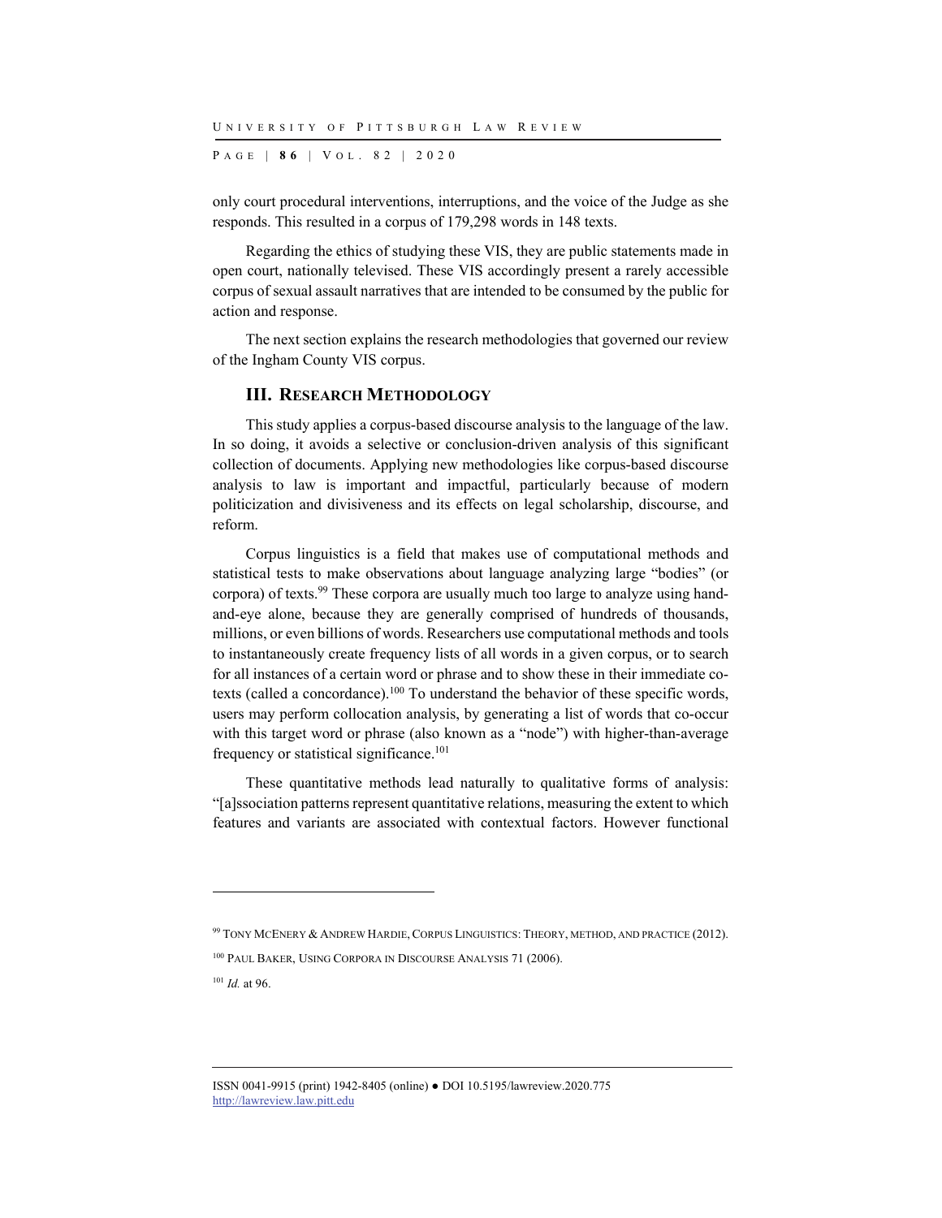only court procedural interventions, interruptions, and the voice of the Judge as she responds. This resulted in a corpus of 179,298 words in 148 texts.

Regarding the ethics of studying these VIS, they are public statements made in open court, nationally televised. These VIS accordingly present a rarely accessible corpus of sexual assault narratives that are intended to be consumed by the public for action and response.

The next section explains the research methodologies that governed our review of the Ingham County VIS corpus.

## III. Research Methodology

This study applies a corpus-based discourse analysis to the language of the law. In so doing, it avoids a selective or conclusion-driven analysis of this significant collection of documents. Applying new methodologies like corpus-based discourse analysis to law is important and impactful, particularly because of modern politicization and divisiveness and its effects on legal scholarship, discourse, and reform.

Corpus linguistics is a field that makes use of computational methods and statistical tests to make observations about language analyzing large "bodies" (or corpora) of texts.[99] These corpora are usually much too large to analyze using hand-and-eye alone, because they are generally comprised of hundreds of thousands, millions, or even billions of words. Researchers use computational methods and tools to instantaneously create frequency lists of all words in a given corpus, or to search for all instances of a certain word or phrase and to show these in their immediate co-texts (called a concordance).[100] To understand the behavior of these specific words, users may perform collocation analysis, by generating a list of words that co-occur with this target word or phrase (also known as a "node") with higher-than-average frequency or statistical significance.[101]

These quantitative methods lead naturally to qualitative forms of analysis: "[a]ssociation patterns represent quantitative relations, measuring the extent to which features and variants are associated with contextual factors. However functional

---

[99] Tony McEnery & Andrew Hardie, Corpus Linguistics: Theory, method, and practice (2012).

[100] Paul Baker, Using Corpora in Discourse Analysis 71 (2006).

[101] *Id.* at 96.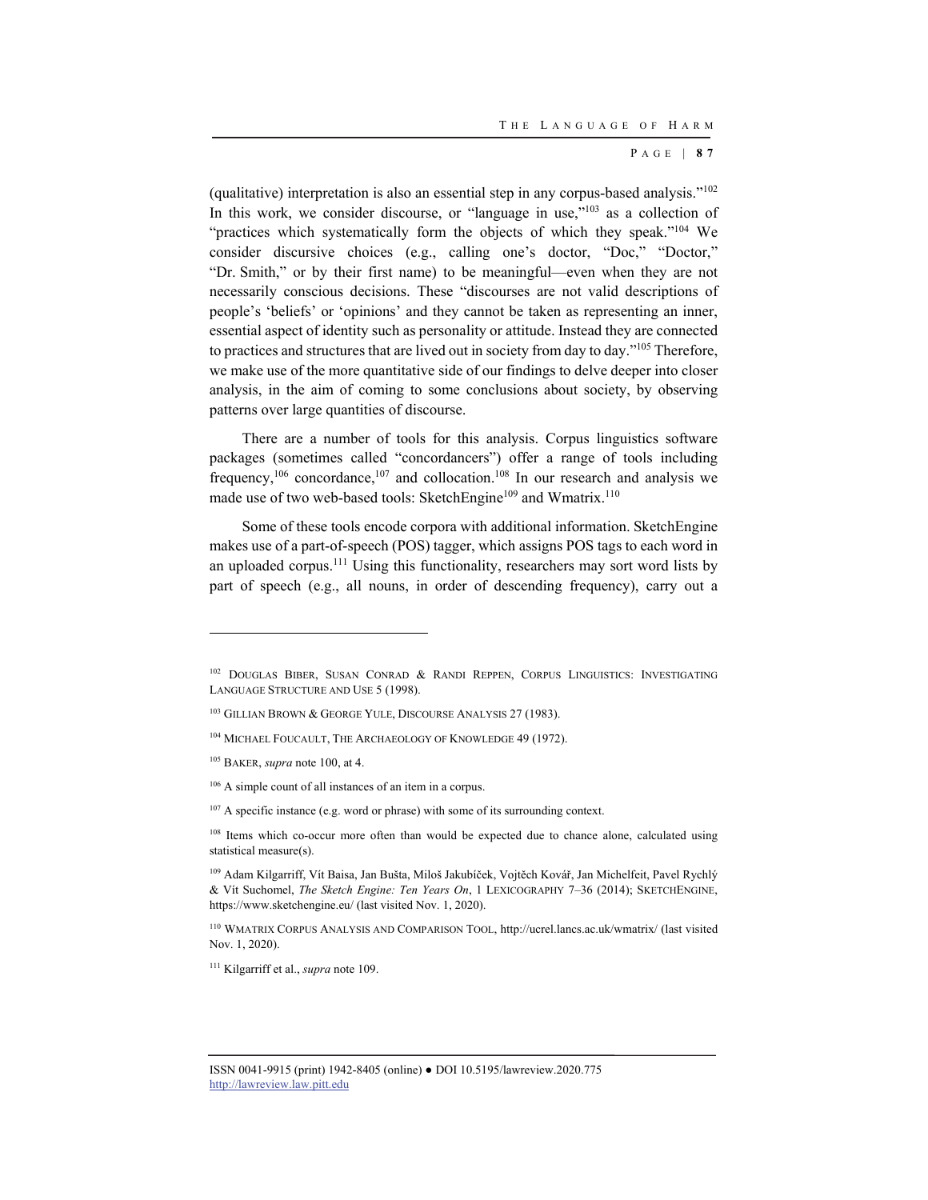(qualitative) interpretation is also an essential step in any corpus-based analysis."[102] In this work, we consider discourse, or "language in use,"[103] as a collection of "practices which systematically form the objects of which they speak."[104] We consider discursive choices (e.g., calling one's doctor, "Doc," "Doctor," "Dr. Smith," or by their first name) to be meaningful—even when they are not necessarily conscious decisions. These "discourses are not valid descriptions of people's 'beliefs' or 'opinions' and they cannot be taken as representing an inner, essential aspect of identity such as personality or attitude. Instead they are connected to practices and structures that are lived out in society from day to day."[105] Therefore, we make use of the more quantitative side of our findings to delve deeper into closer analysis, in the aim of coming to some conclusions about society, by observing patterns over large quantities of discourse.

There are a number of tools for this analysis. Corpus linguistics software packages (sometimes called "concordancers") offer a range of tools including frequency,[106] concordance,[107] and collocation.[108] In our research and analysis we made use of two web-based tools: SketchEngine[109] and Wmatrix.[110]

Some of these tools encode corpora with additional information. SketchEngine makes use of a part-of-speech (POS) tagger, which assigns POS tags to each word in an uploaded corpus.[111] Using this functionality, researchers may sort word lists by part of speech (e.g., all nouns, in order of descending frequency), carry out a

---

[102] DOUGLAS BIBER, SUSAN CONRAD & RANDI REPPEN, CORPUS LINGUISTICS: INVESTIGATING LANGUAGE STRUCTURE AND USE 5 (1998).

[103] GILLIAN BROWN & GEORGE YULE, DISCOURSE ANALYSIS 27 (1983).

[104] MICHAEL FOUCAULT, THE ARCHAEOLOGY OF KNOWLEDGE 49 (1972).

[105] BAKER, *supra* note 100, at 4.

[106] A simple count of all instances of an item in a corpus.

[107] A specific instance (e.g. word or phrase) with some of its surrounding context.

[108] Items which co-occur more often than would be expected due to chance alone, calculated using statistical measure(s).

[109] Adam Kilgarriff, Vít Baisa, Jan Bušta, Miloš Jakubíček, Vojtěch Kovář, Jan Michelfeit, Pavel Rychlý & Vít Suchomel, *The Sketch Engine: Ten Years On*, 1 LEXICOGRAPHY 7–36 (2014); SKETCHENGINE, https://www.sketchengine.eu/ (last visited Nov. 1, 2020).

[110] WMATRIX CORPUS ANALYSIS AND COMPARISON TOOL, http://ucrel.lancs.ac.uk/wmatrix/ (last visited Nov. 1, 2020).

[111] Kilgarriff et al., *supra* note 109.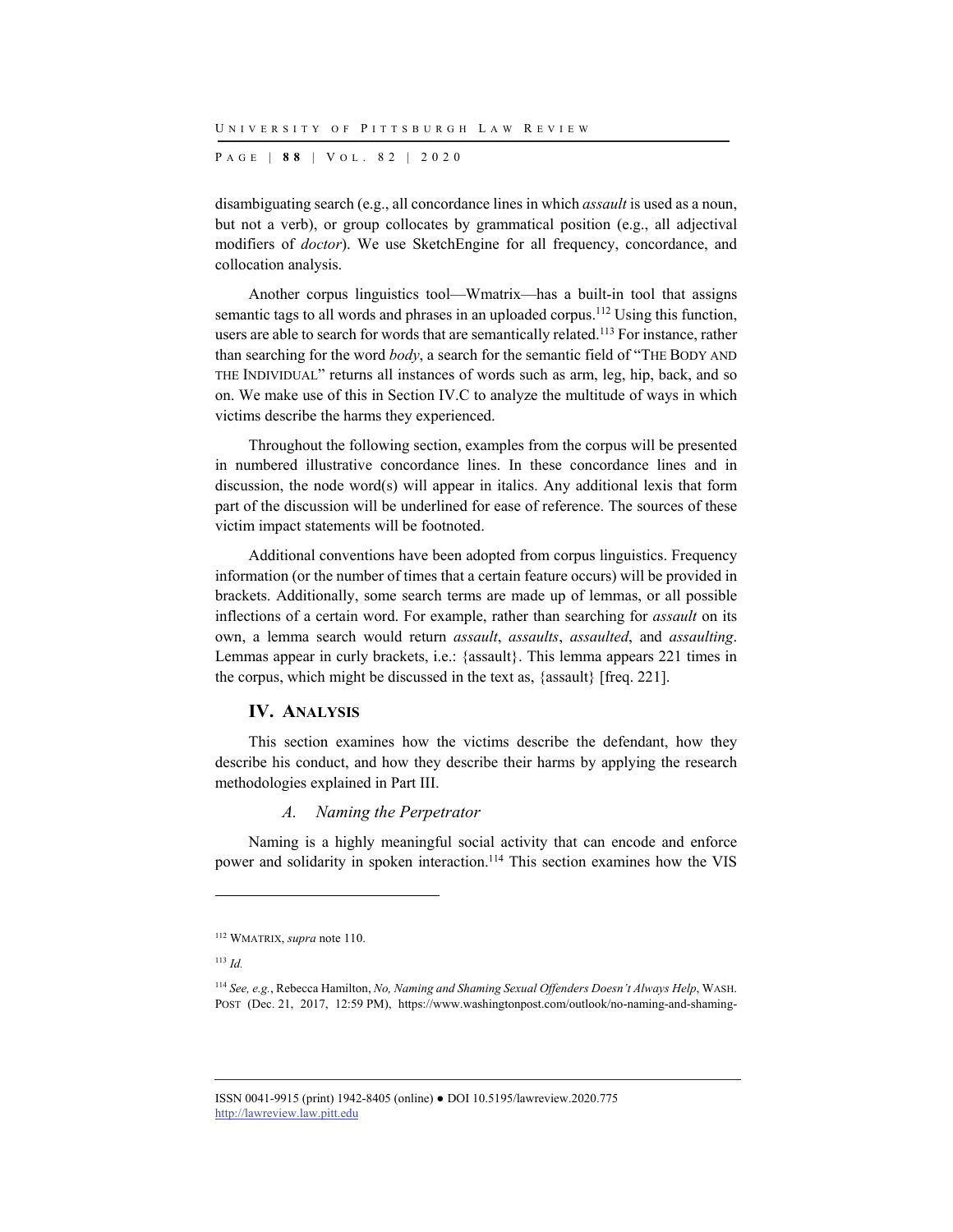disambiguating search (e.g., all concordance lines in which *assault* is used as a noun, but not a verb), or group collocates by grammatical position (e.g., all adjectival modifiers of *doctor*). We use SketchEngine for all frequency, concordance, and collocation analysis.

Another corpus linguistics tool—Wmatrix—has a built-in tool that assigns semantic tags to all words and phrases in an uploaded corpus.[112] Using this function, users are able to search for words that are semantically related.[113] For instance, rather than searching for the word *body*, a search for the semantic field of "THE BODY AND THE INDIVIDUAL" returns all instances of words such as arm, leg, hip, back, and so on. We make use of this in Section IV.C to analyze the multitude of ways in which victims describe the harms they experienced.

Throughout the following section, examples from the corpus will be presented in numbered illustrative concordance lines. In these concordance lines and in discussion, the node word(s) will appear in italics. Any additional lexis that form part of the discussion will be underlined for ease of reference. The sources of these victim impact statements will be footnoted.

Additional conventions have been adopted from corpus linguistics. Frequency information (or the number of times that a certain feature occurs) will be provided in brackets. Additionally, some search terms are made up of lemmas, or all possible inflections of a certain word. For example, rather than searching for *assault* on its own, a lemma search would return *assault*, *assaults*, *assaulted*, and *assaulting*. Lemmas appear in curly brackets, i.e.: {assault}. This lemma appears 221 times in the corpus, which might be discussed in the text as, {assault} [freq. 221].

## IV. ANALYSIS

This section examines how the victims describe the defendant, how they describe his conduct, and how they describe their harms by applying the research methodologies explained in Part III.

### *A. Naming the Perpetrator*

Naming is a highly meaningful social activity that can encode and enforce power and solidarity in spoken interaction.[114] This section examines how the VIS

---

[112] WMATRIX, *supra* note 110.

[113] *Id.*

[114] *See, e.g.*, Rebecca Hamilton, *No, Naming and Shaming Sexual Offenders Doesn't Always Help*, WASH. POST (Dec. 21, 2017, 12:59 PM), https://www.washingtonpost.com/outlook/no-naming-and-shaming-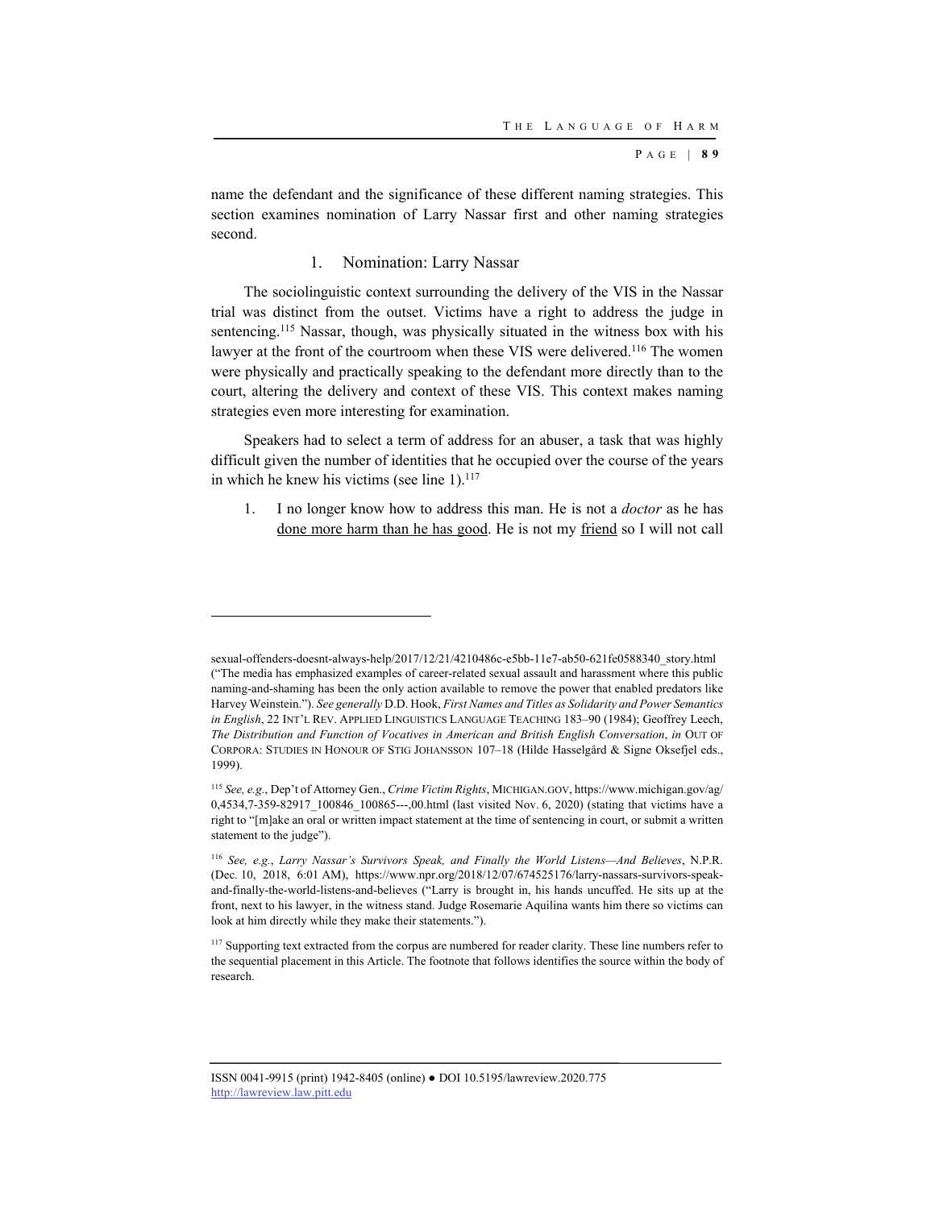name the defendant and the significance of these different naming strategies. This section examines nomination of Larry Nassar first and other naming strategies second.

### 1. Nomination: Larry Nassar

The sociolinguistic context surrounding the delivery of the VIS in the Nassar trial was distinct from the outset. Victims have a right to address the judge in sentencing.[115] Nassar, though, was physically situated in the witness box with his lawyer at the front of the courtroom when these VIS were delivered.[116] The women were physically and practically speaking to the defendant more directly than to the court, altering the delivery and context of these VIS. This context makes naming strategies even more interesting for examination.

Speakers had to select a term of address for an abuser, a task that was highly difficult given the number of identities that he occupied over the course of the years in which he knew his victims (see line 1).[117]

1. I no longer know how to address this man. He is not a *doctor* as he has <u>done more harm than he has good</u>. He is not my <u>friend</u> so I will not call

---

sexual-offenders-doesnt-always-help/2017/12/21/4210486c-e5bb-11e7-ab50-621fe0588340_story.html ("The media has emphasized examples of career-related sexual assault and harassment where this public naming-and-shaming has been the only action available to remove the power that enabled predators like Harvey Weinstein."). *See generally* D.D. Hook, *First Names and Titles as Solidarity and Power Semantics in English*, 22 INT'L REV. APPLIED LINGUISTICS LANGUAGE TEACHING 183–90 (1984); Geoffrey Leech, *The Distribution and Function of Vocatives in American and British English Conversation*, *in* OUT OF CORPORA: STUDIES IN HONOUR OF STIG JOHANSSON 107–18 (Hilde Hasselgård & Signe Oksefjel eds., 1999).

[115] *See, e.g.*, Dep't of Attorney Gen., *Crime Victim Rights*, MICHIGAN.GOV, https://www.michigan.gov/ag/0,4534,7-359-82917_100846_100865---,00.html (last visited Nov. 6, 2020) (stating that victims have a right to "[m]ake an oral or written impact statement at the time of sentencing in court, or submit a written statement to the judge").

[116] *See, e.g.*, *Larry Nassar's Survivors Speak, and Finally the World Listens—And Believes*, N.P.R. (Dec. 10, 2018, 6:01 AM), https://www.npr.org/2018/12/07/674525176/larry-nassars-survivors-speak-and-finally-the-world-listens-and-believes ("Larry is brought in, his hands uncuffed. He sits up at the front, next to his lawyer, in the witness stand. Judge Rosemarie Aquilina wants him there so victims can look at him directly while they make their statements.").

[117] Supporting text extracted from the corpus are numbered for reader clarity. These line numbers refer to the sequential placement in this Article. The footnote that follows identifies the source within the body of research.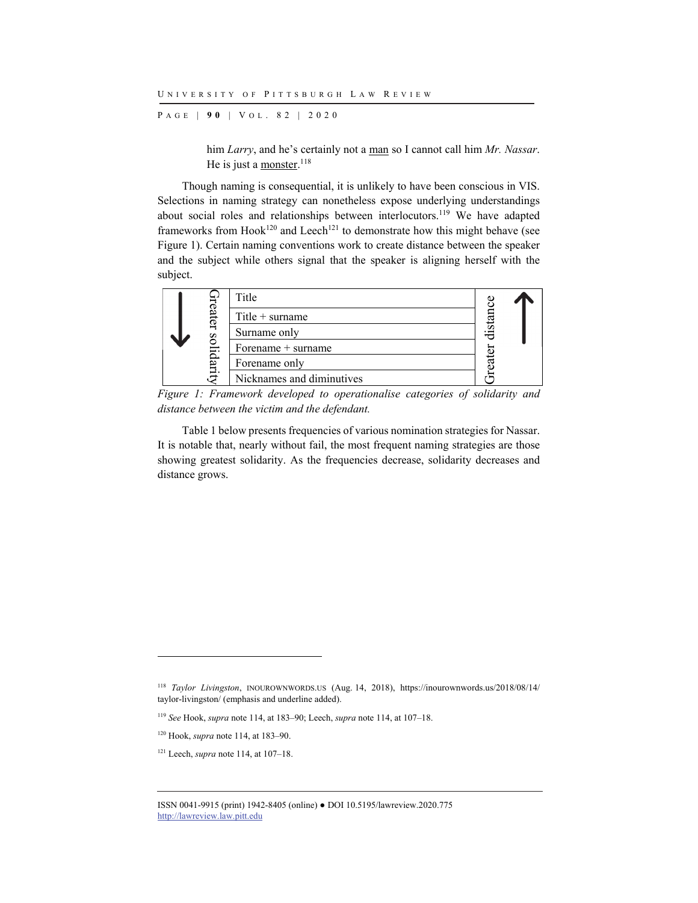him *Larry*, and he's certainly not a man so I cannot call him *Mr. Nassar*. He is just a monster.[118]

Though naming is consequential, it is unlikely to have been conscious in VIS. Selections in naming strategy can nonetheless expose underlying understandings about social roles and relationships between interlocutors.[119] We have adapted frameworks from Hook[120] and Leech[121] to demonstrate how this might behave (see Figure 1). Certain naming conventions work to create distance between the speaker and the subject while others signal that the speaker is aligning herself with the subject.

| | | | |
|---|---|---|---|
| ↓ | Greater solidarity | Title | Greater distance ↑ |
| | | Title + surname | |
| | | Surname only | |
| | | Forename + surname | |
| | | Forename only | |
| | | Nicknames and diminutives | |

*Figure 1: Framework developed to operationalise categories of solidarity and distance between the victim and the defendant.*

Table 1 below presents frequencies of various nomination strategies for Nassar. It is notable that, nearly without fail, the most frequent naming strategies are those showing greatest solidarity. As the frequencies decrease, solidarity decreases and distance grows.

---

[118] *Taylor Livingston*, INOUROWNWORDS.US (Aug. 14, 2018), https://inourownwords.us/2018/08/14/taylor-livingston/ (emphasis and underline added).

[119] *See* Hook, *supra* note 114, at 183–90; Leech, *supra* note 114, at 107–18.

[120] Hook, *supra* note 114, at 183–90.

[121] Leech, *supra* note 114, at 107–18.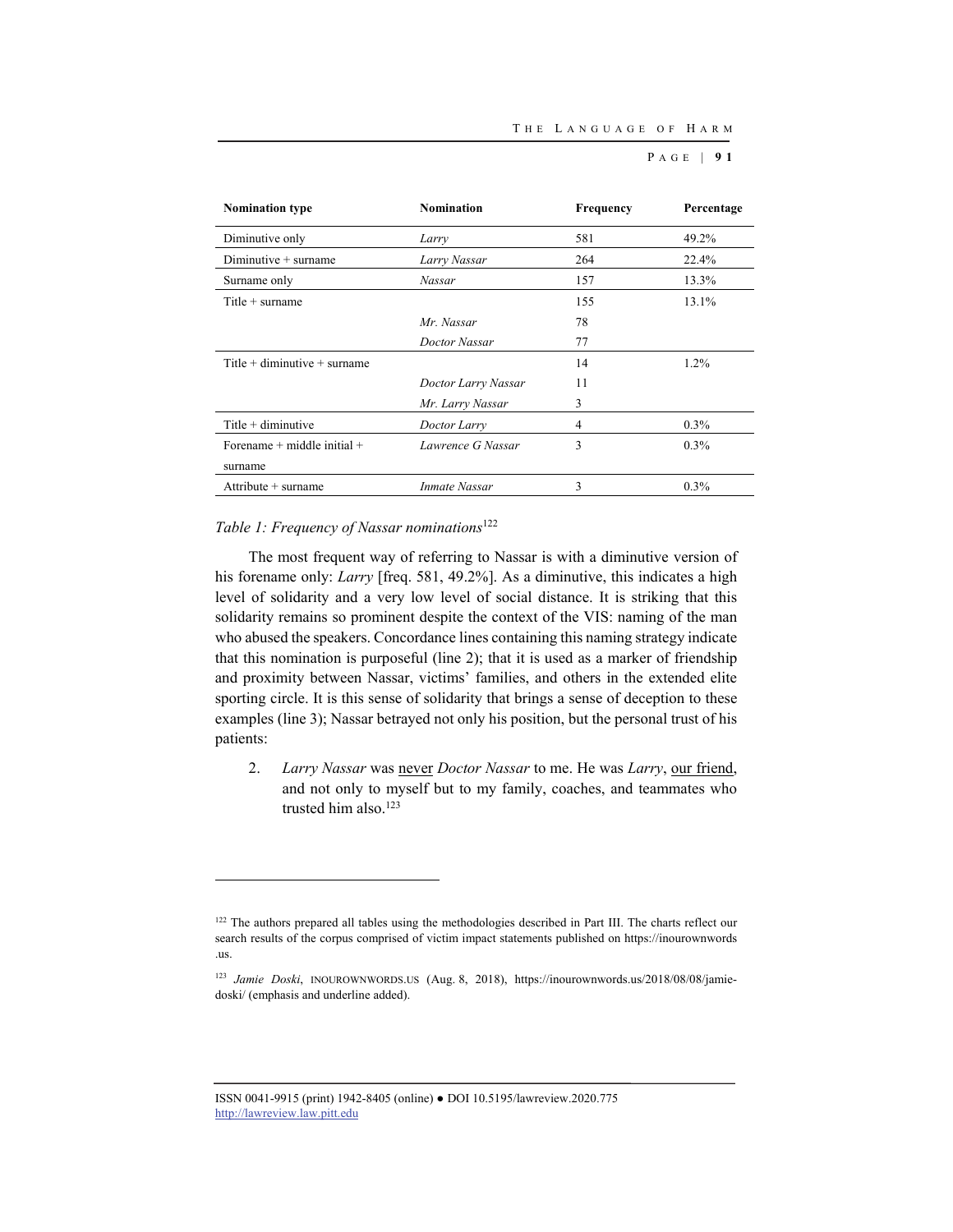| Nomination type | Nomination | Frequency | Percentage |
|---|---|---|---|
| Diminutive only | *Larry* | 581 | 49.2% |
| Diminutive + surname | *Larry Nassar* | 264 | 22.4% |
| Surname only | *Nassar* | 157 | 13.3% |
| Title + surname | | 155 | 13.1% |
| | *Mr. Nassar* | 78 | |
| | *Doctor Nassar* | 77 | |
| Title + diminutive + surname | | 14 | 1.2% |
| | *Doctor Larry Nassar* | 11 | |
| | *Mr. Larry Nassar* | 3 | |
| Title + diminutive | *Doctor Larry* | 4 | 0.3% |
| Forename + middle initial + surname | *Lawrence G Nassar* | 3 | 0.3% |
| Attribute + surname | *Inmate Nassar* | 3 | 0.3% |

*Table 1: Frequency of Nassar nominations*[122]

The most frequent way of referring to Nassar is with a diminutive version of his forename only: *Larry* [freq. 581, 49.2%]. As a diminutive, this indicates a high level of solidarity and a very low level of social distance. It is striking that this solidarity remains so prominent despite the context of the VIS: naming of the man who abused the speakers. Concordance lines containing this naming strategy indicate that this nomination is purposeful (line 2); that it is used as a marker of friendship and proximity between Nassar, victims' families, and others in the extended elite sporting circle. It is this sense of solidarity that brings a sense of deception to these examples (line 3); Nassar betrayed not only his position, but the personal trust of his patients:

2. *Larry Nassar* was <u>never</u> *Doctor Nassar* to me. He was *Larry*, <u>our friend</u>, and not only to myself but to my family, coaches, and teammates who trusted him also.[123]

---

[122] The authors prepared all tables using the methodologies described in Part III. The charts reflect our search results of the corpus comprised of victim impact statements published on https://inourownwords.us.

[123] *Jamie Doski*, INOUROWNWORDS.US (Aug. 8, 2018), https://inourownwords.us/2018/08/08/jamie-doski/ (emphasis and underline added).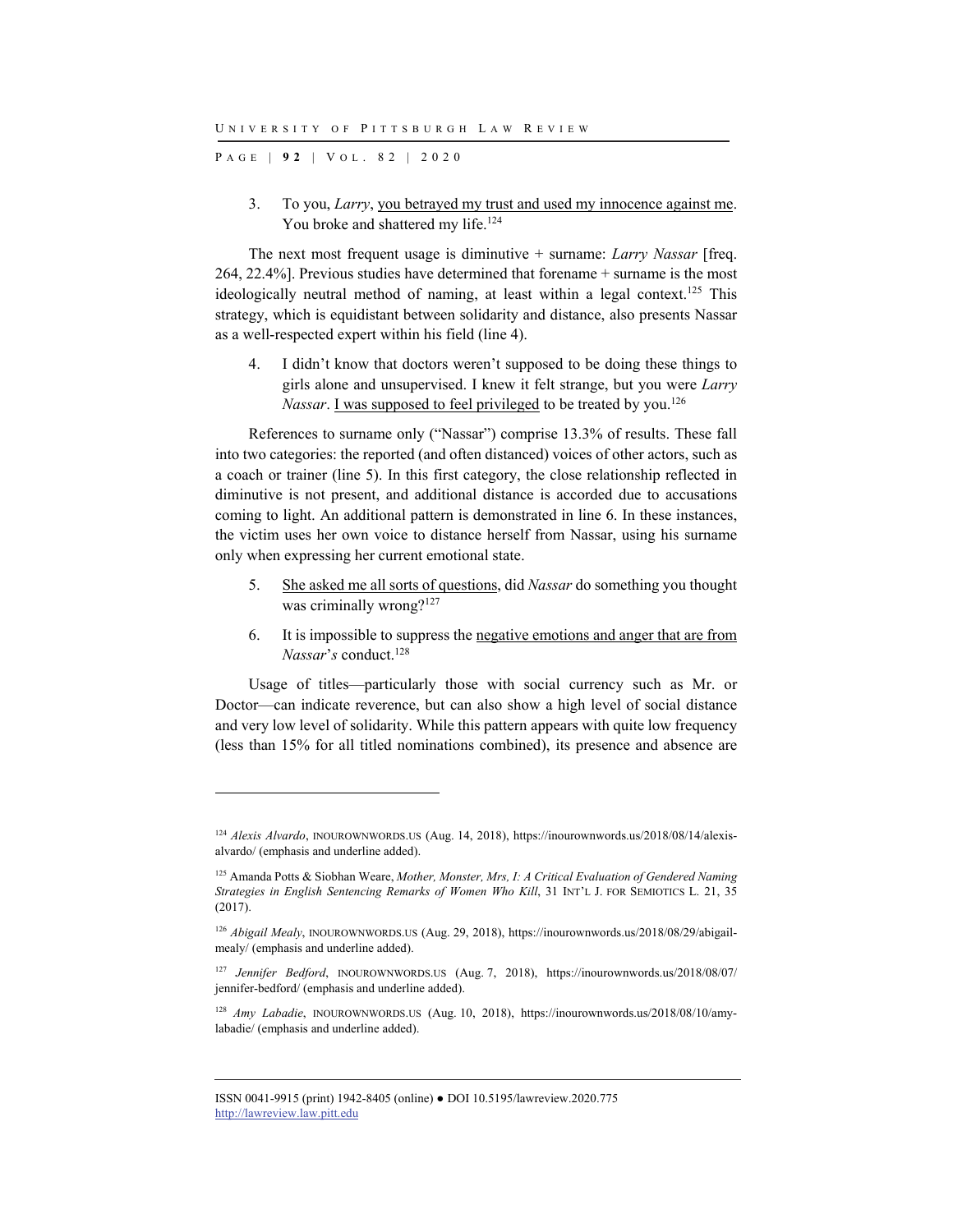3. To you, *Larry*, <u>you betrayed my trust and used my innocence against me</u>. You broke and shattered my life.[124]

The next most frequent usage is diminutive + surname: *Larry Nassar* [freq. 264, 22.4%]. Previous studies have determined that forename + surname is the most ideologically neutral method of naming, at least within a legal context.[125] This strategy, which is equidistant between solidarity and distance, also presents Nassar as a well-respected expert within his field (line 4).

4. I didn't know that doctors weren't supposed to be doing these things to girls alone and unsupervised. I knew it felt strange, but you were *Larry Nassar*. <u>I was supposed to feel privileged</u> to be treated by you.[126]

References to surname only ("Nassar") comprise 13.3% of results. These fall into two categories: the reported (and often distanced) voices of other actors, such as a coach or trainer (line 5). In this first category, the close relationship reflected in diminutive is not present, and additional distance is accorded due to accusations coming to light. An additional pattern is demonstrated in line 6. In these instances, the victim uses her own voice to distance herself from Nassar, using his surname only when expressing her current emotional state.

5. <u>She asked me all sorts of questions</u>, did *Nassar* do something you thought was criminally wrong?[127]

6. It is impossible to suppress the <u>negative emotions and anger that are from</u> *<u>Nassar</u>*<u>'</u>*<u>s</u>* <u>conduct</u>.[128]

Usage of titles—particularly those with social currency such as Mr. or Doctor—can indicate reverence, but can also show a high level of social distance and very low level of solidarity. While this pattern appears with quite low frequency (less than 15% for all titled nominations combined), its presence and absence are

---

[124] *Alexis Alvardo*, INOUROWNWORDS.US (Aug. 14, 2018), https://inourownwords.us/2018/08/14/alexis-alvardo/ (emphasis and underline added).

[125] Amanda Potts & Siobhan Weare, *Mother, Monster, Mrs, I: A Critical Evaluation of Gendered Naming Strategies in English Sentencing Remarks of Women Who Kill*, 31 INT'L J. FOR SEMIOTICS L. 21, 35 (2017).

[126] *Abigail Mealy*, INOUROWNWORDS.US (Aug. 29, 2018), https://inourownwords.us/2018/08/29/abigail-mealy/ (emphasis and underline added).

[127] *Jennifer Bedford*, INOUROWNWORDS.US (Aug. 7, 2018), https://inourownwords.us/2018/08/07/jennifer-bedford/ (emphasis and underline added).

[128] *Amy Labadie*, INOUROWNWORDS.US (Aug. 10, 2018), https://inourownwords.us/2018/08/10/amy-labadie/ (emphasis and underline added).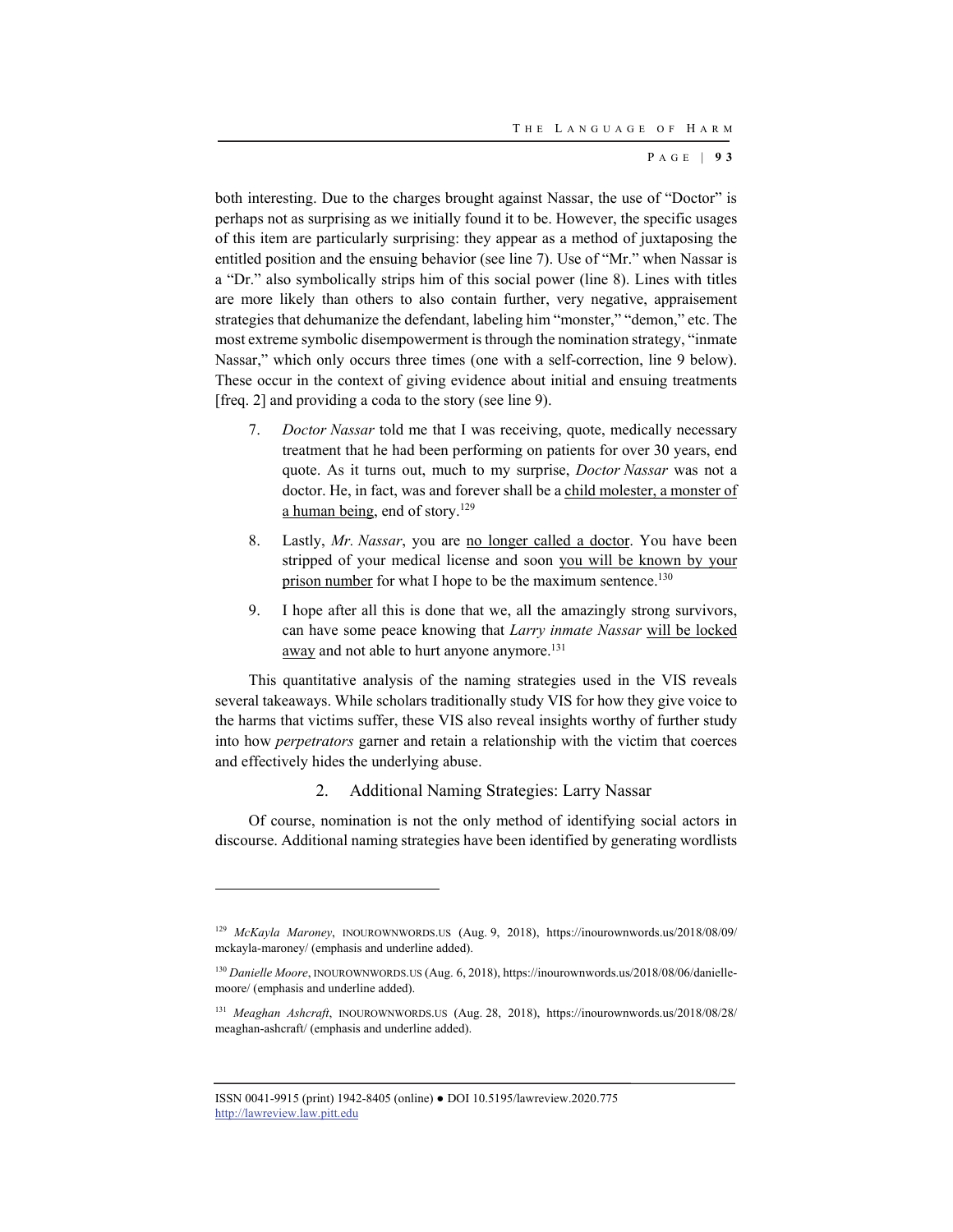both interesting. Due to the charges brought against Nassar, the use of "Doctor" is perhaps not as surprising as we initially found it to be. However, the specific usages of this item are particularly surprising: they appear as a method of juxtaposing the entitled position and the ensuing behavior (see line 7). Use of "Mr." when Nassar is a "Dr." also symbolically strips him of this social power (line 8). Lines with titles are more likely than others to also contain further, very negative, appraisement strategies that dehumanize the defendant, labeling him "monster," "demon," etc. The most extreme symbolic disempowerment is through the nomination strategy, "inmate Nassar," which only occurs three times (one with a self-correction, line 9 below). These occur in the context of giving evidence about initial and ensuing treatments [freq. 2] and providing a coda to the story (see line 9).

7. *Doctor Nassar* told me that I was receiving, quote, medically necessary treatment that he had been performing on patients for over 30 years, end quote. As it turns out, much to my surprise, *Doctor Nassar* was not a doctor. He, in fact, was and forever shall be a <u>child molester, a monster of a human being</u>, end of story.[129]

8. Lastly, *Mr. Nassar*, you are <u>no longer called a doctor</u>. You have been stripped of your medical license and soon <u>you will be known by your prison number</u> for what I hope to be the maximum sentence.[130]

9. I hope after all this is done that we, all the amazingly strong survivors, can have some peace knowing that *Larry inmate Nassar* <u>will be locked away</u> and not able to hurt anyone anymore.[131]

This quantitative analysis of the naming strategies used in the VIS reveals several takeaways. While scholars traditionally study VIS for how they give voice to the harms that victims suffer, these VIS also reveal insights worthy of further study into how *perpetrators* garner and retain a relationship with the victim that coerces and effectively hides the underlying abuse.

### 2. Additional Naming Strategies: Larry Nassar

Of course, nomination is not the only method of identifying social actors in discourse. Additional naming strategies have been identified by generating wordlists

---

[129] *McKayla Maroney*, INOUROWNWORDS.US (Aug. 9, 2018), https://inourownwords.us/2018/08/09/mckayla-maroney/ (emphasis and underline added).

[130] *Danielle Moore*, INOUROWNWORDS.US (Aug. 6, 2018), https://inourownwords.us/2018/08/06/danielle-moore/ (emphasis and underline added).

[131] *Meaghan Ashcraft*, INOUROWNWORDS.US (Aug. 28, 2018), https://inourownwords.us/2018/08/28/meaghan-ashcraft/ (emphasis and underline added).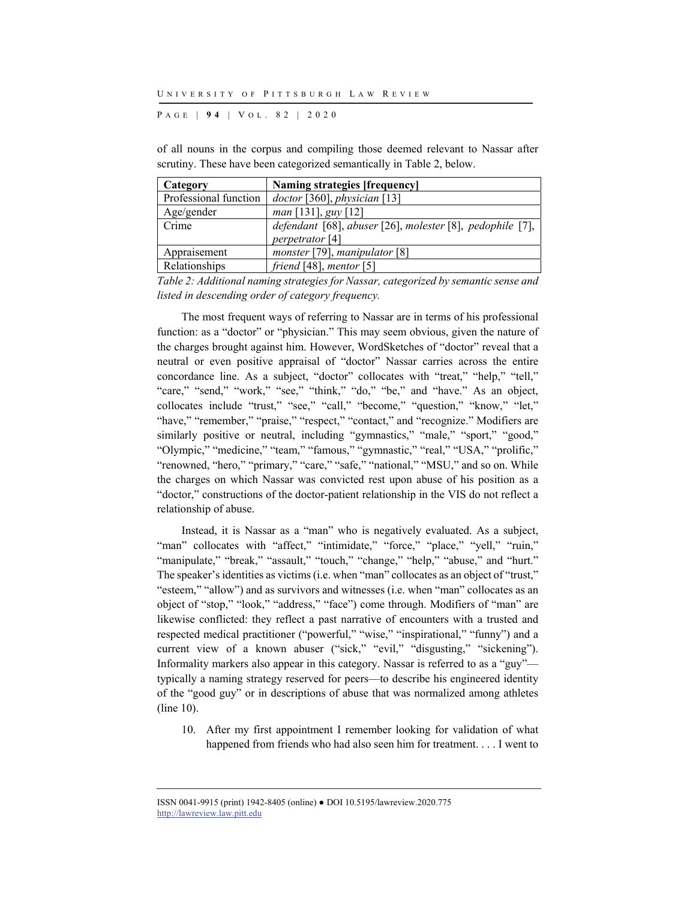of all nouns in the corpus and compiling those deemed relevant to Nassar after scrutiny. These have been categorized semantically in Table 2, below.

| Category | Naming strategies [frequency] |
|---|---|
| Professional function | *doctor* [360], *physician* [13] |
| Age/gender | *man* [131], *guy* [12] |
| Crime | *defendant* [68], *abuser* [26], *molester* [8], *pedophile* [7], *perpetrator* [4] |
| Appraisement | *monster* [79], *manipulator* [8] |
| Relationships | *friend* [48], *mentor* [5] |

*Table 2: Additional naming strategies for Nassar, categorized by semantic sense and listed in descending order of category frequency.*

The most frequent ways of referring to Nassar are in terms of his professional function: as a "doctor" or "physician." This may seem obvious, given the nature of the charges brought against him. However, WordSketches of "doctor" reveal that a neutral or even positive appraisal of "doctor" Nassar carries across the entire concordance line. As a subject, "doctor" collocates with "treat," "help," "tell," "care," "send," "work," "see," "think," "do," "be," and "have." As an object, collocates include "trust," "see," "call," "become," "question," "know," "let," "have," "remember," "praise," "respect," "contact," and "recognize." Modifiers are similarly positive or neutral, including "gymnastics," "male," "sport," "good," "Olympic," "medicine," "team," "famous," "gymnastic," "real," "USA," "prolific," "renowned, "hero," "primary," "care," "safe," "national," "MSU," and so on. While the charges on which Nassar was convicted rest upon abuse of his position as a "doctor," constructions of the doctor-patient relationship in the VIS do not reflect a relationship of abuse.

Instead, it is Nassar as a "man" who is negatively evaluated. As a subject, "man" collocates with "affect," "intimidate," "force," "place," "yell," "ruin," "manipulate," "break," "assault," "touch," "change," "help," "abuse," and "hurt." The speaker's identities as victims (i.e. when "man" collocates as an object of "trust," "esteem," "allow") and as survivors and witnesses (i.e. when "man" collocates as an object of "stop," "look," "address," "face") come through. Modifiers of "man" are likewise conflicted: they reflect a past narrative of encounters with a trusted and respected medical practitioner ("powerful," "wise," "inspirational," "funny") and a current view of a known abuser ("sick," "evil," "disgusting," "sickening"). Informality markers also appear in this category. Nassar is referred to as a "guy"—typically a naming strategy reserved for peers—to describe his engineered identity of the "good guy" or in descriptions of abuse that was normalized among athletes (line 10).

10. After my first appointment I remember looking for validation of what happened from friends who had also seen him for treatment. . . . I went to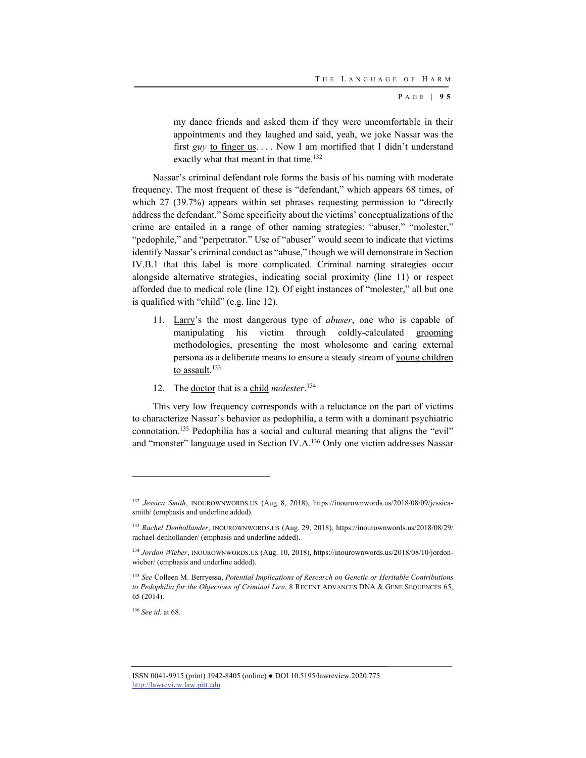my dance friends and asked them if they were uncomfortable in their appointments and they laughed and said, yeah, we joke Nassar was the first *guy* <u>to finger us</u>. . . . Now I am mortified that I didn't understand exactly what that meant in that time.[132]

Nassar's criminal defendant role forms the basis of his naming with moderate frequency. The most frequent of these is "defendant," which appears 68 times, of which 27 (39.7%) appears within set phrases requesting permission to "directly address the defendant." Some specificity about the victims' conceptualizations of the crime are entailed in a range of other naming strategies: "abuser," "molester," "pedophile," and "perpetrator." Use of "abuser" would seem to indicate that victims identify Nassar's criminal conduct as "abuse," though we will demonstrate in Section IV.B.1 that this label is more complicated. Criminal naming strategies occur alongside alternative strategies, indicating social proximity (line 11) or respect afforded due to medical role (line 12). Of eight instances of "molester," all but one is qualified with "child" (e.g. line 12).

11. <u>Larry</u>'s the most dangerous type of *abuser*, one who is capable of manipulating his victim through coldly-calculated <u>grooming</u> methodologies, presenting the most wholesome and caring external persona as a deliberate means to ensure a steady stream of <u>young children to assault</u>.[133]

12. The <u>doctor</u> that is a <u>child</u> *molester*.[134]

This very low frequency corresponds with a reluctance on the part of victims to characterize Nassar's behavior as pedophilia, a term with a dominant psychiatric connotation.[135] Pedophilia has a social and cultural meaning that aligns the "evil" and "monster" language used in Section IV.A.[136] Only one victim addresses Nassar

---

[132] *Jessica Smith*, INOUROWNWORDS.US (Aug. 8, 2018), https://inourownwords.us/2018/08/09/jessica-smith/ (emphasis and underline added).

[133] *Rachel Denhollander*, INOUROWNWORDS.US (Aug. 29, 2018), https://inourownwords.us/2018/08/29/rachael-denhollander/ (emphasis and underline added).

[134] *Jordon Wieber*, INOUROWNWORDS.US (Aug. 10, 2018), https://inourownwords.us/2018/08/10/jordon-wieber/ (emphasis and underline added).

[135] *See* Colleen M. Berryessa, *Potential Implications of Research on Genetic or Heritable Contributions to Pedophilia for the Objectives of Criminal Law*, 8 RECENT ADVANCES DNA & GENE SEQUENCES 65, 65 (2014).

[136] *See id.* at 68.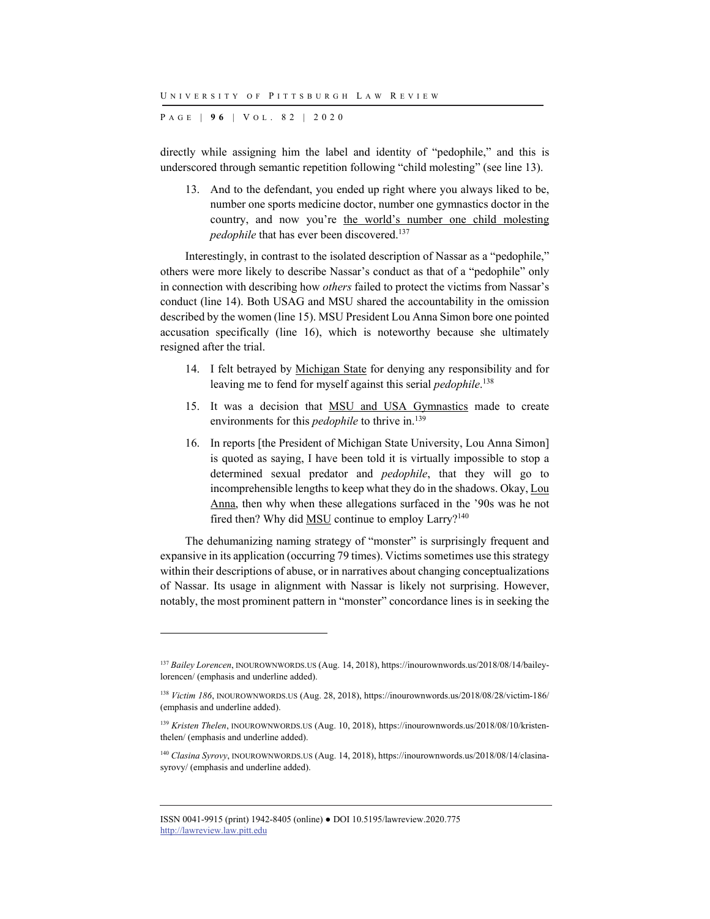directly while assigning him the label and identity of "pedophile," and this is underscored through semantic repetition following "child molesting" (see line 13).

13. And to the defendant, you ended up right where you always liked to be, number one sports medicine doctor, number one gymnastics doctor in the country, and now you're <u>the world's number one child molesting</u> *pedophile* that has ever been discovered.[137]

Interestingly, in contrast to the isolated description of Nassar as a "pedophile," others were more likely to describe Nassar's conduct as that of a "pedophile" only in connection with describing how *others* failed to protect the victims from Nassar's conduct (line 14). Both USAG and MSU shared the accountability in the omission described by the women (line 15). MSU President Lou Anna Simon bore one pointed accusation specifically (line 16), which is noteworthy because she ultimately resigned after the trial.

14. I felt betrayed by <u>Michigan State</u> for denying any responsibility and for leaving me to fend for myself against this serial *pedophile*.[138]

15. It was a decision that <u>MSU and USA Gymnastics</u> made to create environments for this *pedophile* to thrive in.[139]

16. In reports [the President of Michigan State University, Lou Anna Simon] is quoted as saying, I have been told it is virtually impossible to stop a determined sexual predator and *pedophile*, that they will go to incomprehensible lengths to keep what they do in the shadows. Okay, <u>Lou Anna</u>, then why when these allegations surfaced in the '90s was he not fired then? Why did <u>MSU</u> continue to employ Larry?[140]

The dehumanizing naming strategy of "monster" is surprisingly frequent and expansive in its application (occurring 79 times). Victims sometimes use this strategy within their descriptions of abuse, or in narratives about changing conceptualizations of Nassar. Its usage in alignment with Nassar is likely not surprising. However, notably, the most prominent pattern in "monster" concordance lines is in seeking the

---

[137] *Bailey Lorencen*, INOUROWNWORDS.US (Aug. 14, 2018), https://inourownwords.us/2018/08/14/bailey-lorencen/ (emphasis and underline added).

[138] *Victim 186*, INOUROWNWORDS.US (Aug. 28, 2018), https://inourownwords.us/2018/08/28/victim-186/ (emphasis and underline added).

[139] *Kristen Thelen*, INOUROWNWORDS.US (Aug. 10, 2018), https://inourownwords.us/2018/08/10/kristen-thelen/ (emphasis and underline added).

[140] *Clasina Syrovy*, INOUROWNWORDS.US (Aug. 14, 2018), https://inourownwords.us/2018/08/14/clasina-syrovy/ (emphasis and underline added).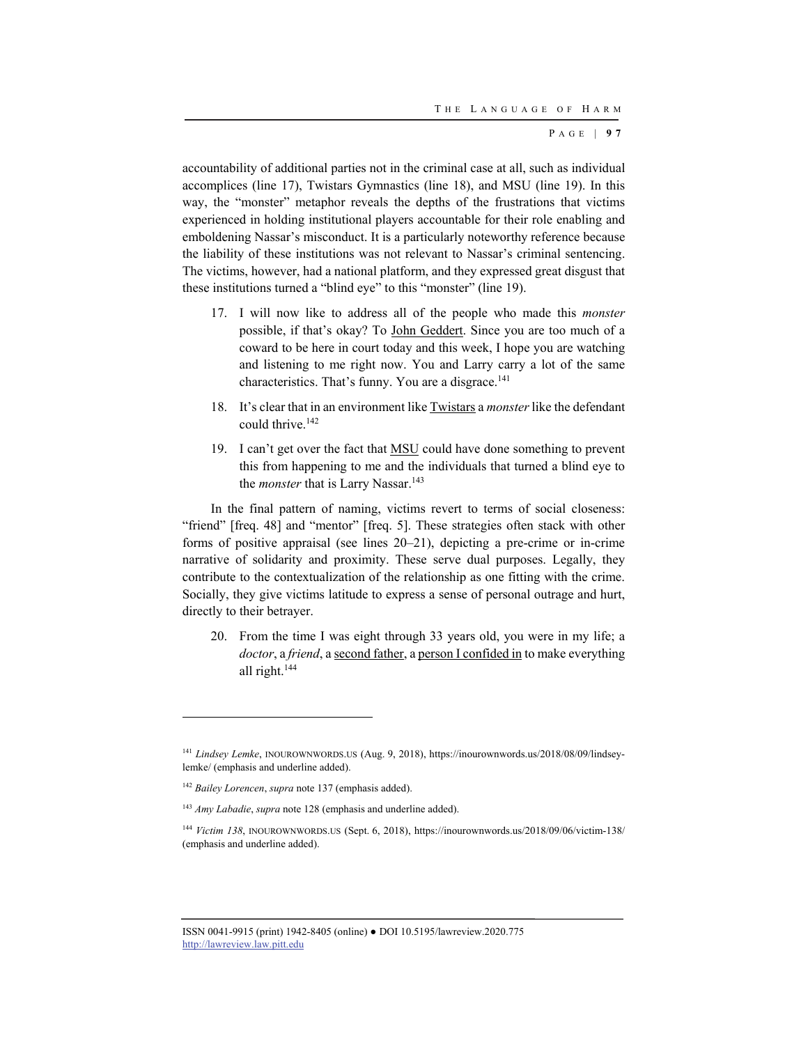accountability of additional parties not in the criminal case at all, such as individual accomplices (line 17), Twistars Gymnastics (line 18), and MSU (line 19). In this way, the "monster" metaphor reveals the depths of the frustrations that victims experienced in holding institutional players accountable for their role enabling and emboldening Nassar's misconduct. It is a particularly noteworthy reference because the liability of these institutions was not relevant to Nassar's criminal sentencing. The victims, however, had a national platform, and they expressed great disgust that these institutions turned a "blind eye" to this "monster" (line 19).

17. I will now like to address all of the people who made this *monster* possible, if that's okay? To <u>John Geddert</u>. Since you are too much of a coward to be here in court today and this week, I hope you are watching and listening to me right now. You and Larry carry a lot of the same characteristics. That's funny. You are a disgrace.[141]

18. It's clear that in an environment like <u>Twistars</u> a *monster* like the defendant could thrive.[142]

19. I can't get over the fact that <u>MSU</u> could have done something to prevent this from happening to me and the individuals that turned a blind eye to the *monster* that is Larry Nassar.[143]

In the final pattern of naming, victims revert to terms of social closeness: "friend" [freq. 48] and "mentor" [freq. 5]. These strategies often stack with other forms of positive appraisal (see lines 20–21), depicting a pre-crime or in-crime narrative of solidarity and proximity. These serve dual purposes. Legally, they contribute to the contextualization of the relationship as one fitting with the crime. Socially, they give victims latitude to express a sense of personal outrage and hurt, directly to their betrayer.

20. From the time I was eight through 33 years old, you were in my life; a *doctor*, a *friend*, a <u>second father</u>, a <u>person I confided in</u> to make everything all right.[144]

---

[141] *Lindsey Lemke*, INOUROWNWORDS.US (Aug. 9, 2018), https://inourownwords.us/2018/08/09/lindsey-lemke/ (emphasis and underline added).

[142] *Bailey Lorencen*, *supra* note 137 (emphasis added).

[143] *Amy Labadie*, *supra* note 128 (emphasis and underline added).

[144] *Victim 138*, INOUROWNWORDS.US (Sept. 6, 2018), https://inourownwords.us/2018/09/06/victim-138/ (emphasis and underline added).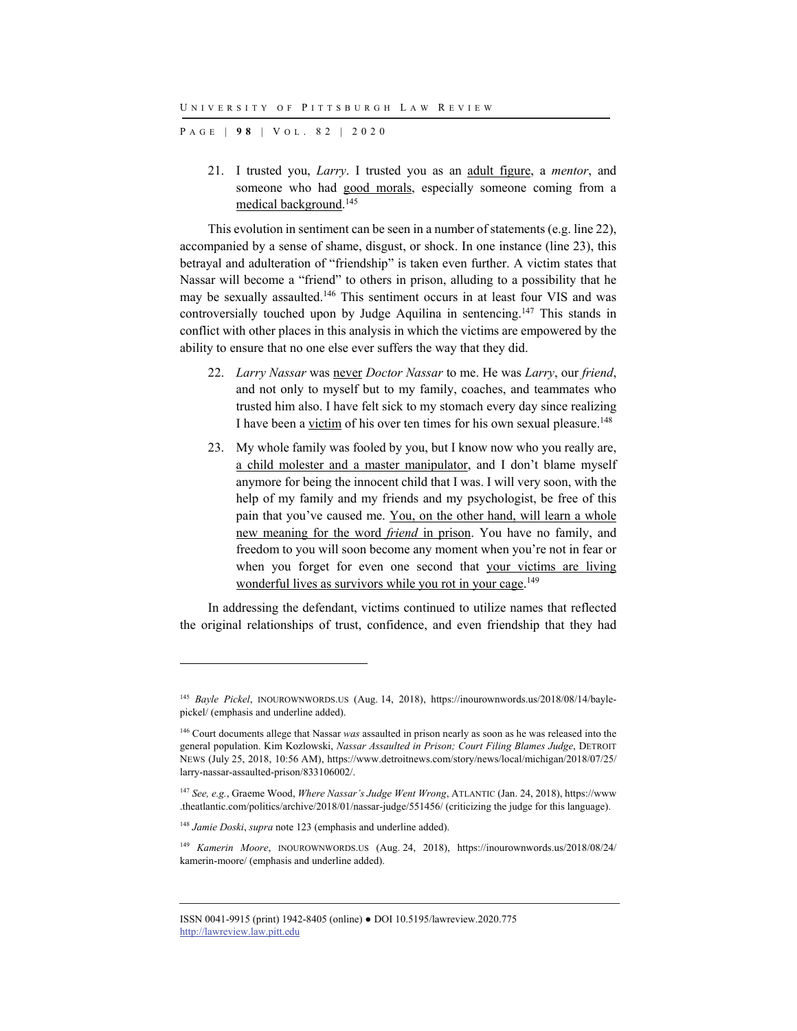21. I trusted you, *Larry*. I trusted you as an <u>adult figure</u>, a *mentor*, and someone who had <u>good morals</u>, especially someone coming from a <u>medical background</u>.[145]

This evolution in sentiment can be seen in a number of statements (e.g. line 22), accompanied by a sense of shame, disgust, or shock. In one instance (line 23), this betrayal and adulteration of "friendship" is taken even further. A victim states that Nassar will become a "friend" to others in prison, alluding to a possibility that he may be sexually assaulted.[146] This sentiment occurs in at least four VIS and was controversially touched upon by Judge Aquilina in sentencing.[147] This stands in conflict with other places in this analysis in which the victims are empowered by the ability to ensure that no one else ever suffers the way that they did.

22. *Larry Nassar* was <u>never</u> *Doctor Nassar* to me. He was *Larry*, our *friend*, and not only to myself but to my family, coaches, and teammates who trusted him also. I have felt sick to my stomach every day since realizing I have been a <u>victim</u> of his over ten times for his own sexual pleasure.[148]

23. My whole family was fooled by you, but I know now who you really are, <u>a child molester and a master manipulator</u>, and I don't blame myself anymore for being the innocent child that I was. I will very soon, with the help of my family and my friends and my psychologist, be free of this pain that you've caused me. <u>You, on the other hand, will learn a whole new meaning for the word *friend* in prison</u>. You have no family, and freedom to you will soon become any moment when you're not in fear or when you forget for even one second that <u>your victims are living wonderful lives as survivors while you rot in your cage</u>.[149]

In addressing the defendant, victims continued to utilize names that reflected the original relationships of trust, confidence, and even friendship that they had

---

[145] *Bayle Pickel*, INOUROWNWORDS.US (Aug. 14, 2018), https://inourownwords.us/2018/08/14/bayle-pickel/ (emphasis and underline added).

[146] Court documents allege that Nassar *was* assaulted in prison nearly as soon as he was released into the general population. Kim Kozlowski, *Nassar Assaulted in Prison; Court Filing Blames Judge*, DETROIT NEWS (July 25, 2018, 10:56 AM), https://www.detroitnews.com/story/news/local/michigan/2018/07/25/larry-nassar-assaulted-prison/833106002/.

[147] *See, e.g.*, Graeme Wood, *Where Nassar's Judge Went Wrong*, ATLANTIC (Jan. 24, 2018), https://www.theatlantic.com/politics/archive/2018/01/nassar-judge/551456/ (criticizing the judge for this language).

[148] *Jamie Doski*, *supra* note 123 (emphasis and underline added).

[149] *Kamerin Moore*, INOUROWNWORDS.US (Aug. 24, 2018), https://inourownwords.us/2018/08/24/kamerin-moore/ (emphasis and underline added).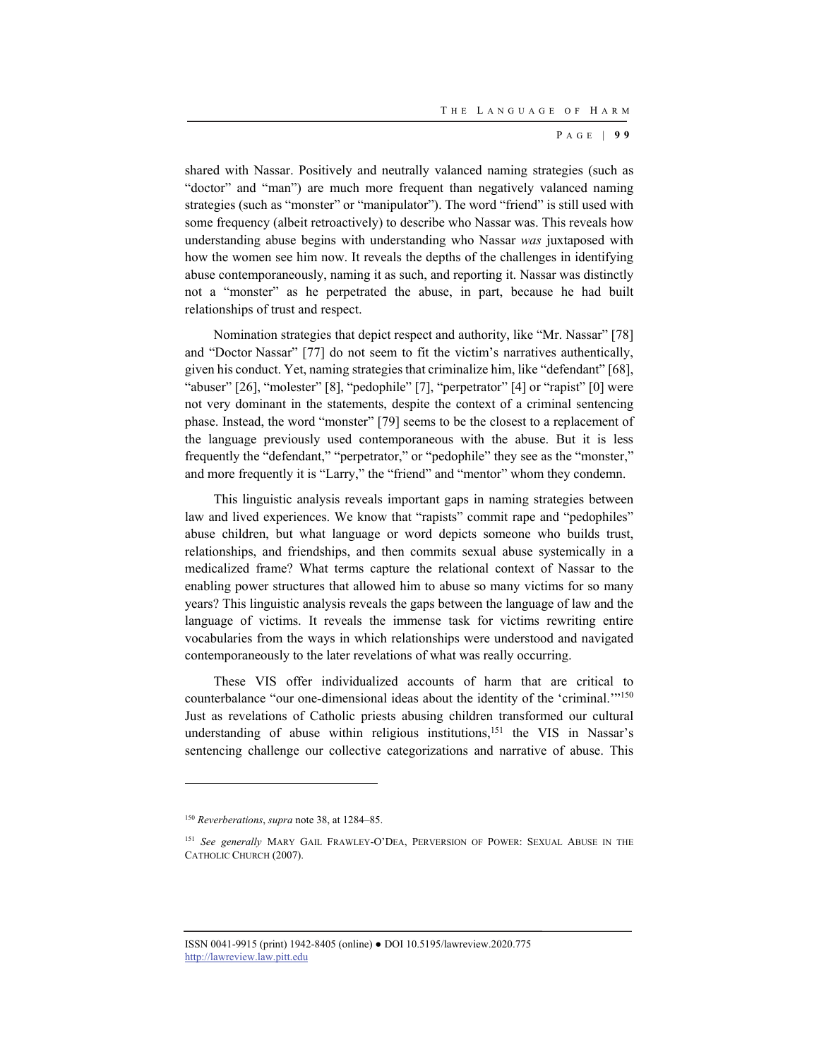shared with Nassar. Positively and neutrally valanced naming strategies (such as "doctor" and "man") are much more frequent than negatively valanced naming strategies (such as "monster" or "manipulator"). The word "friend" is still used with some frequency (albeit retroactively) to describe who Nassar was. This reveals how understanding abuse begins with understanding who Nassar *was* juxtaposed with how the women see him now. It reveals the depths of the challenges in identifying abuse contemporaneously, naming it as such, and reporting it. Nassar was distinctly not a "monster" as he perpetrated the abuse, in part, because he had built relationships of trust and respect.

Nomination strategies that depict respect and authority, like "Mr. Nassar" [78] and "Doctor Nassar" [77] do not seem to fit the victim's narratives authentically, given his conduct. Yet, naming strategies that criminalize him, like "defendant" [68], "abuser" [26], "molester" [8], "pedophile" [7], "perpetrator" [4] or "rapist" [0] were not very dominant in the statements, despite the context of a criminal sentencing phase. Instead, the word "monster" [79] seems to be the closest to a replacement of the language previously used contemporaneous with the abuse. But it is less frequently the "defendant," "perpetrator," or "pedophile" they see as the "monster," and more frequently it is "Larry," the "friend" and "mentor" whom they condemn.

This linguistic analysis reveals important gaps in naming strategies between law and lived experiences. We know that "rapists" commit rape and "pedophiles" abuse children, but what language or word depicts someone who builds trust, relationships, and friendships, and then commits sexual abuse systemically in a medicalized frame? What terms capture the relational context of Nassar to the enabling power structures that allowed him to abuse so many victims for so many years? This linguistic analysis reveals the gaps between the language of law and the language of victims. It reveals the immense task for victims rewriting entire vocabularies from the ways in which relationships were understood and navigated contemporaneously to the later revelations of what was really occurring.

These VIS offer individualized accounts of harm that are critical to counterbalance "our one-dimensional ideas about the identity of the 'criminal.'"[150] Just as revelations of Catholic priests abusing children transformed our cultural understanding of abuse within religious institutions,[151] the VIS in Nassar's sentencing challenge our collective categorizations and narrative of abuse. This

---

[150] *Reverberations*, *supra* note 38, at 1284–85.

[151] *See generally* MARY GAIL FRAWLEY-O'DEA, PERVERSION OF POWER: SEXUAL ABUSE IN THE CATHOLIC CHURCH (2007).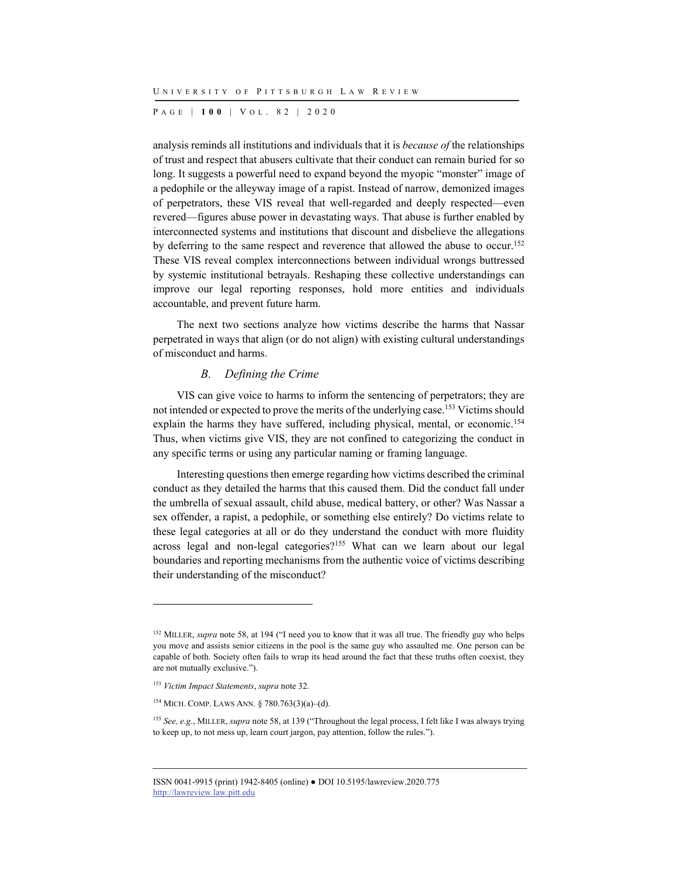analysis reminds all institutions and individuals that it is *because of* the relationships of trust and respect that abusers cultivate that their conduct can remain buried for so long. It suggests a powerful need to expand beyond the myopic "monster" image of a pedophile or the alleyway image of a rapist. Instead of narrow, demonized images of perpetrators, these VIS reveal that well-regarded and deeply respected—even revered—figures abuse power in devastating ways. That abuse is further enabled by interconnected systems and institutions that discount and disbelieve the allegations by deferring to the same respect and reverence that allowed the abuse to occur.[152] These VIS reveal complex interconnections between individual wrongs buttressed by systemic institutional betrayals. Reshaping these collective understandings can improve our legal reporting responses, hold more entities and individuals accountable, and prevent future harm.

The next two sections analyze how victims describe the harms that Nassar perpetrated in ways that align (or do not align) with existing cultural understandings of misconduct and harms.

### *B. Defining the Crime*

VIS can give voice to harms to inform the sentencing of perpetrators; they are not intended or expected to prove the merits of the underlying case.[153] Victims should explain the harms they have suffered, including physical, mental, or economic.[154] Thus, when victims give VIS, they are not confined to categorizing the conduct in any specific terms or using any particular naming or framing language.

Interesting questions then emerge regarding how victims described the criminal conduct as they detailed the harms that this caused them. Did the conduct fall under the umbrella of sexual assault, child abuse, medical battery, or other? Was Nassar a sex offender, a rapist, a pedophile, or something else entirely? Do victims relate to these legal categories at all or do they understand the conduct with more fluidity across legal and non-legal categories?[155] What can we learn about our legal boundaries and reporting mechanisms from the authentic voice of victims describing their understanding of the misconduct?

---

[152] MILLER, *supra* note 58, at 194 ("I need you to know that it was all true. The friendly guy who helps you move and assists senior citizens in the pool is the same guy who assaulted me. One person can be capable of both. Society often fails to wrap its head around the fact that these truths often coexist, they are not mutually exclusive.").

[153] *Victim Impact Statements*, *supra* note 32.

[154] MICH. COMP. LAWS ANN. § 780.763(3)(a)–(d).

[155] *See, e.g.*, MILLER, *supra* note 58, at 139 ("Throughout the legal process, I felt like I was always trying to keep up, to not mess up, learn court jargon, pay attention, follow the rules.").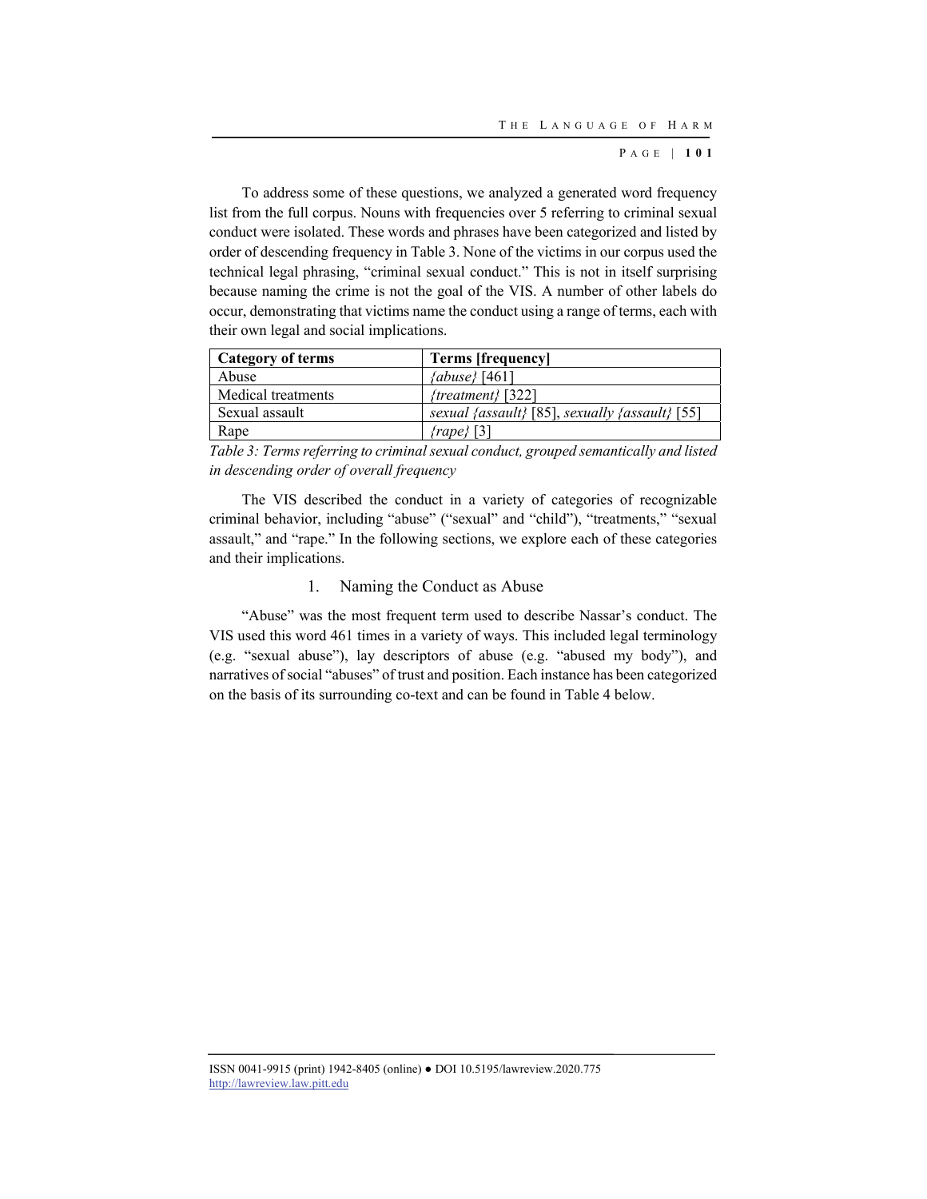To address some of these questions, we analyzed a generated word frequency list from the full corpus. Nouns with frequencies over 5 referring to criminal sexual conduct were isolated. These words and phrases have been categorized and listed by order of descending frequency in Table 3. None of the victims in our corpus used the technical legal phrasing, "criminal sexual conduct." This is not in itself surprising because naming the crime is not the goal of the VIS. A number of other labels do occur, demonstrating that victims name the conduct using a range of terms, each with their own legal and social implications.

| **Category of terms** | **Terms [frequency]** |
|---|---|
| Abuse | *{abuse}* [461] |
| Medical treatments | *{treatment}* [322] |
| Sexual assault | *sexual {assault}* [85], *sexually {assault}* [55] |
| Rape | *{rape}* [3] |

*Table 3: Terms referring to criminal sexual conduct, grouped semantically and listed in descending order of overall frequency*

The VIS described the conduct in a variety of categories of recognizable criminal behavior, including "abuse" ("sexual" and "child"), "treatments," "sexual assault," and "rape." In the following sections, we explore each of these categories and their implications.

### 1. Naming the Conduct as Abuse

"Abuse" was the most frequent term used to describe Nassar's conduct. The VIS used this word 461 times in a variety of ways. This included legal terminology (e.g. "sexual abuse"), lay descriptors of abuse (e.g. "abused my body"), and narratives of social "abuses" of trust and position. Each instance has been categorized on the basis of its surrounding co-text and can be found in Table 4 below.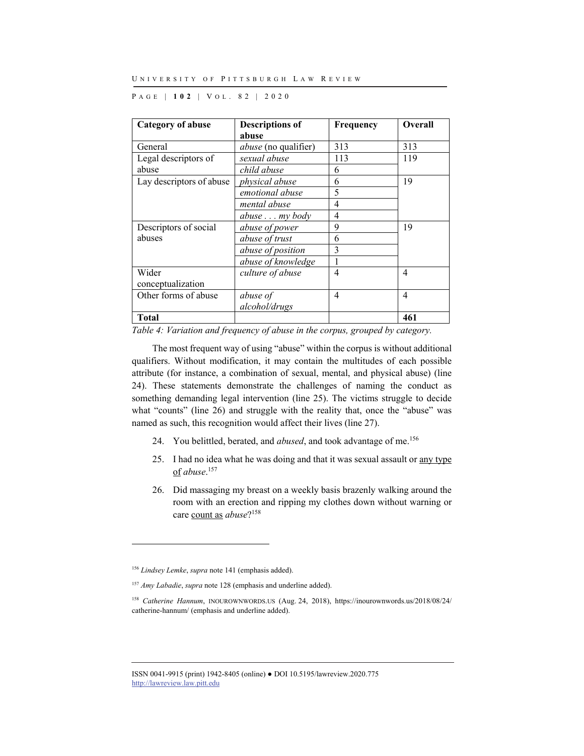| Category of abuse | Descriptions of abuse | Frequency | Overall |
|---|---|---|---|
| General | *abuse* (no qualifier) | 313 | 313 |
| Legal descriptors of abuse | *sexual abuse* | 113 | 119 |
| | *child abuse* | 6 | |
| Lay descriptors of abuse | *physical abuse* | 6 | 19 |
| | *emotional abuse* | 5 | |
| | *mental abuse* | 4 | |
| | *abuse . . . my body* | 4 | |
| Descriptors of social abuses | *abuse of power* | 9 | 19 |
| | *abuse of trust* | 6 | |
| | *abuse of position* | 3 | |
| | *abuse of knowledge* | 1 | |
| Wider conceptualization | *culture of abuse* | 4 | 4 |
| Other forms of abuse | *abuse of alcohol/drugs* | 4 | 4 |
| **Total** | | | **461** |

*Table 4: Variation and frequency of abuse in the corpus, grouped by category.*

The most frequent way of using "abuse" within the corpus is without additional qualifiers. Without modification, it may contain the multitudes of each possible attribute (for instance, a combination of sexual, mental, and physical abuse) (line 24). These statements demonstrate the challenges of naming the conduct as something demanding legal intervention (line 25). The victims struggle to decide what "counts" (line 26) and struggle with the reality that, once the "abuse" was named as such, this recognition would affect their lives (line 27).

24. You belittled, berated, and *abused*, and took advantage of me.[156]

25. I had no idea what he was doing and that it was sexual assault or <u>any type of</u> *abuse*.[157]

26. Did massaging my breast on a weekly basis brazenly walking around the room with an erection and ripping my clothes down without warning or care <u>count as</u> *abuse*?[158]

---

[156] *Lindsey Lemke*, *supra* note 141 (emphasis added).

[157] *Amy Labadie*, *supra* note 128 (emphasis and underline added).

[158] *Catherine Hannum*, INOUROWNWORDS.US (Aug. 24, 2018), https://inourownwords.us/2018/08/24/catherine-hannum/ (emphasis and underline added).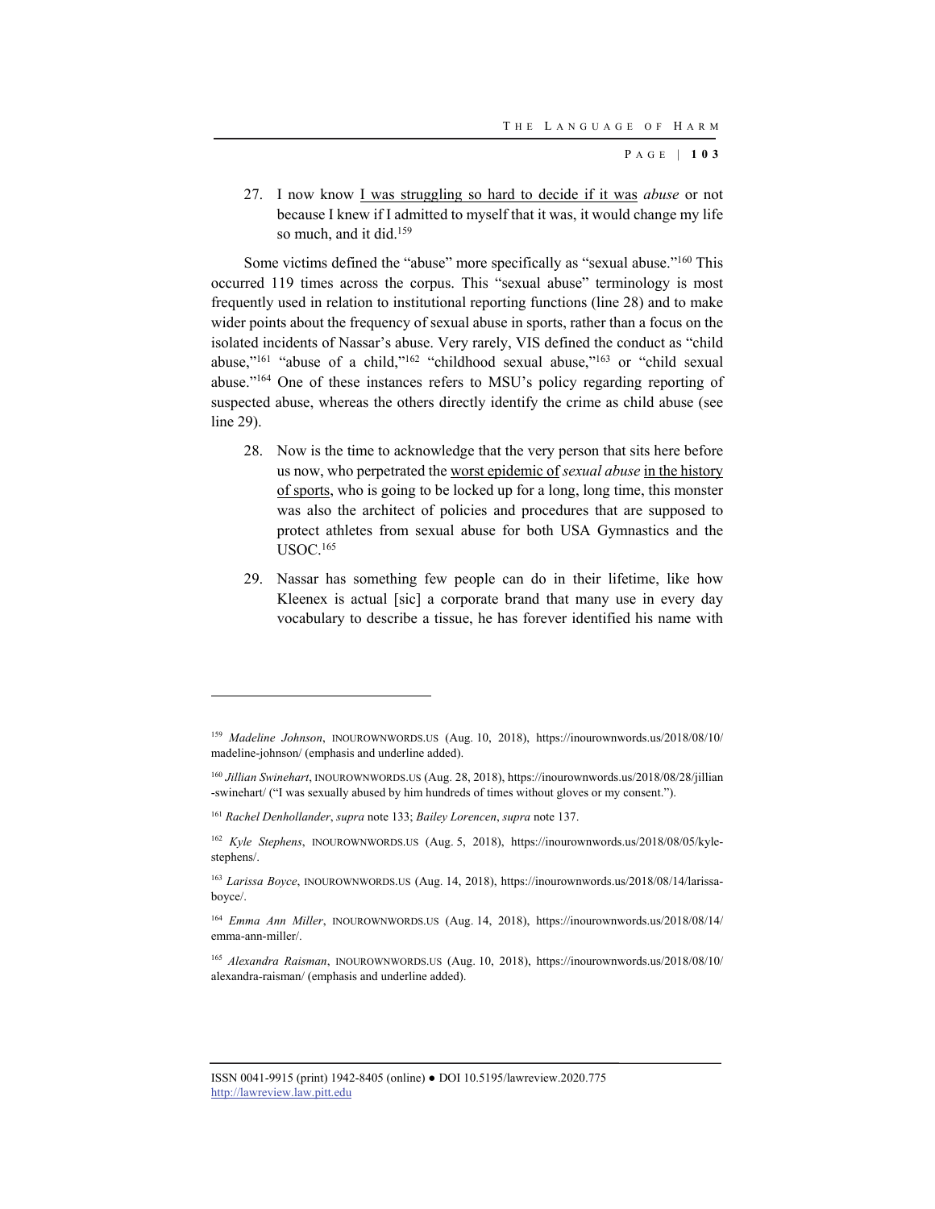27. I now know <u>I was struggling so hard to decide if it was</u> *abuse* or not because I knew if I admitted to myself that it was, it would change my life so much, and it did.[159]

Some victims defined the "abuse" more specifically as "sexual abuse."[160] This occurred 119 times across the corpus. This "sexual abuse" terminology is most frequently used in relation to institutional reporting functions (line 28) and to make wider points about the frequency of sexual abuse in sports, rather than a focus on the isolated incidents of Nassar's abuse. Very rarely, VIS defined the conduct as "child abuse,"[161] "abuse of a child,"[162] "childhood sexual abuse,"[163] or "child sexual abuse."[164] One of these instances refers to MSU's policy regarding reporting of suspected abuse, whereas the others directly identify the crime as child abuse (see line 29).

28. Now is the time to acknowledge that the very person that sits here before us now, who perpetrated the <u>worst epidemic of</u> *<u>sexual abuse</u>* <u>in the history of sports</u>, who is going to be locked up for a long, long time, this monster was also the architect of policies and procedures that are supposed to protect athletes from sexual abuse for both USA Gymnastics and the USOC.[165]

29. Nassar has something few people can do in their lifetime, like how Kleenex is actual [sic] a corporate brand that many use in every day vocabulary to describe a tissue, he has forever identified his name with

---

[159] *Madeline Johnson*, INOUROWNWORDS.US (Aug. 10, 2018), https://inourownwords.us/2018/08/10/madeline-johnson/ (emphasis and underline added).

[160] *Jillian Swinehart*, INOUROWNWORDS.US (Aug. 28, 2018), https://inourownwords.us/2018/08/28/jillian-swinehart/ ("I was sexually abused by him hundreds of times without gloves or my consent.").

[161] *Rachel Denhollander*, *supra* note 133; *Bailey Lorencen*, *supra* note 137.

[162] *Kyle Stephens*, INOUROWNWORDS.US (Aug. 5, 2018), https://inourownwords.us/2018/08/05/kyle-stephens/.

[163] *Larissa Boyce*, INOUROWNWORDS.US (Aug. 14, 2018), https://inourownwords.us/2018/08/14/larissa-boyce/.

[164] *Emma Ann Miller*, INOUROWNWORDS.US (Aug. 14, 2018), https://inourownwords.us/2018/08/14/emma-ann-miller/.

[165] *Alexandra Raisman*, INOUROWNWORDS.US (Aug. 10, 2018), https://inourownwords.us/2018/08/10/alexandra-raisman/ (emphasis and underline added).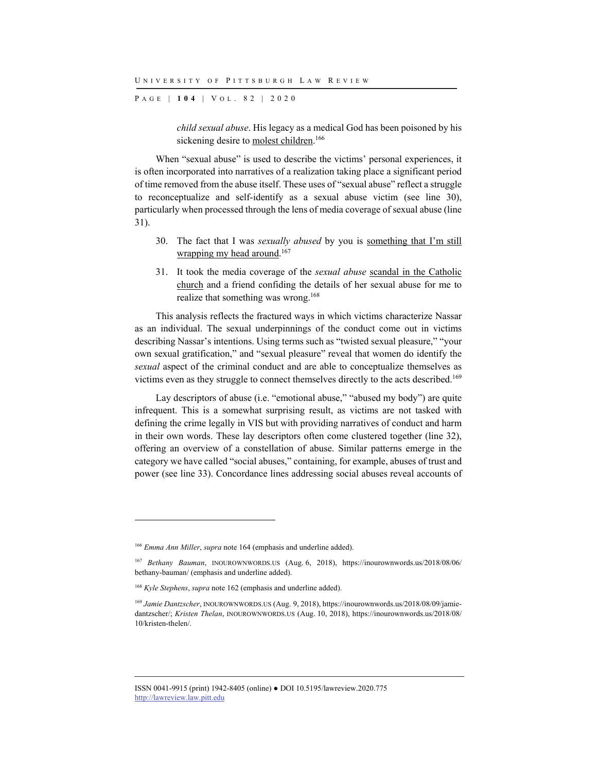*child sexual abuse*. His legacy as a medical God has been poisoned by his sickening desire to <u>molest children</u>.[166]

When "sexual abuse" is used to describe the victims' personal experiences, it is often incorporated into narratives of a realization taking place a significant period of time removed from the abuse itself. These uses of "sexual abuse" reflect a struggle to reconceptualize and self-identify as a sexual abuse victim (see line 30), particularly when processed through the lens of media coverage of sexual abuse (line 31).

30. The fact that I was *sexually abused* by you is <u>something that I'm still wrapping my head around</u>.[167]
31. It took the media coverage of the *sexual abuse* <u>scandal in the Catholic church</u> and a friend confiding the details of her sexual abuse for me to realize that something was wrong.[168]

This analysis reflects the fractured ways in which victims characterize Nassar as an individual. The sexual underpinnings of the conduct come out in victims describing Nassar's intentions. Using terms such as "twisted sexual pleasure," "your own sexual gratification," and "sexual pleasure" reveal that women do identify the *sexual* aspect of the criminal conduct and are able to conceptualize themselves as victims even as they struggle to connect themselves directly to the acts described.[169]

Lay descriptors of abuse (i.e. "emotional abuse," "abused my body") are quite infrequent. This is a somewhat surprising result, as victims are not tasked with defining the crime legally in VIS but with providing narratives of conduct and harm in their own words. These lay descriptors often come clustered together (line 32), offering an overview of a constellation of abuse. Similar patterns emerge in the category we have called "social abuses," containing, for example, abuses of trust and power (see line 33). Concordance lines addressing social abuses reveal accounts of

---

[166] *Emma Ann Miller*, *supra* note 164 (emphasis and underline added).

[167] *Bethany Bauman*, INOUROWNWORDS.US (Aug. 6, 2018), https://inourownwords.us/2018/08/06/bethany-bauman/ (emphasis and underline added).

[168] *Kyle Stephens*, *supra* note 162 (emphasis and underline added).

[169] *Jamie Dantzscher*, INOUROWNWORDS.US (Aug. 9, 2018), https://inourownwords.us/2018/08/09/jamie-dantzscher/; *Kristen Thelan*, INOUROWNWORDS.US (Aug. 10, 2018), https://inourownwords.us/2018/08/10/kristen-thelen/.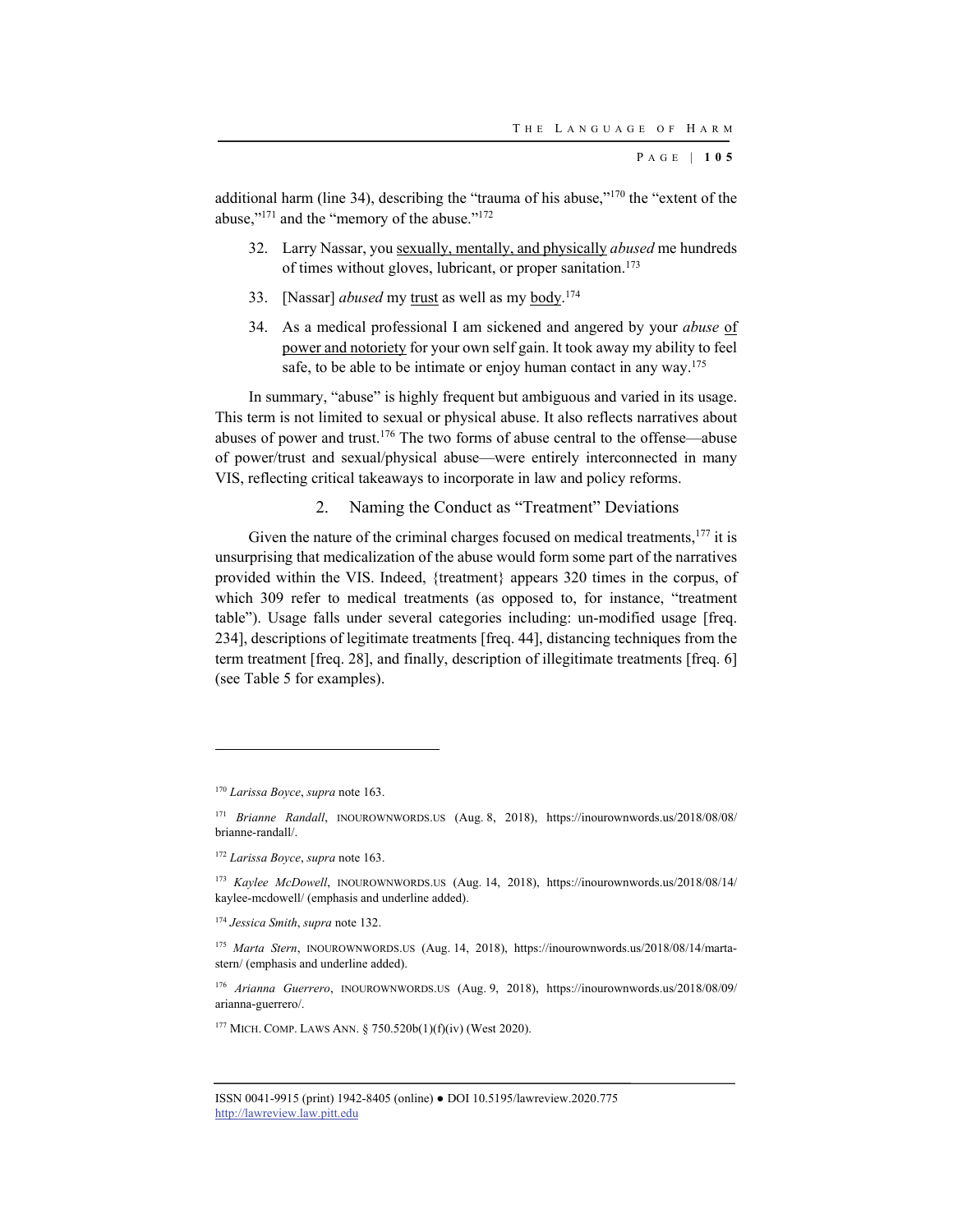additional harm (line 34), describing the "trauma of his abuse,"[170] the "extent of the abuse,"[171] and the "memory of the abuse."[172]

32. Larry Nassar, you <u>sexually, mentally, and physically</u> *abused* me hundreds of times without gloves, lubricant, or proper sanitation.[173]

33. [Nassar] *abused* my <u>trust</u> as well as my <u>body</u>.[174]

34. As a medical professional I am sickened and angered by your *abuse* <u>of power and notoriety</u> for your own self gain. It took away my ability to feel safe, to be able to be intimate or enjoy human contact in any way.[175]

In summary, "abuse" is highly frequent but ambiguous and varied in its usage. This term is not limited to sexual or physical abuse. It also reflects narratives about abuses of power and trust.[176] The two forms of abuse central to the offense—abuse of power/trust and sexual/physical abuse—were entirely interconnected in many VIS, reflecting critical takeaways to incorporate in law and policy reforms.

### 2. Naming the Conduct as "Treatment" Deviations

Given the nature of the criminal charges focused on medical treatments,[177] it is unsurprising that medicalization of the abuse would form some part of the narratives provided within the VIS. Indeed, {treatment} appears 320 times in the corpus, of which 309 refer to medical treatments (as opposed to, for instance, "treatment table"). Usage falls under several categories including: un-modified usage [freq. 234], descriptions of legitimate treatments [freq. 44], distancing techniques from the term treatment [freq. 28], and finally, description of illegitimate treatments [freq. 6] (see Table 5 for examples).

---

[170] *Larissa Boyce*, *supra* note 163.

[171] *Brianne Randall*, INOUROWNWORDS.US (Aug. 8, 2018), https://inourownwords.us/2018/08/08/brianne-randall/.

[172] *Larissa Boyce*, *supra* note 163.

[173] *Kaylee McDowell*, INOUROWNWORDS.US (Aug. 14, 2018), https://inourownwords.us/2018/08/14/kaylee-mcdowell/ (emphasis and underline added).

[174] *Jessica Smith*, *supra* note 132.

[175] *Marta Stern*, INOUROWNWORDS.US (Aug. 14, 2018), https://inourownwords.us/2018/08/14/marta-stern/ (emphasis and underline added).

[176] *Arianna Guerrero*, INOUROWNWORDS.US (Aug. 9, 2018), https://inourownwords.us/2018/08/09/arianna-guerrero/.

[177] MICH. COMP. LAWS ANN. § 750.520b(1)(f)(iv) (West 2020).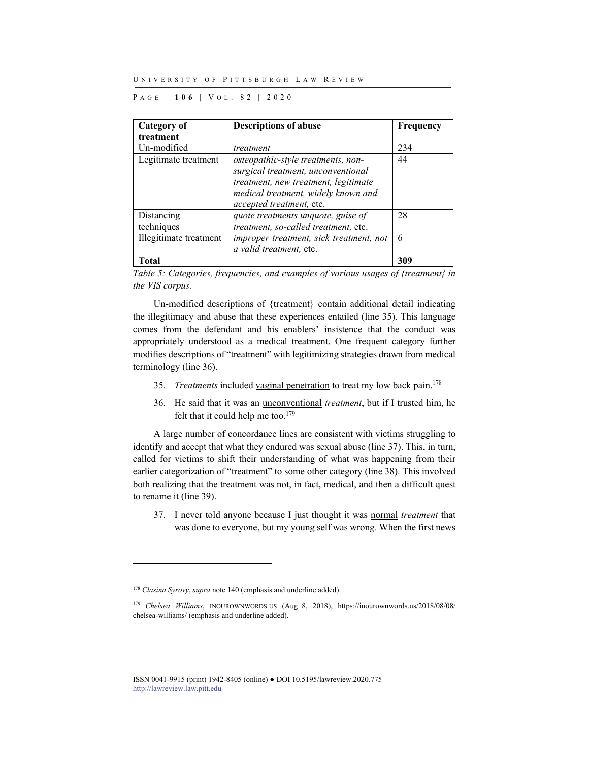| Category of treatment | Descriptions of abuse | Frequency |
|---|---|---|
| Un-modified | *treatment* | 234 |
| Legitimate treatment | *osteopathic-style treatments, non-surgical treatment, unconventional treatment, new treatment, legitimate medical treatment, widely known and accepted treatment,* etc. | 44 |
| Distancing techniques | *quote treatments unquote, guise of treatment, so-called treatment,* etc. | 28 |
| Illegitimate treatment | *improper treatment, sick treatment, not a valid treatment,* etc. | 6 |
| **Total** | | **309** |

*Table 5: Categories, frequencies, and examples of various usages of {treatment} in the VIS corpus.*

Un-modified descriptions of {treatment} contain additional detail indicating the illegitimacy and abuse that these experiences entailed (line 35). This language comes from the defendant and his enablers' insistence that the conduct was appropriately understood as a medical treatment. One frequent category further modifies descriptions of "treatment" with legitimizing strategies drawn from medical terminology (line 36).

35. *Treatments* included <u>vaginal penetration</u> to treat my low back pain.[178]

36. He said that it was an <u>unconventional</u> *treatment*, but if I trusted him, he felt that it could help me too.[179]

A large number of concordance lines are consistent with victims struggling to identify and accept that what they endured was sexual abuse (line 37). This, in turn, called for victims to shift their understanding of what was happening from their earlier categorization of "treatment" to some other category (line 38). This involved both realizing that the treatment was not, in fact, medical, and then a difficult quest to rename it (line 39).

37. I never told anyone because I just thought it was <u>normal</u> *treatment* that was done to everyone, but my young self was wrong. When the first news

---

[178] *Clasina Syrovy*, *supra* note 140 (emphasis and underline added).

[179] *Chelsea Williams*, INOUROWNWORDS.US (Aug. 8, 2018), https://inourownwords.us/2018/08/08/chelsea-williams/ (emphasis and underline added).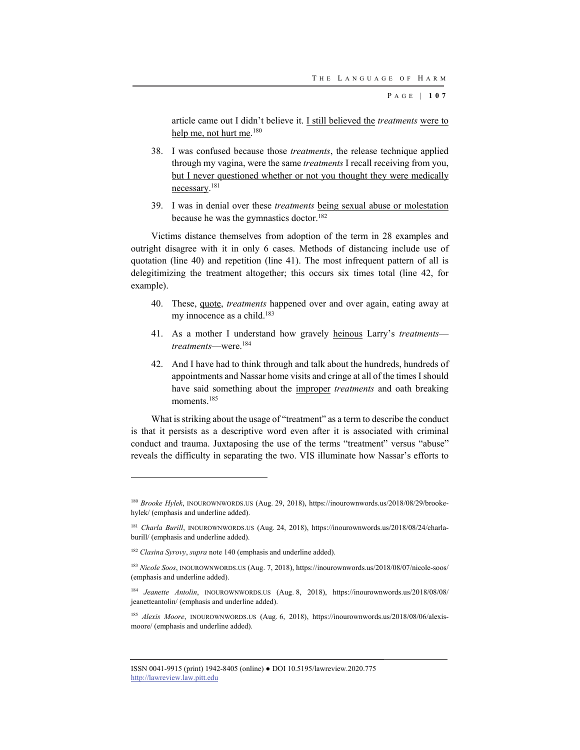article came out I didn't believe it. <u>I still believed the</u> *treatments* <u>were to help me, not hurt me</u>.[180]

38. I was confused because those *treatments*, the release technique applied through my vagina, were the same *treatments* I recall receiving from you, <u>but I never questioned whether or not you thought they were medically necessary</u>.[181]

39. I was in denial over these *treatments* <u>being sexual abuse or molestation</u> because he was the gymnastics doctor.[182]

Victims distance themselves from adoption of the term in 28 examples and outright disagree with it in only 6 cases. Methods of distancing include use of quotation (line 40) and repetition (line 41). The most infrequent pattern of all is delegitimizing the treatment altogether; this occurs six times total (line 42, for example).

40. These, <u>quote</u>, *treatments* happened over and over again, eating away at my innocence as a child.[183]

41. As a mother I understand how gravely <u>heinous</u> Larry's *treatments*—*treatments*—were.[184]

42. And I have had to think through and talk about the hundreds, hundreds of appointments and Nassar home visits and cringe at all of the times I should have said something about the <u>improper</u> *treatments* and oath breaking moments.[185]

What is striking about the usage of "treatment" as a term to describe the conduct is that it persists as a descriptive word even after it is associated with criminal conduct and trauma. Juxtaposing the use of the terms "treatment" versus "abuse" reveals the difficulty in separating the two. VIS illuminate how Nassar's efforts to

---

[180] *Brooke Hylek*, INOUROWNWORDS.US (Aug. 29, 2018), https://inourownwords.us/2018/08/29/brooke-hylek/ (emphasis and underline added).

[181] *Charla Burill*, INOUROWNWORDS.US (Aug. 24, 2018), https://inourownwords.us/2018/08/24/charla-burill/ (emphasis and underline added).

[182] *Clasina Syrovy*, *supra* note 140 (emphasis and underline added).

[183] *Nicole Soos*, INOUROWNWORDS.US (Aug. 7, 2018), https://inourownwords.us/2018/08/07/nicole-soos/ (emphasis and underline added).

[184] *Jeanette Antolin*, INOUROWNWORDS.US (Aug. 8, 2018), https://inourownwords.us/2018/08/08/jeanetteantolin/ (emphasis and underline added).

[185] *Alexis Moore*, INOUROWNWORDS.US (Aug. 6, 2018), https://inourownwords.us/2018/08/06/alexis-moore/ (emphasis and underline added).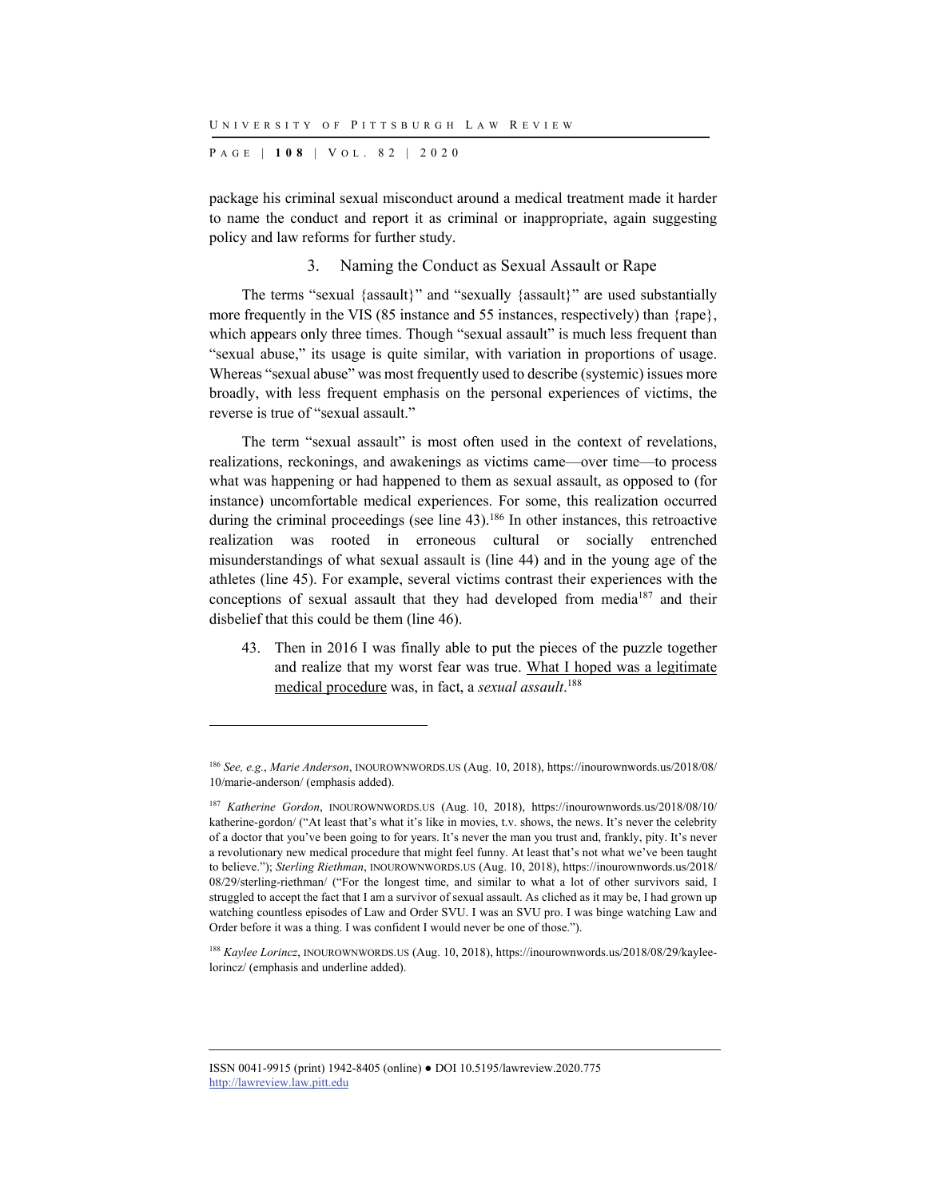package his criminal sexual misconduct around a medical treatment made it harder to name the conduct and report it as criminal or inappropriate, again suggesting policy and law reforms for further study.

### 3. Naming the Conduct as Sexual Assault or Rape

The terms "sexual {assault}" and "sexually {assault}" are used substantially more frequently in the VIS (85 instance and 55 instances, respectively) than {rape}, which appears only three times. Though "sexual assault" is much less frequent than "sexual abuse," its usage is quite similar, with variation in proportions of usage. Whereas "sexual abuse" was most frequently used to describe (systemic) issues more broadly, with less frequent emphasis on the personal experiences of victims, the reverse is true of "sexual assault."

The term "sexual assault" is most often used in the context of revelations, realizations, reckonings, and awakenings as victims came—over time—to process what was happening or had happened to them as sexual assault, as opposed to (for instance) uncomfortable medical experiences. For some, this realization occurred during the criminal proceedings (see line 43).[186] In other instances, this retroactive realization was rooted in erroneous cultural or socially entrenched misunderstandings of what sexual assault is (line 44) and in the young age of the athletes (line 45). For example, several victims contrast their experiences with the conceptions of sexual assault that they had developed from media[187] and their disbelief that this could be them (line 46).

43. Then in 2016 I was finally able to put the pieces of the puzzle together and realize that my worst fear was true. <u>What I hoped was a legitimate medical procedure</u> was, in fact, a *sexual assault*.[188]

---

[186] *See, e.g.*, *Marie Anderson*, INOUROWNWORDS.US (Aug. 10, 2018), https://inourownwords.us/2018/08/10/marie-anderson/ (emphasis added).

[187] *Katherine Gordon*, INOUROWNWORDS.US (Aug. 10, 2018), https://inourownwords.us/2018/08/10/katherine-gordon/ ("At least that's what it's like in movies, t.v. shows, the news. It's never the celebrity of a doctor that you've been going to for years. It's never the man you trust and, frankly, pity. It's never a revolutionary new medical procedure that might feel funny. At least that's not what we've been taught to believe."); *Sterling Riethman*, INOUROWNWORDS.US (Aug. 10, 2018), https://inourownwords.us/2018/08/29/sterling-riethman/ ("For the longest time, and similar to what a lot of other survivors said, I struggled to accept the fact that I am a survivor of sexual assault. As cliched as it may be, I had grown up watching countless episodes of Law and Order SVU. I was an SVU pro. I was binge watching Law and Order before it was a thing. I was confident I would never be one of those.").

[188] *Kaylee Lorincz*, INOUROWNWORDS.US (Aug. 10, 2018), https://inourownwords.us/2018/08/29/kaylee-lorincz/ (emphasis and underline added).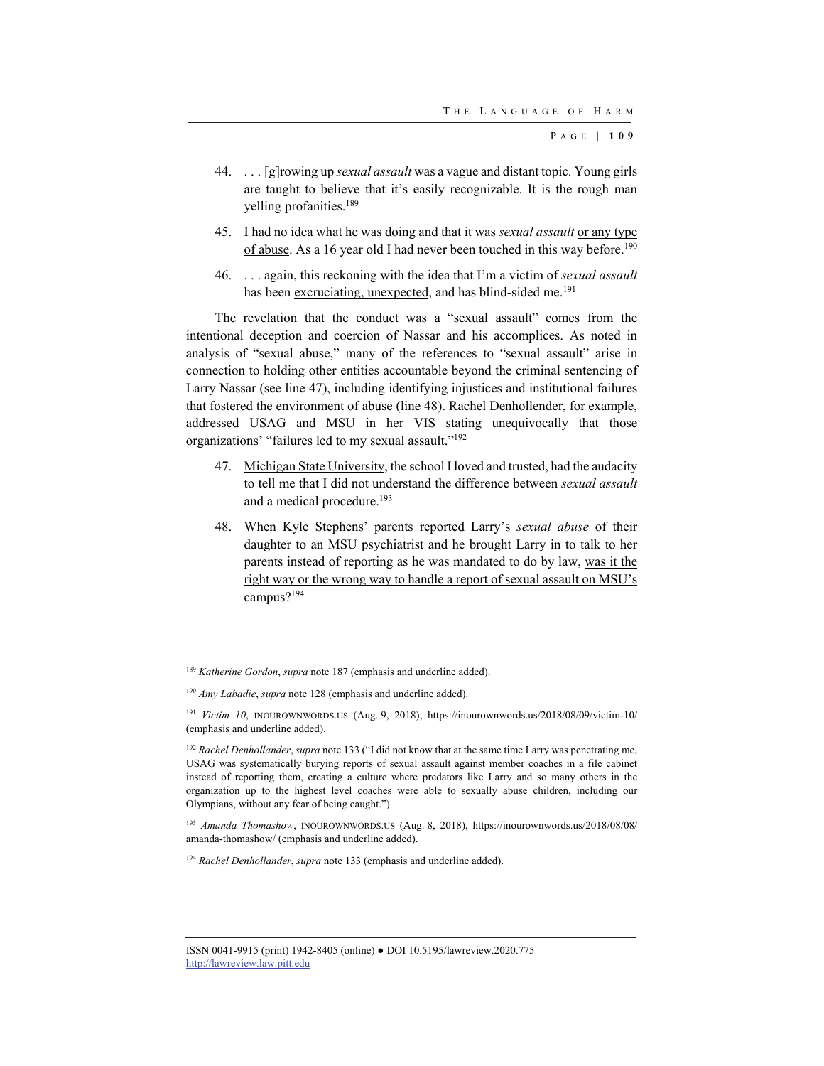44. . . . [g]rowing up *sexual assault* <u>was a vague and distant topic</u>. Young girls are taught to believe that it's easily recognizable. It is the rough man yelling profanities.[189]

45. I had no idea what he was doing and that it was *sexual assault* <u>or any type of abuse</u>. As a 16 year old I had never been touched in this way before.[190]

46. . . . again, this reckoning with the idea that I'm a victim of *sexual assault* has been <u>excruciating, unexpected</u>, and has blind-sided me.[191]

The revelation that the conduct was a "sexual assault" comes from the intentional deception and coercion of Nassar and his accomplices. As noted in analysis of "sexual abuse," many of the references to "sexual assault" arise in connection to holding other entities accountable beyond the criminal sentencing of Larry Nassar (see line 47), including identifying injustices and institutional failures that fostered the environment of abuse (line 48). Rachel Denhollender, for example, addressed USAG and MSU in her VIS stating unequivocally that those organizations' "failures led to my sexual assault."[192]

47. <u>Michigan State University</u>, the school I loved and trusted, had the audacity to tell me that I did not understand the difference between *sexual assault* and a medical procedure.[193]

48. When Kyle Stephens' parents reported Larry's *sexual abuse* of their daughter to an MSU psychiatrist and he brought Larry in to talk to her parents instead of reporting as he was mandated to do by law, <u>was it the right way or the wrong way to handle a report of sexual assault on MSU's campus</u>?[194]

---

[189] *Katherine Gordon*, *supra* note 187 (emphasis and underline added).

[190] *Amy Labadie*, *supra* note 128 (emphasis and underline added).

[191] *Victim 10*, INOUROWNWORDS.US (Aug. 9, 2018), https://inourownwords.us/2018/08/09/victim-10/ (emphasis and underline added).

[192] *Rachel Denhollander*, *supra* note 133 ("I did not know that at the same time Larry was penetrating me, USAG was systematically burying reports of sexual assault against member coaches in a file cabinet instead of reporting them, creating a culture where predators like Larry and so many others in the organization up to the highest level coaches were able to sexually abuse children, including our Olympians, without any fear of being caught.").

[193] *Amanda Thomashow*, INOUROWNWORDS.US (Aug. 8, 2018), https://inourownwords.us/2018/08/08/amanda-thomashow/ (emphasis and underline added).

[194] *Rachel Denhollander*, *supra* note 133 (emphasis and underline added).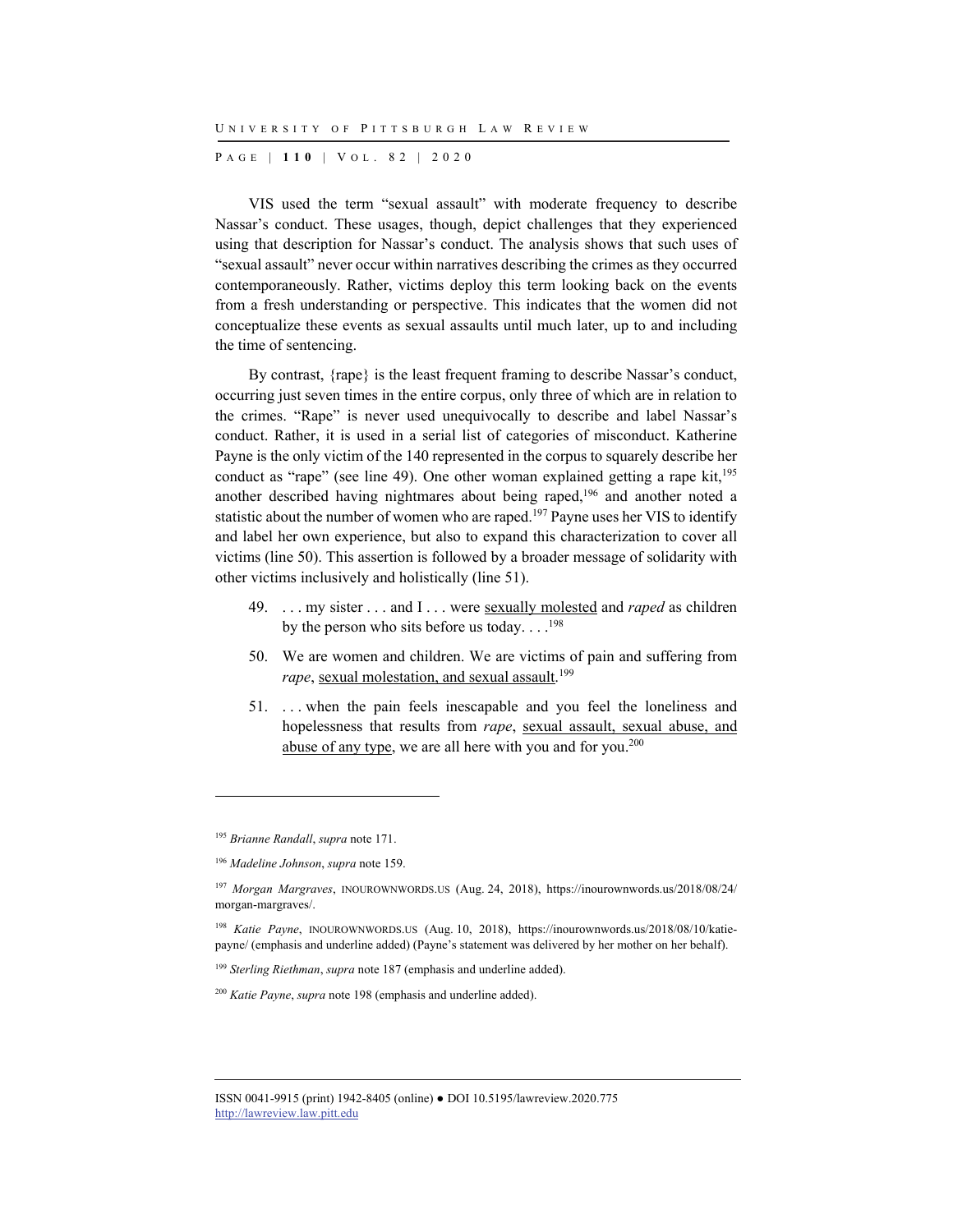VIS used the term "sexual assault" with moderate frequency to describe Nassar's conduct. These usages, though, depict challenges that they experienced using that description for Nassar's conduct. The analysis shows that such uses of "sexual assault" never occur within narratives describing the crimes as they occurred contemporaneously. Rather, victims deploy this term looking back on the events from a fresh understanding or perspective. This indicates that the women did not conceptualize these events as sexual assaults until much later, up to and including the time of sentencing.

By contrast, {rape} is the least frequent framing to describe Nassar's conduct, occurring just seven times in the entire corpus, only three of which are in relation to the crimes. "Rape" is never used unequivocally to describe and label Nassar's conduct. Rather, it is used in a serial list of categories of misconduct. Katherine Payne is the only victim of the 140 represented in the corpus to squarely describe her conduct as "rape" (see line 49). One other woman explained getting a rape kit,[195] another described having nightmares about being raped,[196] and another noted a statistic about the number of women who are raped.[197] Payne uses her VIS to identify and label her own experience, but also to expand this characterization to cover all victims (line 50). This assertion is followed by a broader message of solidarity with other victims inclusively and holistically (line 51).

49. . . . my sister . . . and I . . . were <u>sexually molested</u> and *raped* as children by the person who sits before us today. . . .[198]

50. We are women and children. We are victims of pain and suffering from *rape*, <u>sexual molestation, and sexual assault</u>.[199]

51. . . . when the pain feels inescapable and you feel the loneliness and hopelessness that results from *rape*, <u>sexual assault, sexual abuse, and abuse of any type</u>, we are all here with you and for you.[200]

---

[195] *Brianne Randall*, *supra* note 171.

[196] *Madeline Johnson*, *supra* note 159.

[197] *Morgan Margraves*, INOUROWNWORDS.US (Aug. 24, 2018), https://inourownwords.us/2018/08/24/morgan-margraves/.

[198] *Katie Payne*, INOUROWNWORDS.US (Aug. 10, 2018), https://inourownwords.us/2018/08/10/katie-payne/ (emphasis and underline added) (Payne's statement was delivered by her mother on her behalf).

[199] *Sterling Riethman*, *supra* note 187 (emphasis and underline added).

[200] *Katie Payne*, *supra* note 198 (emphasis and underline added).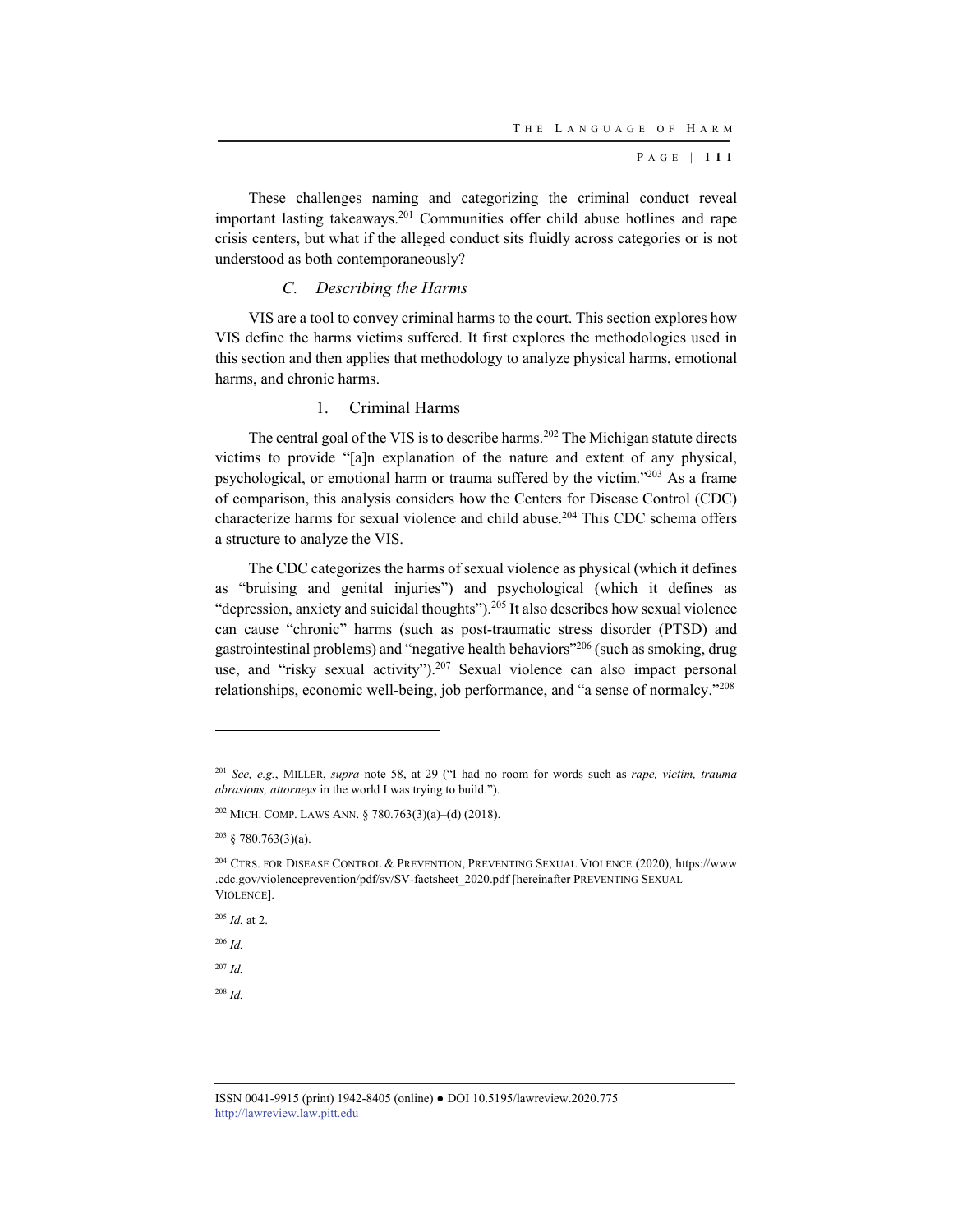These challenges naming and categorizing the criminal conduct reveal important lasting takeaways.[201] Communities offer child abuse hotlines and rape crisis centers, but what if the alleged conduct sits fluidly across categories or is not understood as both contemporaneously?

### *C. Describing the Harms*

VIS are a tool to convey criminal harms to the court. This section explores how VIS define the harms victims suffered. It first explores the methodologies used in this section and then applies that methodology to analyze physical harms, emotional harms, and chronic harms.

#### 1. Criminal Harms

The central goal of the VIS is to describe harms.[202] The Michigan statute directs victims to provide "[a]n explanation of the nature and extent of any physical, psychological, or emotional harm or trauma suffered by the victim."[203] As a frame of comparison, this analysis considers how the Centers for Disease Control (CDC) characterize harms for sexual violence and child abuse.[204] This CDC schema offers a structure to analyze the VIS.

The CDC categorizes the harms of sexual violence as physical (which it defines as "bruising and genital injuries") and psychological (which it defines as "depression, anxiety and suicidal thoughts").[205] It also describes how sexual violence can cause "chronic" harms (such as post-traumatic stress disorder (PTSD) and gastrointestinal problems) and "negative health behaviors"[206] (such as smoking, drug use, and "risky sexual activity").[207] Sexual violence can also impact personal relationships, economic well-being, job performance, and "a sense of normalcy."[208]

---

[201] *See, e.g.*, MILLER, *supra* note 58, at 29 ("I had no room for words such as *rape, victim, trauma abrasions, attorneys* in the world I was trying to build.").

[202] MICH. COMP. LAWS ANN. § 780.763(3)(a)–(d) (2018).

[203] § 780.763(3)(a).

[204] CTRS. FOR DISEASE CONTROL & PREVENTION, PREVENTING SEXUAL VIOLENCE (2020), https://www.cdc.gov/violenceprevention/pdf/sv/SV-factsheet_2020.pdf [hereinafter PREVENTING SEXUAL VIOLENCE].

[205] *Id.* at 2.

[206] *Id.*

[207] *Id.*

[208] *Id.*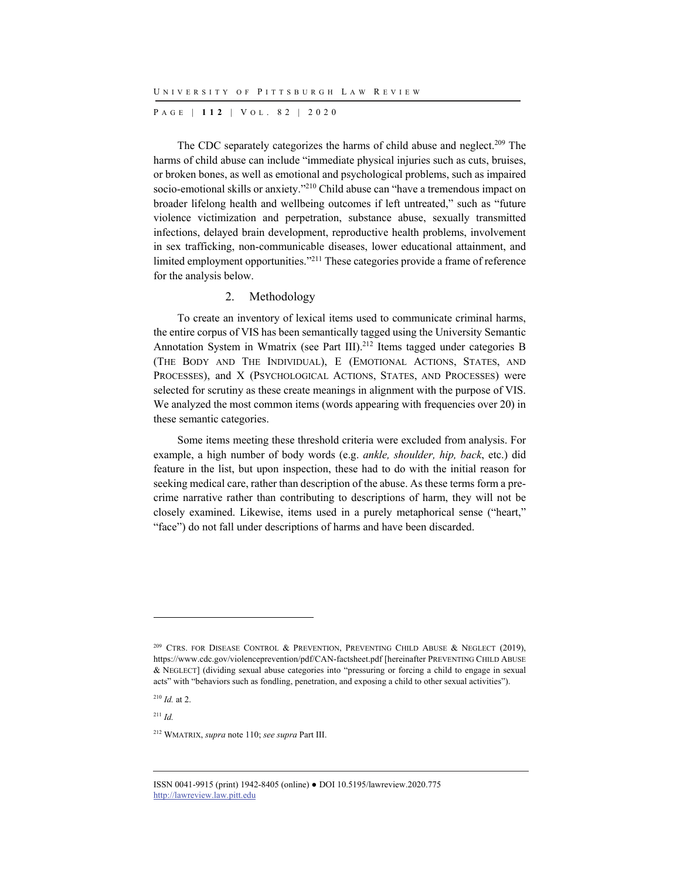The CDC separately categorizes the harms of child abuse and neglect.[209] The harms of child abuse can include "immediate physical injuries such as cuts, bruises, or broken bones, as well as emotional and psychological problems, such as impaired socio-emotional skills or anxiety."[210] Child abuse can "have a tremendous impact on broader lifelong health and wellbeing outcomes if left untreated," such as "future violence victimization and perpetration, substance abuse, sexually transmitted infections, delayed brain development, reproductive health problems, involvement in sex trafficking, non-communicable diseases, lower educational attainment, and limited employment opportunities."[211] These categories provide a frame of reference for the analysis below.

### 2. Methodology

To create an inventory of lexical items used to communicate criminal harms, the entire corpus of VIS has been semantically tagged using the University Semantic Annotation System in Wmatrix (see Part III).[212] Items tagged under categories B (THE BODY AND THE INDIVIDUAL), E (EMOTIONAL ACTIONS, STATES, AND PROCESSES), and X (PSYCHOLOGICAL ACTIONS, STATES, AND PROCESSES) were selected for scrutiny as these create meanings in alignment with the purpose of VIS. We analyzed the most common items (words appearing with frequencies over 20) in these semantic categories.

Some items meeting these threshold criteria were excluded from analysis. For example, a high number of body words (e.g. *ankle, shoulder, hip, back*, etc.) did feature in the list, but upon inspection, these had to do with the initial reason for seeking medical care, rather than description of the abuse. As these terms form a pre-crime narrative rather than contributing to descriptions of harm, they will not be closely examined. Likewise, items used in a purely metaphorical sense ("heart," "face") do not fall under descriptions of harms and have been discarded.

---

[209] CTRS. FOR DISEASE CONTROL & PREVENTION, PREVENTING CHILD ABUSE & NEGLECT (2019), https://www.cdc.gov/violenceprevention/pdf/CAN-factsheet.pdf [hereinafter PREVENTING CHILD ABUSE & NEGLECT] (dividing sexual abuse categories into "pressuring or forcing a child to engage in sexual acts" with "behaviors such as fondling, penetration, and exposing a child to other sexual activities").

[210] *Id.* at 2.

[211] *Id.*

[212] WMATRIX, *supra* note 110; *see supra* Part III.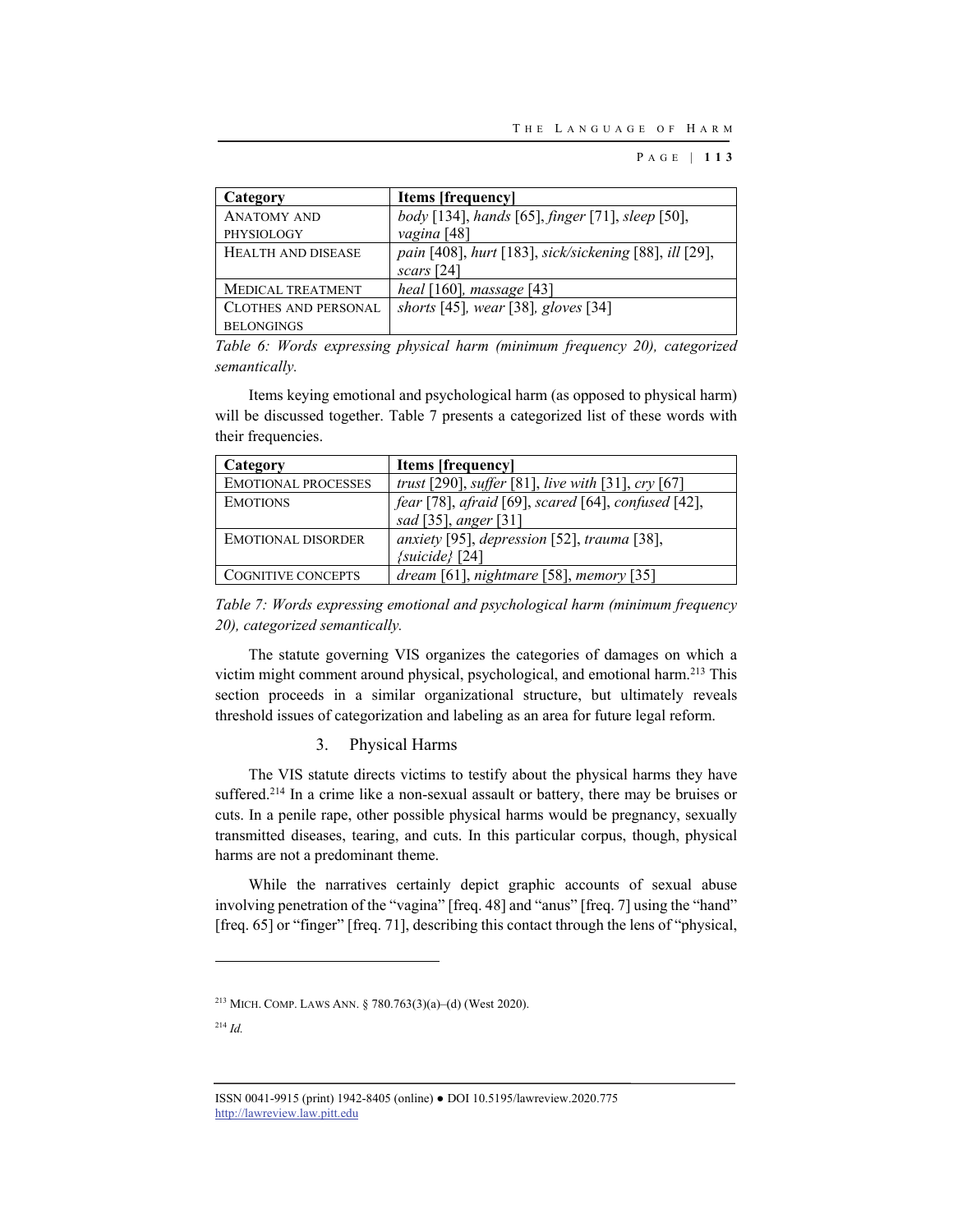| Category | Items [frequency] |
|---|---|
| ANATOMY AND PHYSIOLOGY | *body* [134], *hands* [65], *finger* [71], *sleep* [50], *vagina* [48] |
| HEALTH AND DISEASE | *pain* [408], *hurt* [183], *sick/sickening* [88], *ill* [29], *scars* [24] |
| MEDICAL TREATMENT | *heal* [160], *massage* [43] |
| CLOTHES AND PERSONAL BELONGINGS | *shorts* [45], *wear* [38], *gloves* [34] |

*Table 6: Words expressing physical harm (minimum frequency 20), categorized semantically.*

Items keying emotional and psychological harm (as opposed to physical harm) will be discussed together. Table 7 presents a categorized list of these words with their frequencies.

| Category | Items [frequency] |
|---|---|
| EMOTIONAL PROCESSES | *trust* [290], *suffer* [81], *live with* [31], *cry* [67] |
| EMOTIONS | *fear* [78], *afraid* [69], *scared* [64], *confused* [42], *sad* [35], *anger* [31] |
| EMOTIONAL DISORDER | *anxiety* [95], *depression* [52], *trauma* [38], *{suicide}* [24] |
| COGNITIVE CONCEPTS | *dream* [61], *nightmare* [58], *memory* [35] |

*Table 7: Words expressing emotional and psychological harm (minimum frequency 20), categorized semantically.*

The statute governing VIS organizes the categories of damages on which a victim might comment around physical, psychological, and emotional harm.[213] This section proceeds in a similar organizational structure, but ultimately reveals threshold issues of categorization and labeling as an area for future legal reform.

### 3. Physical Harms

The VIS statute directs victims to testify about the physical harms they have suffered.[214] In a crime like a non-sexual assault or battery, there may be bruises or cuts. In a penile rape, other possible physical harms would be pregnancy, sexually transmitted diseases, tearing, and cuts. In this particular corpus, though, physical harms are not a predominant theme.

While the narratives certainly depict graphic accounts of sexual abuse involving penetration of the "vagina" [freq. 48] and "anus" [freq. 7] using the "hand" [freq. 65] or "finger" [freq. 71], describing this contact through the lens of "physical,

---

[213] MICH. COMP. LAWS ANN. § 780.763(3)(a)–(d) (West 2020).

[214] *Id.*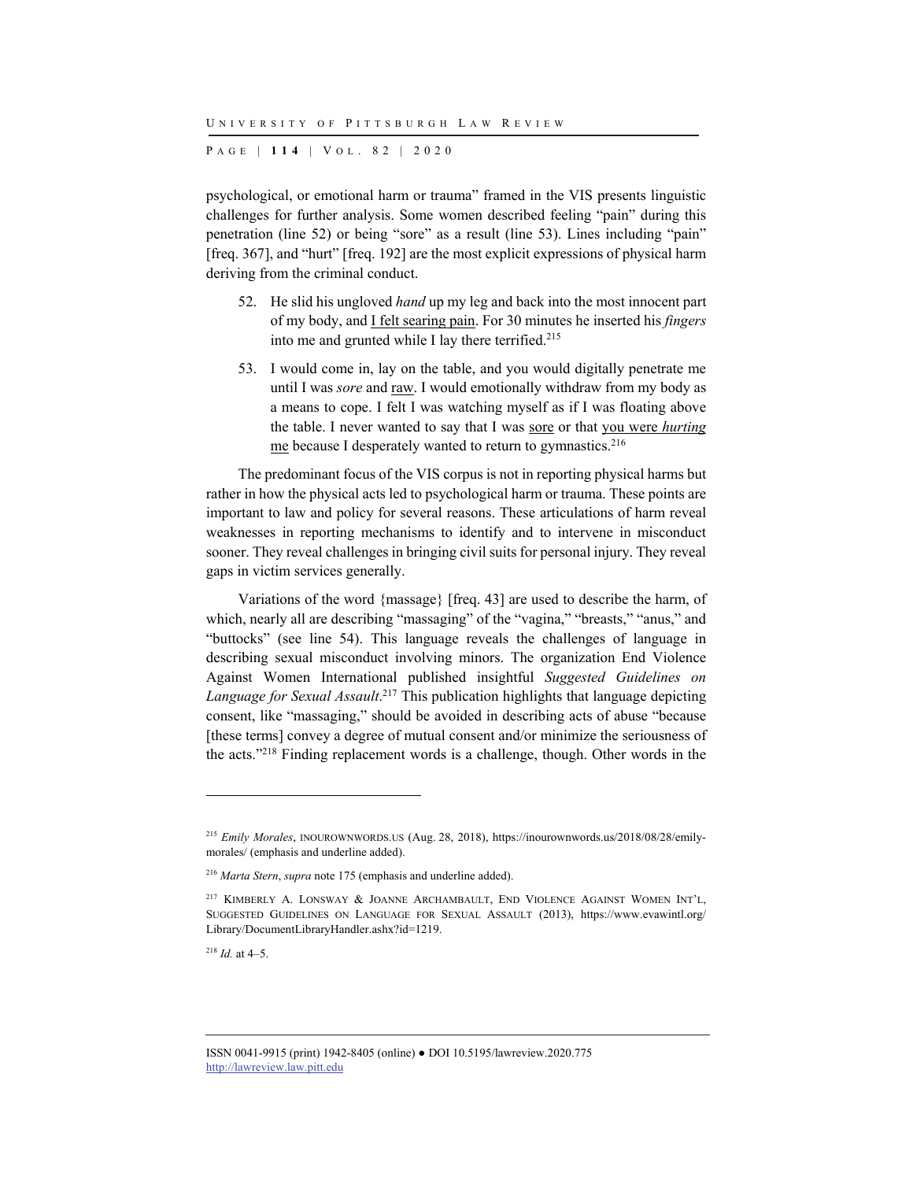psychological, or emotional harm or trauma" framed in the VIS presents linguistic challenges for further analysis. Some women described feeling "pain" during this penetration (line 52) or being "sore" as a result (line 53). Lines including "pain" [freq. 367], and "hurt" [freq. 192] are the most explicit expressions of physical harm deriving from the criminal conduct.

52. He slid his ungloved *hand* up my leg and back into the most innocent part of my body, and <u>I felt searing pain</u>. For 30 minutes he inserted his *fingers* into me and grunted while I lay there terrified.[215]

53. I would come in, lay on the table, and you would digitally penetrate me until I was *sore* and <u>raw</u>. I would emotionally withdraw from my body as a means to cope. I felt I was watching myself as if I was floating above the table. I never wanted to say that I was <u>sore</u> or that <u>you were *hurting* me</u> because I desperately wanted to return to gymnastics.[216]

The predominant focus of the VIS corpus is not in reporting physical harms but rather in how the physical acts led to psychological harm or trauma. These points are important to law and policy for several reasons. These articulations of harm reveal weaknesses in reporting mechanisms to identify and to intervene in misconduct sooner. They reveal challenges in bringing civil suits for personal injury. They reveal gaps in victim services generally.

Variations of the word {massage} [freq. 43] are used to describe the harm, of which, nearly all are describing "massaging" of the "vagina," "breasts," "anus," and "buttocks" (see line 54). This language reveals the challenges of language in describing sexual misconduct involving minors. The organization End Violence Against Women International published insightful *Suggested Guidelines on Language for Sexual Assault*.[217] This publication highlights that language depicting consent, like "massaging," should be avoided in describing acts of abuse "because [these terms] convey a degree of mutual consent and/or minimize the seriousness of the acts."[218] Finding replacement words is a challenge, though. Other words in the

---

[215] *Emily Morales*, INOUROWNWORDS.US (Aug. 28, 2018), https://inourownwords.us/2018/08/28/emily-morales/ (emphasis and underline added).

[216] *Marta Stern*, *supra* note 175 (emphasis and underline added).

[217] KIMBERLY A. LONSWAY & JOANNE ARCHAMBAULT, END VIOLENCE AGAINST WOMEN INT'L, SUGGESTED GUIDELINES ON LANGUAGE FOR SEXUAL ASSAULT (2013), https://www.evawintl.org/Library/DocumentLibraryHandler.ashx?id=1219.

[218] *Id.* at 4–5.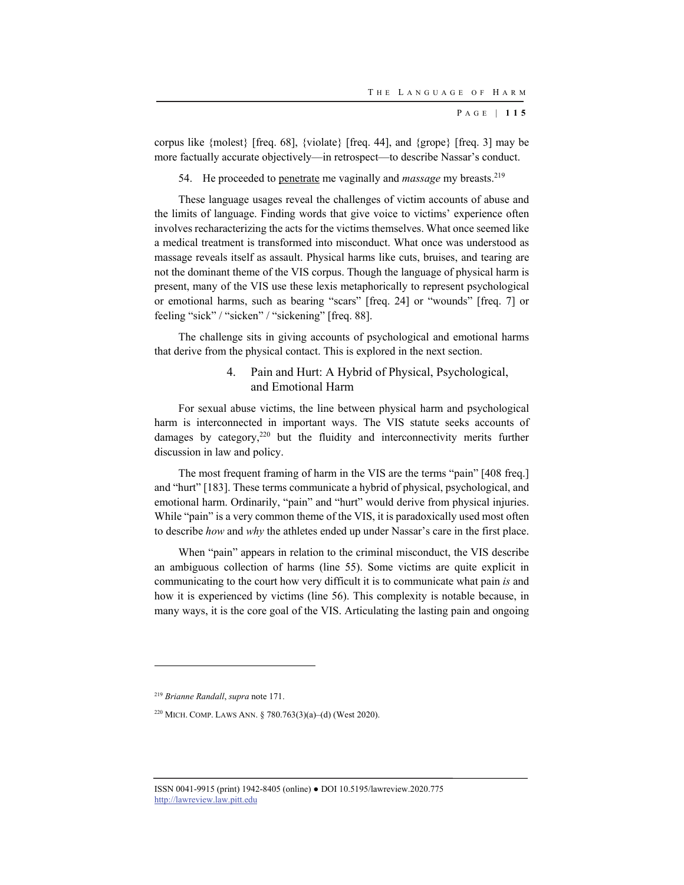corpus like {molest} [freq. 68], {violate} [freq. 44], and {grope} [freq. 3] may be more factually accurate objectively—in retrospect—to describe Nassar's conduct.

54. He proceeded to <u>penetrate</u> me vaginally and *massage* my breasts.[219]

These language usages reveal the challenges of victim accounts of abuse and the limits of language. Finding words that give voice to victims' experience often involves recharacterizing the acts for the victims themselves. What once seemed like a medical treatment is transformed into misconduct. What once was understood as massage reveals itself as assault. Physical harms like cuts, bruises, and tearing are not the dominant theme of the VIS corpus. Though the language of physical harm is present, many of the VIS use these lexis metaphorically to represent psychological or emotional harms, such as bearing "scars" [freq. 24] or "wounds" [freq. 7] or feeling "sick" / "sicken" / "sickening" [freq. 88].

The challenge sits in giving accounts of psychological and emotional harms that derive from the physical contact. This is explored in the next section.

### 4. Pain and Hurt: A Hybrid of Physical, Psychological, and Emotional Harm

For sexual abuse victims, the line between physical harm and psychological harm is interconnected in important ways. The VIS statute seeks accounts of damages by category,[220] but the fluidity and interconnectivity merits further discussion in law and policy.

The most frequent framing of harm in the VIS are the terms "pain" [408 freq.] and "hurt" [183]. These terms communicate a hybrid of physical, psychological, and emotional harm. Ordinarily, "pain" and "hurt" would derive from physical injuries. While "pain" is a very common theme of the VIS, it is paradoxically used most often to describe *how* and *why* the athletes ended up under Nassar's care in the first place.

When "pain" appears in relation to the criminal misconduct, the VIS describe an ambiguous collection of harms (line 55). Some victims are quite explicit in communicating to the court how very difficult it is to communicate what pain *is* and how it is experienced by victims (line 56). This complexity is notable because, in many ways, it is the core goal of the VIS. Articulating the lasting pain and ongoing

---

[219] *Brianne Randall*, *supra* note 171.

[220] MICH. COMP. LAWS ANN. § 780.763(3)(a)–(d) (West 2020).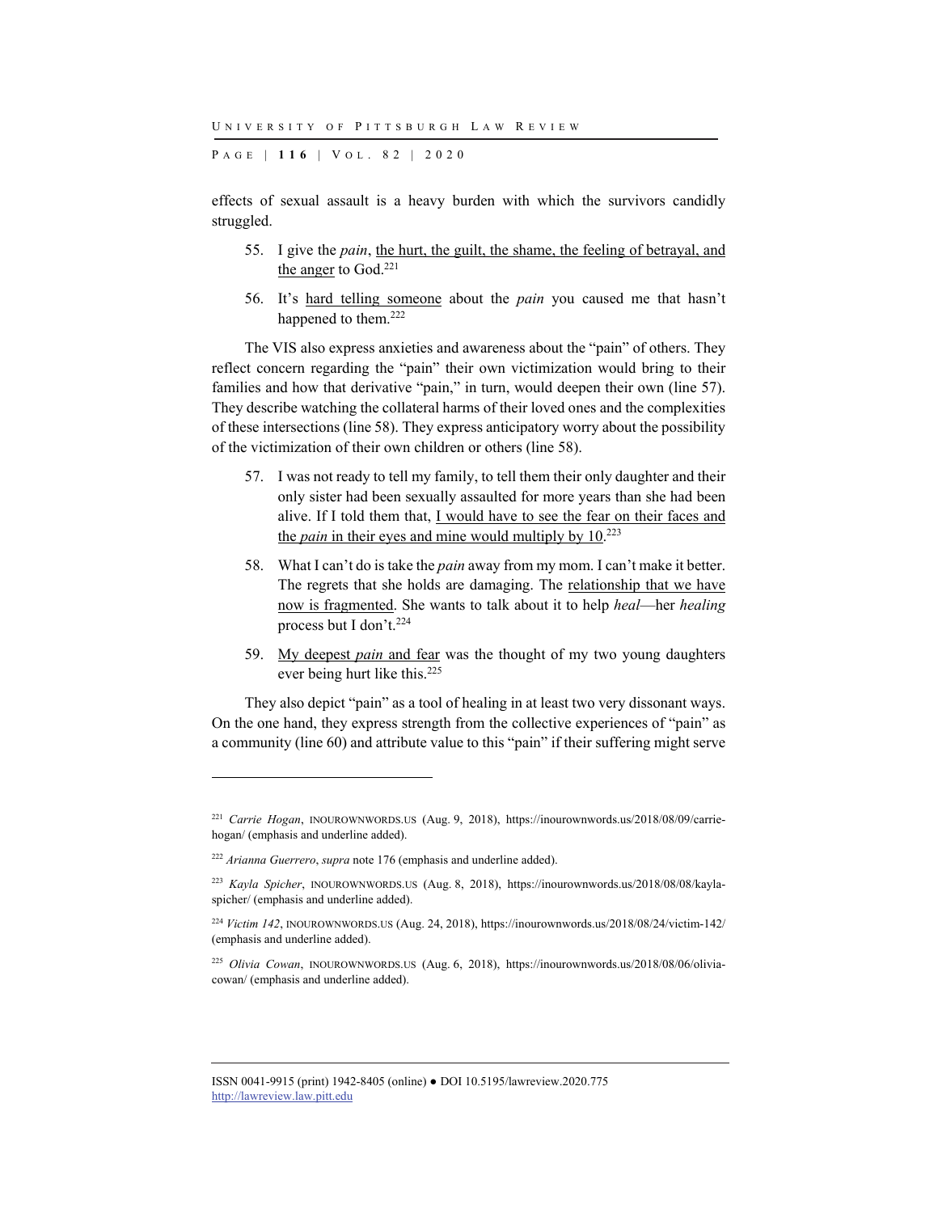effects of sexual assault is a heavy burden with which the survivors candidly struggled.

55. I give the *pain*, <u>the hurt, the guilt, the shame, the feeling of betrayal, and the anger</u> to God.[221]

56. It's <u>hard telling someone</u> about the *pain* you caused me that hasn't happened to them.[222]

The VIS also express anxieties and awareness about the "pain" of others. They reflect concern regarding the "pain" their own victimization would bring to their families and how that derivative "pain," in turn, would deepen their own (line 57). They describe watching the collateral harms of their loved ones and the complexities of these intersections (line 58). They express anticipatory worry about the possibility of the victimization of their own children or others (line 58).

57. I was not ready to tell my family, to tell them their only daughter and their only sister had been sexually assaulted for more years than she had been alive. If I told them that, <u>I would have to see the fear on their faces and the *pain* in their eyes and mine would multiply by 10</u>.[223]

58. What I can't do is take the *pain* away from my mom. I can't make it better. The regrets that she holds are damaging. The <u>relationship that we have now is fragmented</u>. She wants to talk about it to help *heal*—her *healing* process but I don't.[224]

59. <u>My deepest *pain* and fear</u> was the thought of my two young daughters ever being hurt like this.[225]

They also depict "pain" as a tool of healing in at least two very dissonant ways. On the one hand, they express strength from the collective experiences of "pain" as a community (line 60) and attribute value to this "pain" if their suffering might serve

---

[221] *Carrie Hogan*, INOUROWNWORDS.US (Aug. 9, 2018), https://inourownwords.us/2018/08/09/carrie-hogan/ (emphasis and underline added).

[222] *Arianna Guerrero*, *supra* note 176 (emphasis and underline added).

[223] *Kayla Spicher*, INOUROWNWORDS.US (Aug. 8, 2018), https://inourownwords.us/2018/08/08/kayla-spicher/ (emphasis and underline added).

[224] *Victim 142*, INOUROWNWORDS.US (Aug. 24, 2018), https://inourownwords.us/2018/08/24/victim-142/ (emphasis and underline added).

[225] *Olivia Cowan*, INOUROWNWORDS.US (Aug. 6, 2018), https://inourownwords.us/2018/08/06/olivia-cowan/ (emphasis and underline added).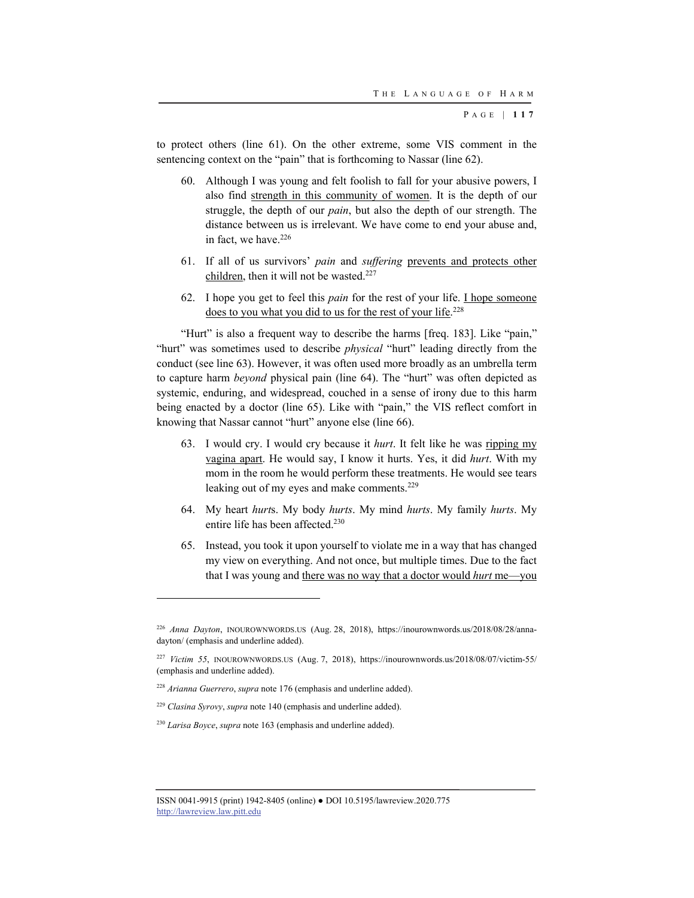to protect others (line 61). On the other extreme, some VIS comment in the sentencing context on the "pain" that is forthcoming to Nassar (line 62).

60. Although I was young and felt foolish to fall for your abusive powers, I also find <u>strength in this community of women</u>. It is the depth of our struggle, the depth of our *pain*, but also the depth of our strength. The distance between us is irrelevant. We have come to end your abuse and, in fact, we have.[226]

61. If all of us survivors' *pain* and *suffering* <u>prevents and protects other children</u>, then it will not be wasted.[227]

62. I hope you get to feel this *pain* for the rest of your life. <u>I hope someone does to you what you did to us for the rest of your life</u>.[228]

"Hurt" is also a frequent way to describe the harms [freq. 183]. Like "pain," "hurt" was sometimes used to describe *physical* "hurt" leading directly from the conduct (see line 63). However, it was often used more broadly as an umbrella term to capture harm *beyond* physical pain (line 64). The "hurt" was often depicted as systemic, enduring, and widespread, couched in a sense of irony due to this harm being enacted by a doctor (line 65). Like with "pain," the VIS reflect comfort in knowing that Nassar cannot "hurt" anyone else (line 66).

63. I would cry. I would cry because it *hurt*. It felt like he was <u>ripping my vagina apart</u>. He would say, I know it hurts. Yes, it did *hurt*. With my mom in the room he would perform these treatments. He would see tears leaking out of my eyes and make comments.[229]

64. My heart *hurt*s. My body *hurts*. My mind *hurts*. My family *hurts*. My entire life has been affected.[230]

65. Instead, you took it upon yourself to violate me in a way that has changed my view on everything. And not once, but multiple times. Due to the fact that I was young and <u>there was no way that a doctor would *hurt* me—you</u>

---

[226] *Anna Dayton*, INOUROWNWORDS.US (Aug. 28, 2018), https://inourownwords.us/2018/08/28/anna-dayton/ (emphasis and underline added).

[227] *Victim 55*, INOUROWNWORDS.US (Aug. 7, 2018), https://inourownwords.us/2018/08/07/victim-55/ (emphasis and underline added).

[228] *Arianna Guerrero*, *supra* note 176 (emphasis and underline added).

[229] *Clasina Syrovy*, *supra* note 140 (emphasis and underline added).

[230] *Larisa Boyce*, *supra* note 163 (emphasis and underline added).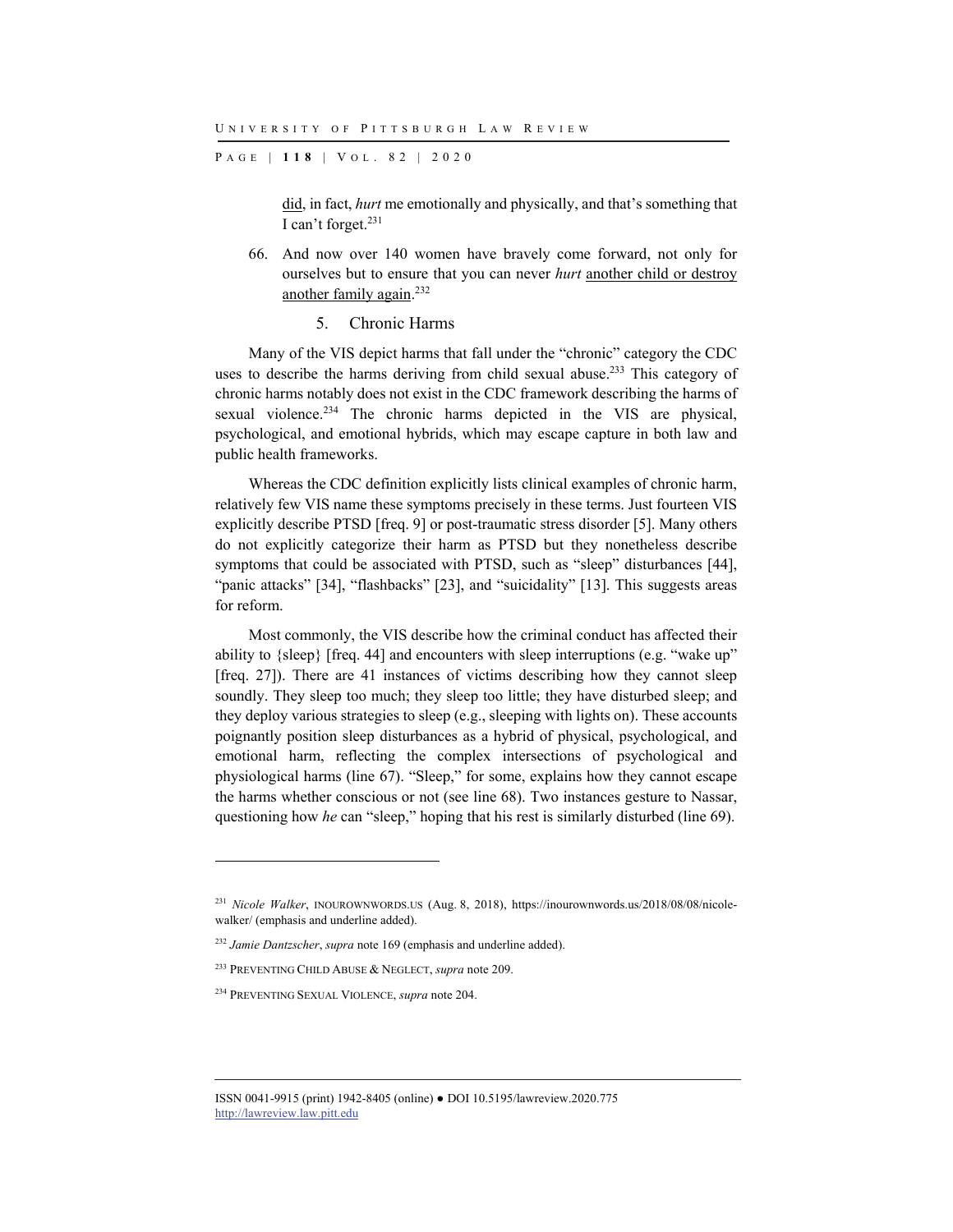did, in fact, *hurt* me emotionally and physically, and that's something that I can't forget.[231]

66. And now over 140 women have bravely come forward, not only for ourselves but to ensure that you can never *hurt* another child or destroy another family again.[232]

### 5. Chronic Harms

Many of the VIS depict harms that fall under the "chronic" category the CDC uses to describe the harms deriving from child sexual abuse.[233] This category of chronic harms notably does not exist in the CDC framework describing the harms of sexual violence.[234] The chronic harms depicted in the VIS are physical, psychological, and emotional hybrids, which may escape capture in both law and public health frameworks.

Whereas the CDC definition explicitly lists clinical examples of chronic harm, relatively few VIS name these symptoms precisely in these terms. Just fourteen VIS explicitly describe PTSD [freq. 9] or post-traumatic stress disorder [5]. Many others do not explicitly categorize their harm as PTSD but they nonetheless describe symptoms that could be associated with PTSD, such as "sleep" disturbances [44], "panic attacks" [34], "flashbacks" [23], and "suicidality" [13]. This suggests areas for reform.

Most commonly, the VIS describe how the criminal conduct has affected their ability to {sleep} [freq. 44] and encounters with sleep interruptions (e.g. "wake up" [freq. 27]). There are 41 instances of victims describing how they cannot sleep soundly. They sleep too much; they sleep too little; they have disturbed sleep; and they deploy various strategies to sleep (e.g., sleeping with lights on). These accounts poignantly position sleep disturbances as a hybrid of physical, psychological, and emotional harm, reflecting the complex intersections of psychological and physiological harms (line 67). "Sleep," for some, explains how they cannot escape the harms whether conscious or not (see line 68). Two instances gesture to Nassar, questioning how *he* can "sleep," hoping that his rest is similarly disturbed (line 69).

---

[231] *Nicole Walker*, INOUROWNWORDS.US (Aug. 8, 2018), https://inourownwords.us/2018/08/08/nicole-walker/ (emphasis and underline added).

[232] *Jamie Dantzscher*, *supra* note 169 (emphasis and underline added).

[233] PREVENTING CHILD ABUSE & NEGLECT, *supra* note 209.

[234] PREVENTING SEXUAL VIOLENCE, *supra* note 204.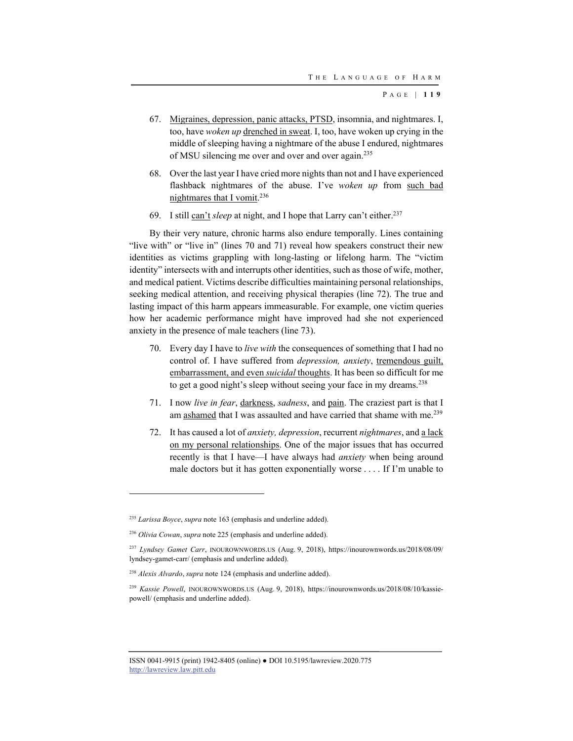67. <u>Migraines, depression, panic attacks, PTSD</u>, insomnia, and nightmares. I, too, have *woken up* <u>drenched in sweat</u>. I, too, have woken up crying in the middle of sleeping having a nightmare of the abuse I endured, nightmares of MSU silencing me over and over and over again.[235]

68. Over the last year I have cried more nights than not and I have experienced flashback nightmares of the abuse. I've *woken up* from <u>such bad nightmares that I vomit</u>.[236]

69. I still <u>can't</u> *sleep* at night, and I hope that Larry can't either.[237]

By their very nature, chronic harms also endure temporally. Lines containing "live with" or "live in" (lines 70 and 71) reveal how speakers construct their new identities as victims grappling with long-lasting or lifelong harm. The "victim identity" intersects with and interrupts other identities, such as those of wife, mother, and medical patient. Victims describe difficulties maintaining personal relationships, seeking medical attention, and receiving physical therapies (line 72). The true and lasting impact of this harm appears immeasurable. For example, one victim queries how her academic performance might have improved had she not experienced anxiety in the presence of male teachers (line 73).

70. Every day I have to *live with* the consequences of something that I had no control of. I have suffered from *depression, anxiety*, <u>tremendous guilt, embarrassment, and even *suicidal* thoughts</u>. It has been so difficult for me to get a good night's sleep without seeing your face in my dreams.[238]

71. I now *live in fear*, <u>darkness</u>, *sadness*, and <u>pain</u>. The craziest part is that I am <u>ashamed</u> that I was assaulted and have carried that shame with me.[239]

72. It has caused a lot of *anxiety, depression*, recurrent *nightmares*, and <u>a lack on my personal relationships</u>. One of the major issues that has occurred recently is that I have—I have always had *anxiety* when being around male doctors but it has gotten exponentially worse . . . . If I'm unable to

---

[235] *Larissa Boyce*, *supra* note 163 (emphasis and underline added).

[236] *Olivia Cowan*, *supra* note 225 (emphasis and underline added).

[237] *Lyndsey Gamet Carr*, INOUROWNWORDS.US (Aug. 9, 2018), https://inourownwords.us/2018/08/09/lyndsey-gamet-carr/ (emphasis and underline added).

[238] *Alexis Alvardo*, *supra* note 124 (emphasis and underline added).

[239] *Kassie Powell*, INOUROWNWORDS.US (Aug. 9, 2018), https://inourownwords.us/2018/08/10/kassie-powell/ (emphasis and underline added).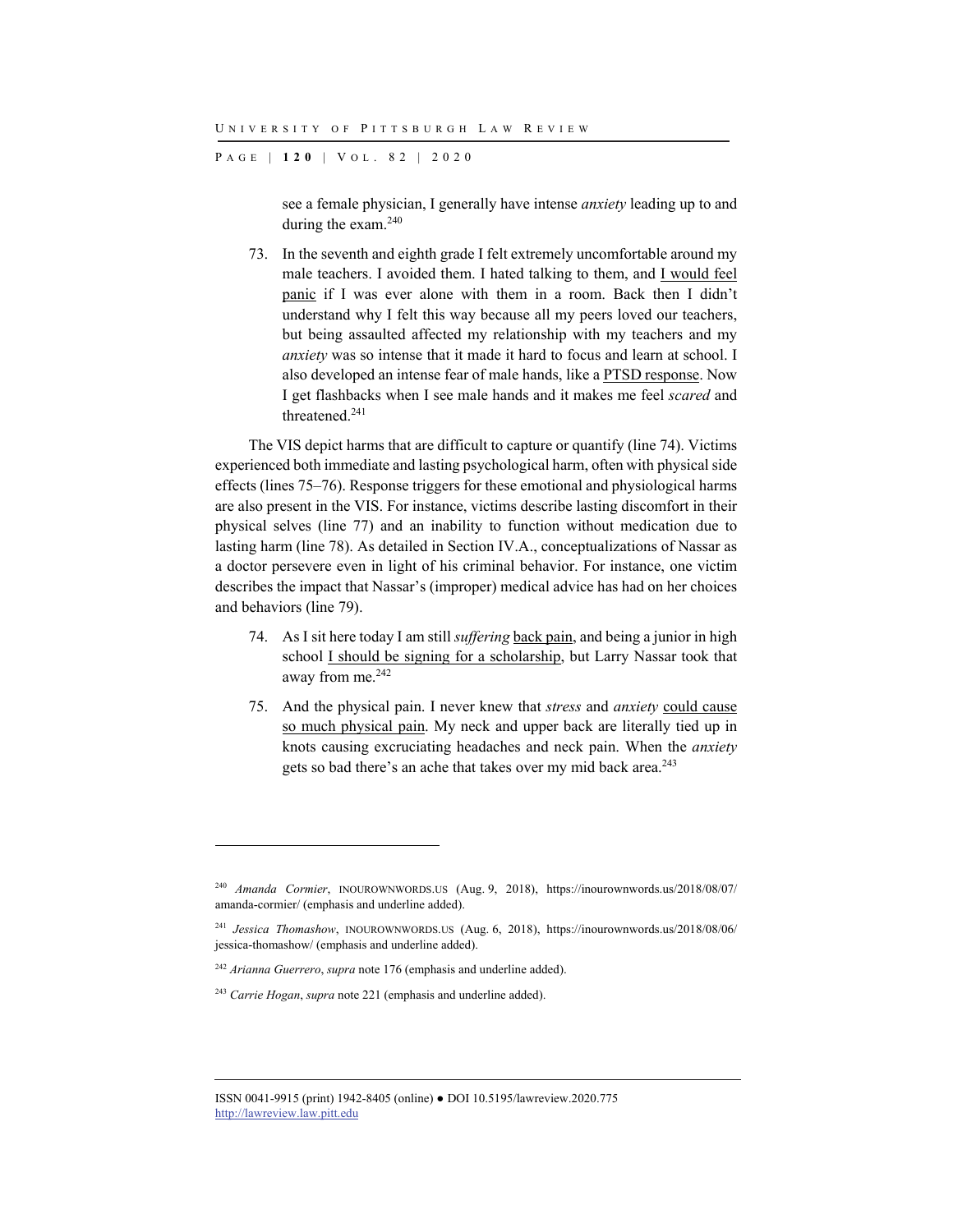see a female physician, I generally have intense *anxiety* leading up to and during the exam.[240]

73. In the seventh and eighth grade I felt extremely uncomfortable around my male teachers. I avoided them. I hated talking to them, and <u>I would feel panic</u> if I was ever alone with them in a room. Back then I didn't understand why I felt this way because all my peers loved our teachers, but being assaulted affected my relationship with my teachers and my *anxiety* was so intense that it made it hard to focus and learn at school. I also developed an intense fear of male hands, like a <u>PTSD response</u>. Now I get flashbacks when I see male hands and it makes me feel *scared* and threatened.[241]

The VIS depict harms that are difficult to capture or quantify (line 74). Victims experienced both immediate and lasting psychological harm, often with physical side effects (lines 75–76). Response triggers for these emotional and physiological harms are also present in the VIS. For instance, victims describe lasting discomfort in their physical selves (line 77) and an inability to function without medication due to lasting harm (line 78). As detailed in Section IV.A., conceptualizations of Nassar as a doctor persevere even in light of his criminal behavior. For instance, one victim describes the impact that Nassar's (improper) medical advice has had on her choices and behaviors (line 79).

74. As I sit here today I am still *suffering* <u>back pain</u>, and being a junior in high school <u>I should be signing for a scholarship</u>, but Larry Nassar took that away from me.[242]

75. And the physical pain. I never knew that *stress* and *anxiety* <u>could cause so much physical pain</u>. My neck and upper back are literally tied up in knots causing excruciating headaches and neck pain. When the *anxiety* gets so bad there's an ache that takes over my mid back area.[243]

---

[240] *Amanda Cormier*, INOUROWNWORDS.US (Aug. 9, 2018), https://inourownwords.us/2018/08/07/amanda-cormier/ (emphasis and underline added).

[241] *Jessica Thomashow*, INOUROWNWORDS.US (Aug. 6, 2018), https://inourownwords.us/2018/08/06/jessica-thomashow/ (emphasis and underline added).

[242] *Arianna Guerrero*, *supra* note 176 (emphasis and underline added).

[243] *Carrie Hogan*, *supra* note 221 (emphasis and underline added).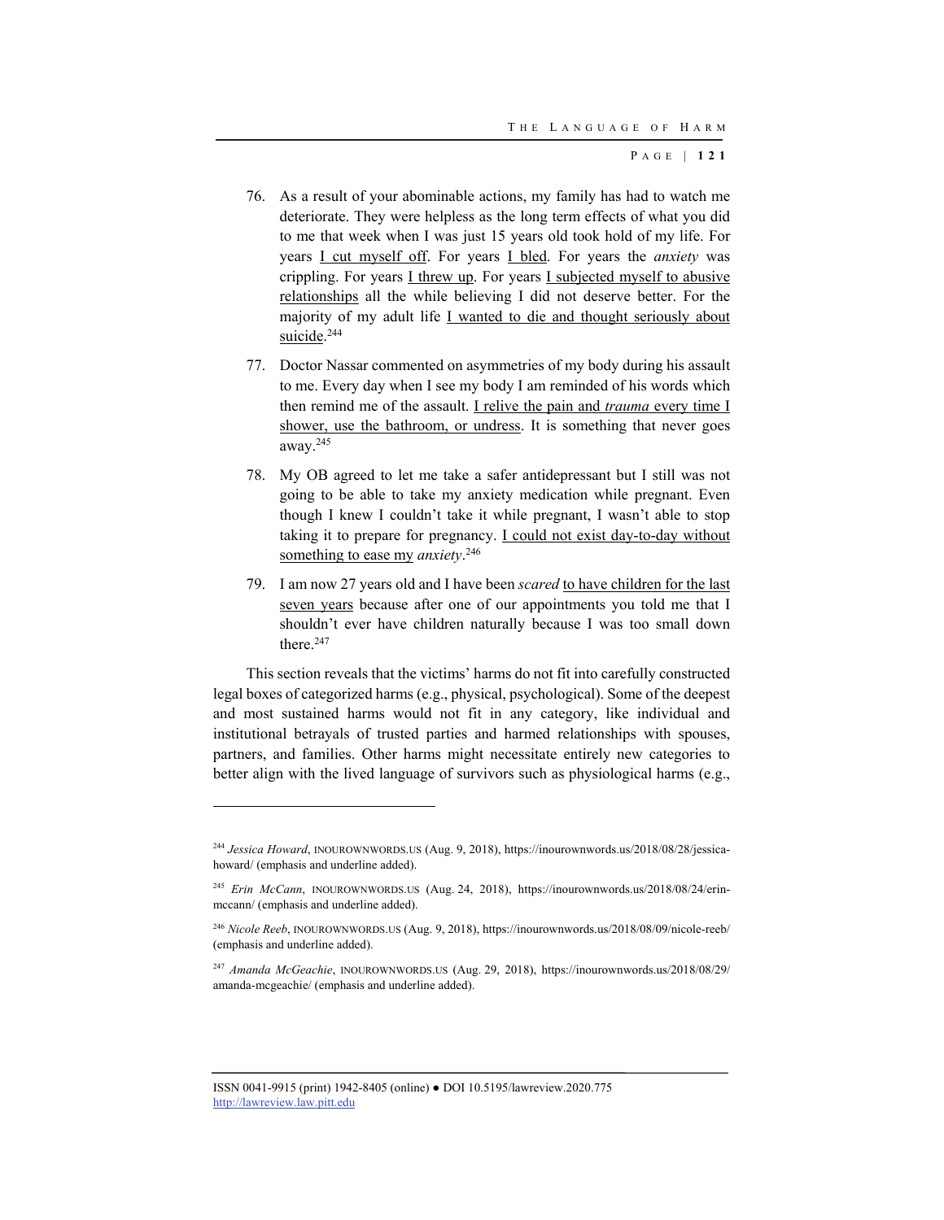76. As a result of your abominable actions, my family has had to watch me deteriorate. They were helpless as the long term effects of what you did to me that week when I was just 15 years old took hold of my life. For years <u>I cut myself off</u>. For years <u>I bled</u>. For years the *anxiety* was crippling. For years <u>I threw up</u>. For years <u>I subjected myself to abusive relationships</u> all the while believing I did not deserve better. For the majority of my adult life <u>I wanted to die and thought seriously about suicide</u>.[244]

77. Doctor Nassar commented on asymmetries of my body during his assault to me. Every day when I see my body I am reminded of his words which then remind me of the assault. <u>I relive the pain and *trauma* every time I shower, use the bathroom, or undress</u>. It is something that never goes away.[245]

78. My OB agreed to let me take a safer antidepressant but I still was not going to be able to take my anxiety medication while pregnant. Even though I knew I couldn't take it while pregnant, I wasn't able to stop taking it to prepare for pregnancy. <u>I could not exist day-to-day without something to ease my</u> *anxiety*.[246]

79. I am now 27 years old and I have been *scared* <u>to have children for the last seven years</u> because after one of our appointments you told me that I shouldn't ever have children naturally because I was too small down there.[247]

This section reveals that the victims' harms do not fit into carefully constructed legal boxes of categorized harms (e.g., physical, psychological). Some of the deepest and most sustained harms would not fit in any category, like individual and institutional betrayals of trusted parties and harmed relationships with spouses, partners, and families. Other harms might necessitate entirely new categories to better align with the lived language of survivors such as physiological harms (e.g.,

---

[244] *Jessica Howard*, INOUROWNWORDS.US (Aug. 9, 2018), https://inourownwords.us/2018/08/28/jessica-howard/ (emphasis and underline added).

[245] *Erin McCann*, INOUROWNWORDS.US (Aug. 24, 2018), https://inourownwords.us/2018/08/24/erin-mccann/ (emphasis and underline added).

[246] *Nicole Reeb*, INOUROWNWORDS.US (Aug. 9, 2018), https://inourownwords.us/2018/08/09/nicole-reeb/ (emphasis and underline added).

[247] *Amanda McGeachie*, INOUROWNWORDS.US (Aug. 29, 2018), https://inourownwords.us/2018/08/29/amanda-mcgeachie/ (emphasis and underline added).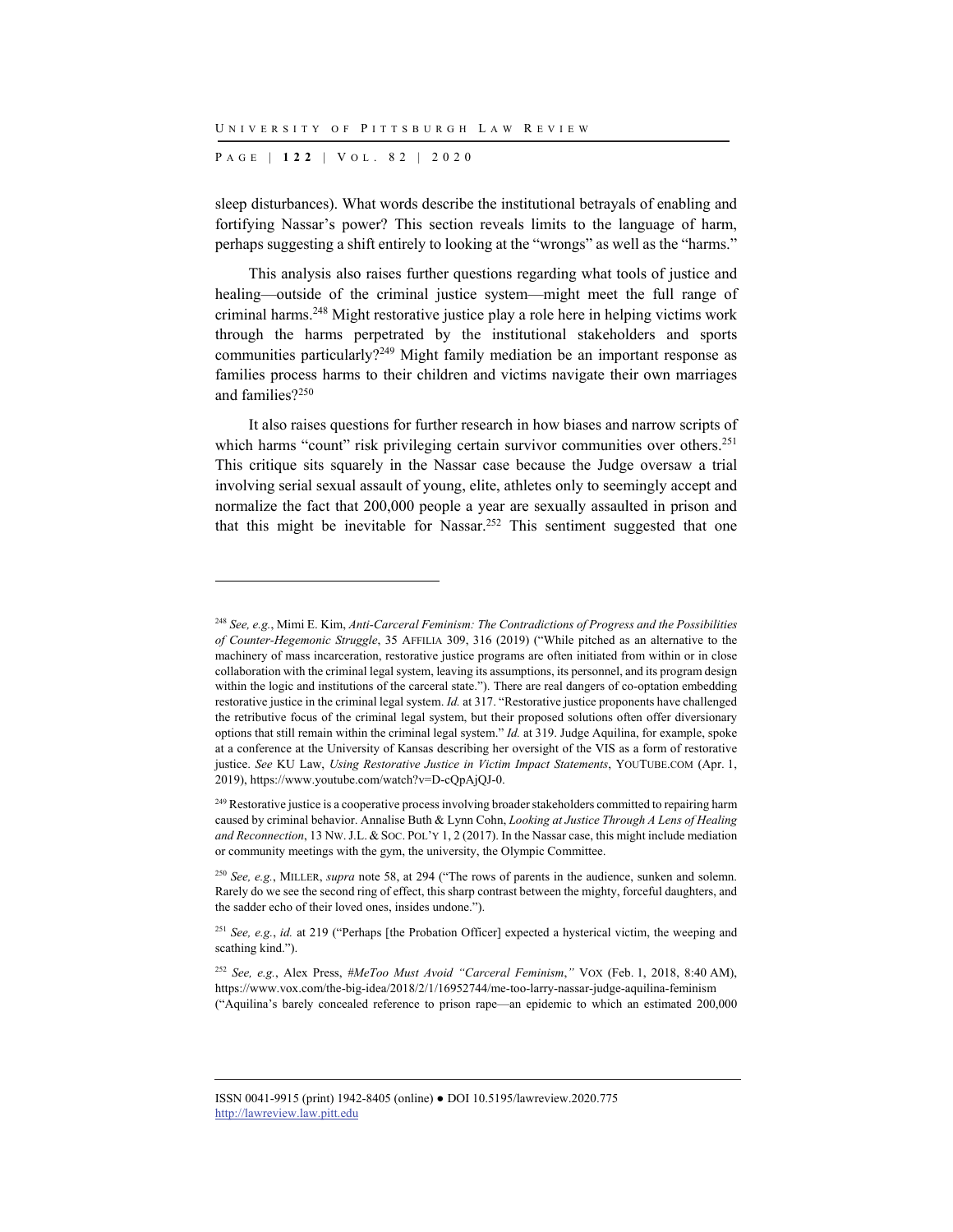sleep disturbances). What words describe the institutional betrayals of enabling and fortifying Nassar's power? This section reveals limits to the language of harm, perhaps suggesting a shift entirely to looking at the "wrongs" as well as the "harms."

This analysis also raises further questions regarding what tools of justice and healing—outside of the criminal justice system—might meet the full range of criminal harms.[248] Might restorative justice play a role here in helping victims work through the harms perpetrated by the institutional stakeholders and sports communities particularly?[249] Might family mediation be an important response as families process harms to their children and victims navigate their own marriages and families?[250]

It also raises questions for further research in how biases and narrow scripts of which harms "count" risk privileging certain survivor communities over others.[251] This critique sits squarely in the Nassar case because the Judge oversaw a trial involving serial sexual assault of young, elite, athletes only to seemingly accept and normalize the fact that 200,000 people a year are sexually assaulted in prison and that this might be inevitable for Nassar.[252] This sentiment suggested that one

---

[248] *See, e.g.*, Mimi E. Kim, *Anti-Carceral Feminism: The Contradictions of Progress and the Possibilities of Counter-Hegemonic Struggle*, 35 AFFILIA 309, 316 (2019) ("While pitched as an alternative to the machinery of mass incarceration, restorative justice programs are often initiated from within or in close collaboration with the criminal legal system, leaving its assumptions, its personnel, and its program design within the logic and institutions of the carceral state."). There are real dangers of co-optation embedding restorative justice in the criminal legal system. *Id.* at 317. "Restorative justice proponents have challenged the retributive focus of the criminal legal system, but their proposed solutions often offer diversionary options that still remain within the criminal legal system." *Id.* at 319. Judge Aquilina, for example, spoke at a conference at the University of Kansas describing her oversight of the VIS as a form of restorative justice. *See* KU Law, *Using Restorative Justice in Victim Impact Statements*, YOUTUBE.COM (Apr. 1, 2019), https://www.youtube.com/watch?v=D-cQpAjQJ-0.

[249] Restorative justice is a cooperative process involving broader stakeholders committed to repairing harm caused by criminal behavior. Annalise Buth & Lynn Cohn, *Looking at Justice Through A Lens of Healing and Reconnection*, 13 NW. J.L. & SOC. POL'Y 1, 2 (2017). In the Nassar case, this might include mediation or community meetings with the gym, the university, the Olympic Committee.

[250] *See, e.g.*, MILLER, *supra* note 58, at 294 ("The rows of parents in the audience, sunken and solemn. Rarely do we see the second ring of effect, this sharp contrast between the mighty, forceful daughters, and the sadder echo of their loved ones, insides undone.").

[251] *See, e.g.*, *id.* at 219 ("Perhaps [the Probation Officer] expected a hysterical victim, the weeping and scathing kind.").

[252] *See, e.g.*, Alex Press, *#MeToo Must Avoid "Carceral Feminism*,*"* VOX (Feb. 1, 2018, 8:40 AM), https://www.vox.com/the-big-idea/2018/2/1/16952744/me-too-larry-nassar-judge-aquilina-feminism ("Aquilina's barely concealed reference to prison rape—an epidemic to which an estimated 200,000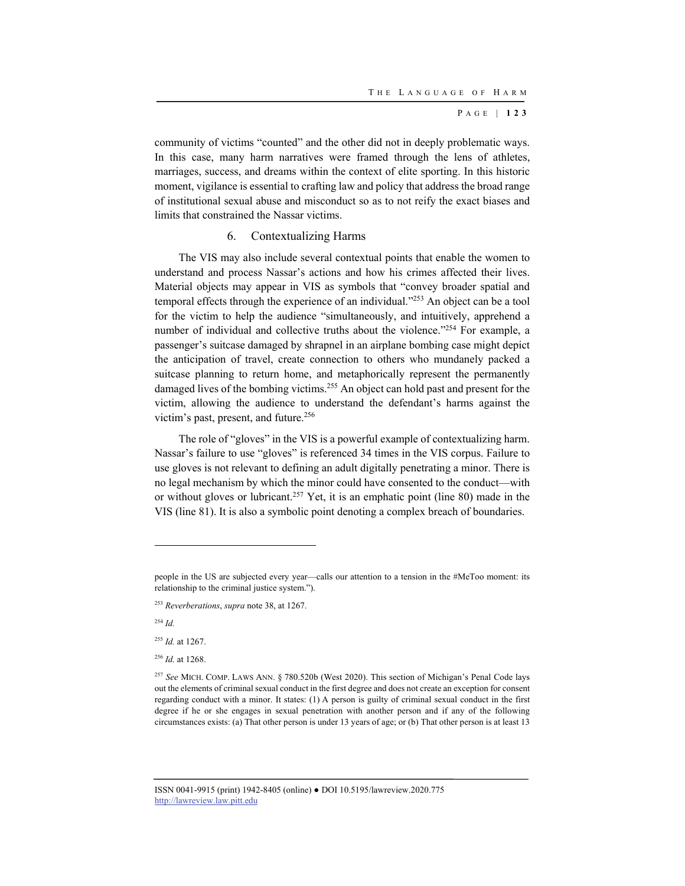community of victims "counted" and the other did not in deeply problematic ways. In this case, many harm narratives were framed through the lens of athletes, marriages, success, and dreams within the context of elite sporting. In this historic moment, vigilance is essential to crafting law and policy that address the broad range of institutional sexual abuse and misconduct so as to not reify the exact biases and limits that constrained the Nassar victims.

### 6. Contextualizing Harms

The VIS may also include several contextual points that enable the women to understand and process Nassar's actions and how his crimes affected their lives. Material objects may appear in VIS as symbols that "convey broader spatial and temporal effects through the experience of an individual."[253] An object can be a tool for the victim to help the audience "simultaneously, and intuitively, apprehend a number of individual and collective truths about the violence."[254] For example, a passenger's suitcase damaged by shrapnel in an airplane bombing case might depict the anticipation of travel, create connection to others who mundanely packed a suitcase planning to return home, and metaphorically represent the permanently damaged lives of the bombing victims.[255] An object can hold past and present for the victim, allowing the audience to understand the defendant's harms against the victim's past, present, and future.[256]

The role of "gloves" in the VIS is a powerful example of contextualizing harm. Nassar's failure to use "gloves" is referenced 34 times in the VIS corpus. Failure to use gloves is not relevant to defining an adult digitally penetrating a minor. There is no legal mechanism by which the minor could have consented to the conduct—with or without gloves or lubricant.[257] Yet, it is an emphatic point (line 80) made in the VIS (line 81). It is also a symbolic point denoting a complex breach of boundaries.

---

people in the US are subjected every year—calls our attention to a tension in the #MeToo moment: its relationship to the criminal justice system.").

[253] *Reverberations*, *supra* note 38, at 1267.

[254] *Id.*

[255] *Id.* at 1267.

[256] *Id.* at 1268.

[257] *See* MICH. COMP. LAWS ANN. § 780.520b (West 2020). This section of Michigan's Penal Code lays out the elements of criminal sexual conduct in the first degree and does not create an exception for consent regarding conduct with a minor. It states: (1) A person is guilty of criminal sexual conduct in the first degree if he or she engages in sexual penetration with another person and if any of the following circumstances exists: (a) That other person is under 13 years of age; or (b) That other person is at least 13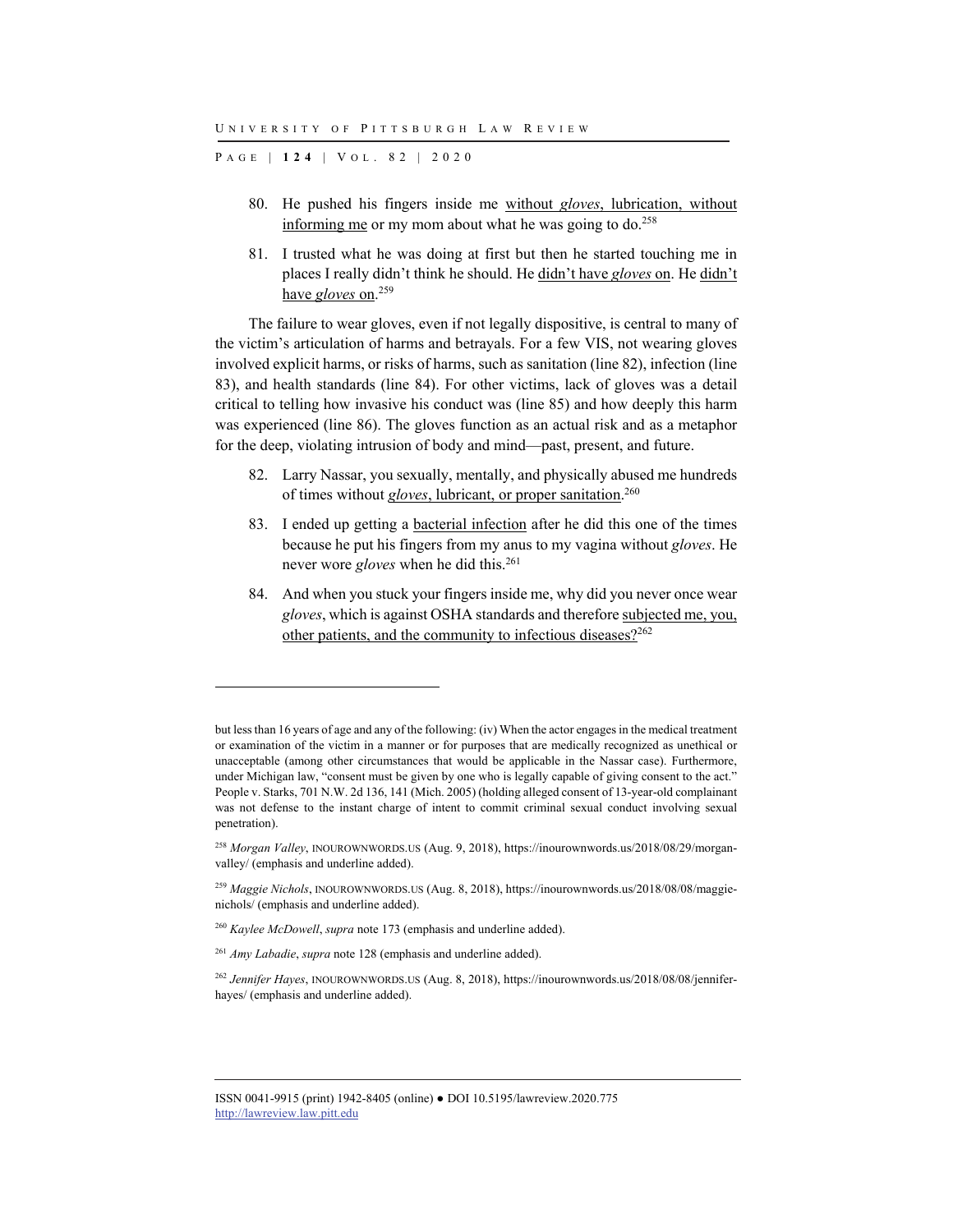80. He pushed his fingers inside me <u>without *gloves*, lubrication, without informing me</u> or my mom about what he was going to do.[258]

81. I trusted what he was doing at first but then he started touching me in places I really didn't think he should. He <u>didn't have *gloves* on</u>. He <u>didn't have *gloves* on</u>.[259]

The failure to wear gloves, even if not legally dispositive, is central to many of the victim's articulation of harms and betrayals. For a few VIS, not wearing gloves involved explicit harms, or risks of harms, such as sanitation (line 82), infection (line 83), and health standards (line 84). For other victims, lack of gloves was a detail critical to telling how invasive his conduct was (line 85) and how deeply this harm was experienced (line 86). The gloves function as an actual risk and as a metaphor for the deep, violating intrusion of body and mind—past, present, and future.

82. Larry Nassar, you sexually, mentally, and physically abused me hundreds of times without <u>*gloves*, lubricant, or proper sanitation</u>.[260]

83. I ended up getting a <u>bacterial infection</u> after he did this one of the times because he put his fingers from my anus to my vagina without *gloves*. He never wore *gloves* when he did this.[261]

84. And when you stuck your fingers inside me, why did you never once wear *gloves*, which is against OSHA standards and therefore <u>subjected me, you, other patients, and the community to infectious diseases?</u>[262]

---

but less than 16 years of age and any of the following: (iv) When the actor engages in the medical treatment or examination of the victim in a manner or for purposes that are medically recognized as unethical or unacceptable (among other circumstances that would be applicable in the Nassar case). Furthermore, under Michigan law, "consent must be given by one who is legally capable of giving consent to the act." People v. Starks, 701 N.W. 2d 136, 141 (Mich. 2005) (holding alleged consent of 13-year-old complainant was not defense to the instant charge of intent to commit criminal sexual conduct involving sexual penetration).

[258] *Morgan Valley*, INOUROWNWORDS.US (Aug. 9, 2018), https://inourownwords.us/2018/08/29/morgan-valley/ (emphasis and underline added).

[259] *Maggie Nichols*, INOUROWNWORDS.US (Aug. 8, 2018), https://inourownwords.us/2018/08/08/maggie-nichols/ (emphasis and underline added).

[260] *Kaylee McDowell*, *supra* note 173 (emphasis and underline added).

[261] *Amy Labadie*, *supra* note 128 (emphasis and underline added).

[262] *Jennifer Hayes*, INOUROWNWORDS.US (Aug. 8, 2018), https://inourownwords.us/2018/08/08/jennifer-hayes/ (emphasis and underline added).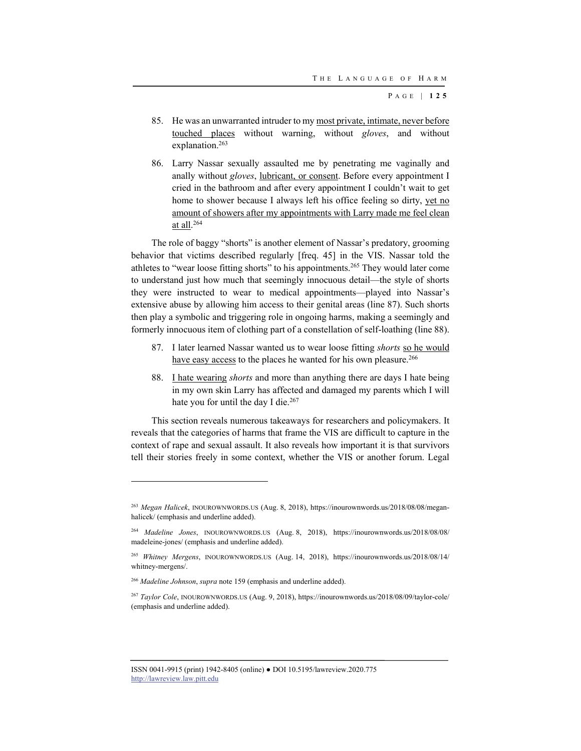85. He was an unwarranted intruder to my <u>most private, intimate, never before touched places</u> without warning, without *gloves*, and without explanation.[263]

86. Larry Nassar sexually assaulted me by penetrating me vaginally and anally without *gloves*, <u>lubricant, or consent</u>. Before every appointment I cried in the bathroom and after every appointment I couldn't wait to get home to shower because I always left his office feeling so dirty, <u>yet no amount of showers after my appointments with Larry made me feel clean at all</u>.[264]

The role of baggy "shorts" is another element of Nassar's predatory, grooming behavior that victims described regularly [freq. 45] in the VIS. Nassar told the athletes to "wear loose fitting shorts" to his appointments.[265] They would later come to understand just how much that seemingly innocuous detail—the style of shorts they were instructed to wear to medical appointments—played into Nassar's extensive abuse by allowing him access to their genital areas (line 87). Such shorts then play a symbolic and triggering role in ongoing harms, making a seemingly and formerly innocuous item of clothing part of a constellation of self-loathing (line 88).

87. I later learned Nassar wanted us to wear loose fitting *shorts* <u>so he would have easy access</u> to the places he wanted for his own pleasure.[266]

88. <u>I hate wearing</u> *shorts* and more than anything there are days I hate being in my own skin Larry has affected and damaged my parents which I will hate you for until the day I die.[267]

This section reveals numerous takeaways for researchers and policymakers. It reveals that the categories of harms that frame the VIS are difficult to capture in the context of rape and sexual assault. It also reveals how important it is that survivors tell their stories freely in some context, whether the VIS or another forum. Legal

---

[263] *Megan Halicek*, INOUROWNWORDS.US (Aug. 8, 2018), https://inourownwords.us/2018/08/08/megan-halicek/ (emphasis and underline added).

[264] *Madeline Jones*, INOUROWNWORDS.US (Aug. 8, 2018), https://inourownwords.us/2018/08/08/madeleine-jones/ (emphasis and underline added).

[265] *Whitney Mergens*, INOUROWNWORDS.US (Aug. 14, 2018), https://inourownwords.us/2018/08/14/whitney-mergens/.

[266] *Madeline Johnson*, *supra* note 159 (emphasis and underline added).

[267] *Taylor Cole*, INOUROWNWORDS.US (Aug. 9, 2018), https://inourownwords.us/2018/08/09/taylor-cole/ (emphasis and underline added).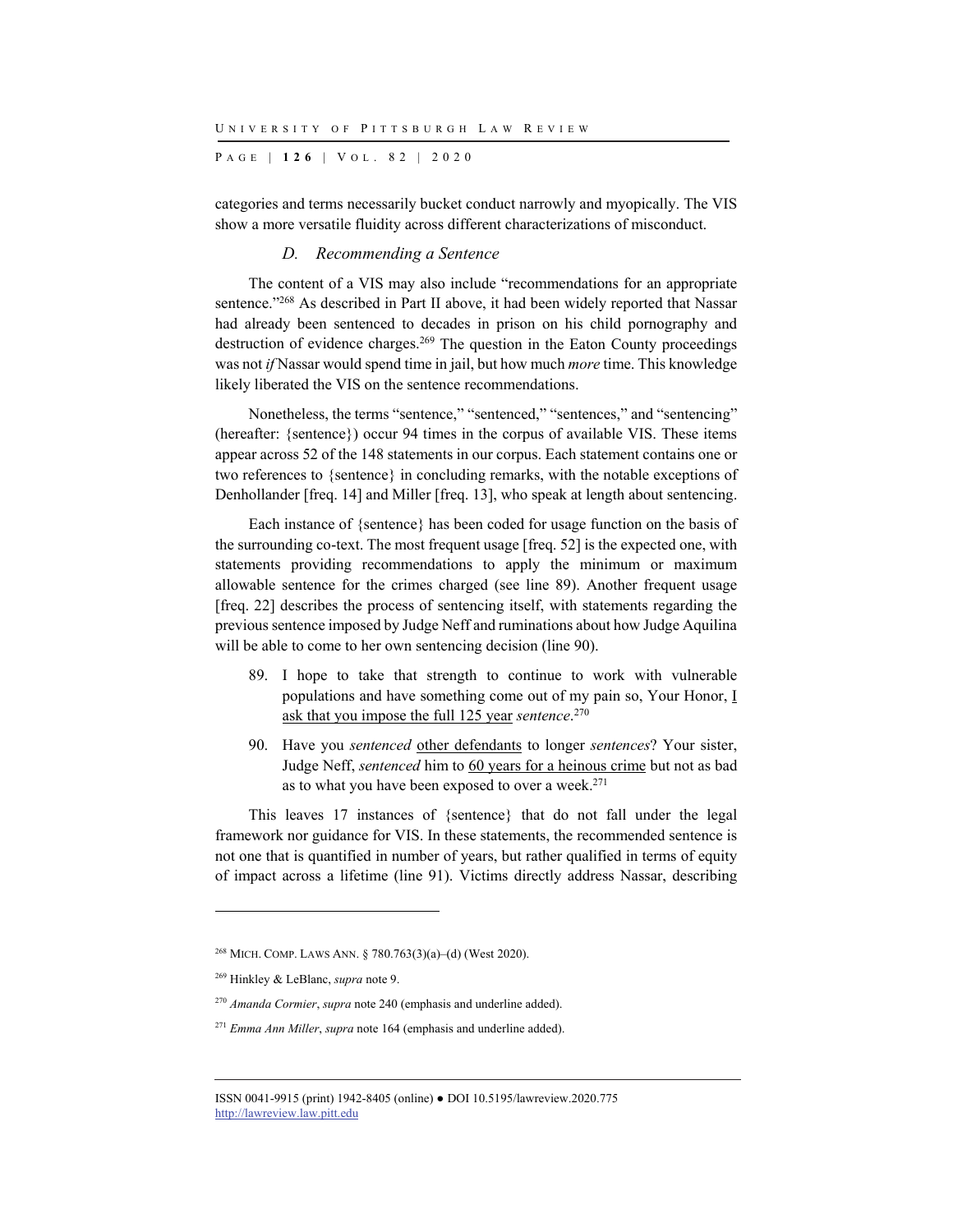categories and terms necessarily bucket conduct narrowly and myopically. The VIS show a more versatile fluidity across different characterizations of misconduct.

### *D. Recommending a Sentence*

The content of a VIS may also include "recommendations for an appropriate sentence."[268] As described in Part II above, it had been widely reported that Nassar had already been sentenced to decades in prison on his child pornography and destruction of evidence charges.[269] The question in the Eaton County proceedings was not *if* Nassar would spend time in jail, but how much *more* time. This knowledge likely liberated the VIS on the sentence recommendations.

Nonetheless, the terms "sentence," "sentenced," "sentences," and "sentencing" (hereafter: {sentence}) occur 94 times in the corpus of available VIS. These items appear across 52 of the 148 statements in our corpus. Each statement contains one or two references to {sentence} in concluding remarks, with the notable exceptions of Denhollander [freq. 14] and Miller [freq. 13], who speak at length about sentencing.

Each instance of {sentence} has been coded for usage function on the basis of the surrounding co-text. The most frequent usage [freq. 52] is the expected one, with statements providing recommendations to apply the minimum or maximum allowable sentence for the crimes charged (see line 89). Another frequent usage [freq. 22] describes the process of sentencing itself, with statements regarding the previous sentence imposed by Judge Neff and ruminations about how Judge Aquilina will be able to come to her own sentencing decision (line 90).

89. I hope to take that strength to continue to work with vulnerable populations and have something come out of my pain so, Your Honor, <u>I ask that you impose the full 125 year</u> *sentence*.[270]

90. Have you *sentenced* <u>other defendants</u> to longer *sentences*? Your sister, Judge Neff, *sentenced* him to <u>60 years for a heinous crime</u> but not as bad as to what you have been exposed to over a week.[271]

This leaves 17 instances of {sentence} that do not fall under the legal framework nor guidance for VIS. In these statements, the recommended sentence is not one that is quantified in number of years, but rather qualified in terms of equity of impact across a lifetime (line 91). Victims directly address Nassar, describing

---

[268] MICH. COMP. LAWS ANN. § 780.763(3)(a)–(d) (West 2020).

[269] Hinkley & LeBlanc, *supra* note 9.

[270] *Amanda Cormier*, *supra* note 240 (emphasis and underline added).

[271] *Emma Ann Miller*, *supra* note 164 (emphasis and underline added).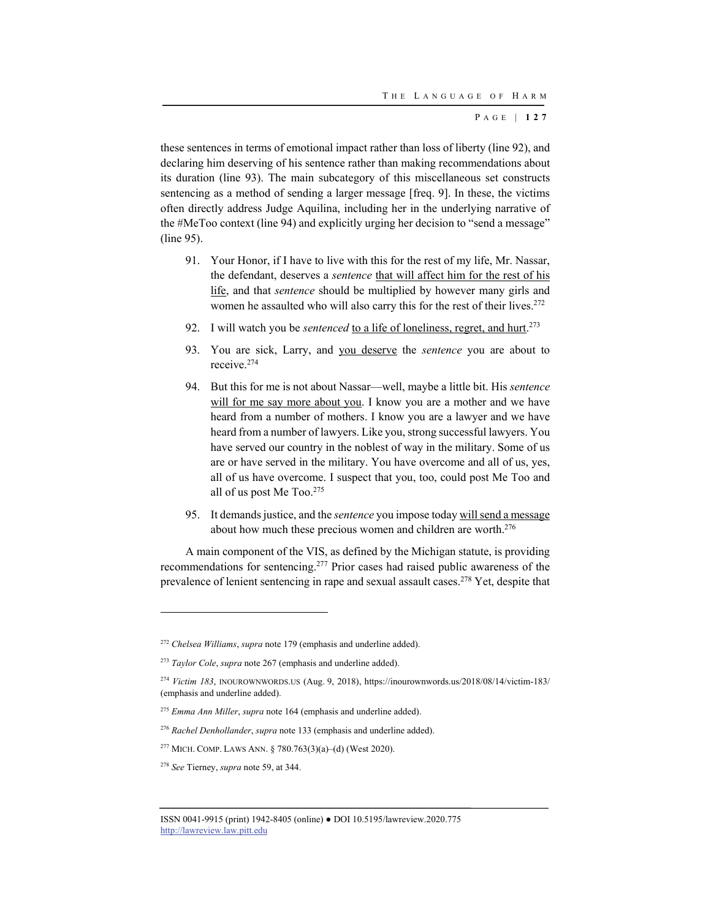these sentences in terms of emotional impact rather than loss of liberty (line 92), and declaring him deserving of his sentence rather than making recommendations about its duration (line 93). The main subcategory of this miscellaneous set constructs sentencing as a method of sending a larger message [freq. 9]. In these, the victims often directly address Judge Aquilina, including her in the underlying narrative of the #MeToo context (line 94) and explicitly urging her decision to "send a message" (line 95).

> 91. Your Honor, if I have to live with this for the rest of my life, Mr. Nassar, the defendant, deserves a *sentence* <u>that will affect him for the rest of his life</u>, and that *sentence* should be multiplied by however many girls and women he assaulted who will also carry this for the rest of their lives.[272]
>
> 92. I will watch you be *sentenced* <u>to a life of loneliness, regret, and hurt</u>.[273]
>
> 93. You are sick, Larry, and <u>you deserve</u> the *sentence* you are about to receive.[274]
>
> 94. But this for me is not about Nassar—well, maybe a little bit. His *sentence* <u>will for me say more about you</u>. I know you are a mother and we have heard from a number of mothers. I know you are a lawyer and we have heard from a number of lawyers. Like you, strong successful lawyers. You have served our country in the noblest of way in the military. Some of us are or have served in the military. You have overcome and all of us, yes, all of us have overcome. I suspect that you, too, could post Me Too and all of us post Me Too.[275]
>
> 95. It demands justice, and the *sentence* you impose today <u>will send a message</u> about how much these precious women and children are worth.[276]

A main component of the VIS, as defined by the Michigan statute, is providing recommendations for sentencing.[277] Prior cases had raised public awareness of the prevalence of lenient sentencing in rape and sexual assault cases.[278] Yet, despite that

---

[272] *Chelsea Williams*, *supra* note 179 (emphasis and underline added).

[273] *Taylor Cole*, *supra* note 267 (emphasis and underline added).

[274] *Victim 183*, INOUROWNWORDS.US (Aug. 9, 2018), https://inourownwords.us/2018/08/14/victim-183/ (emphasis and underline added).

[275] *Emma Ann Miller*, *supra* note 164 (emphasis and underline added).

[276] *Rachel Denhollander*, *supra* note 133 (emphasis and underline added).

[277] MICH. COMP. LAWS ANN. § 780.763(3)(a)–(d) (West 2020).

[278] *See* Tierney, *supra* note 59, at 344.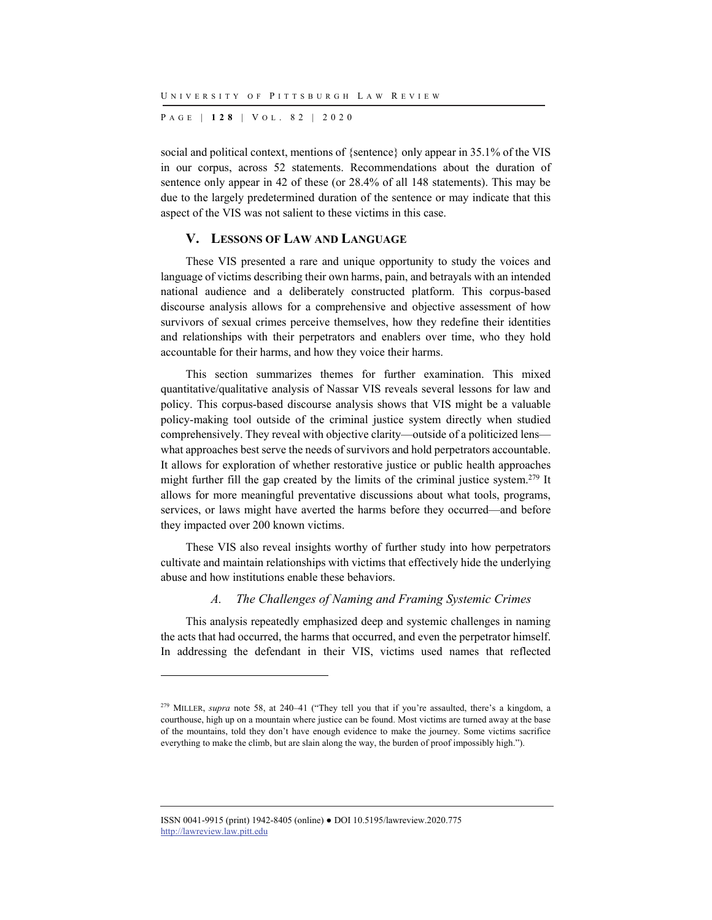social and political context, mentions of {sentence} only appear in 35.1% of the VIS in our corpus, across 52 statements. Recommendations about the duration of sentence only appear in 42 of these (or 28.4% of all 148 statements). This may be due to the largely predetermined duration of the sentence or may indicate that this aspect of the VIS was not salient to these victims in this case.

## V. LESSONS OF LAW AND LANGUAGE

These VIS presented a rare and unique opportunity to study the voices and language of victims describing their own harms, pain, and betrayals with an intended national audience and a deliberately constructed platform. This corpus-based discourse analysis allows for a comprehensive and objective assessment of how survivors of sexual crimes perceive themselves, how they redefine their identities and relationships with their perpetrators and enablers over time, who they hold accountable for their harms, and how they voice their harms.

This section summarizes themes for further examination. This mixed quantitative/qualitative analysis of Nassar VIS reveals several lessons for law and policy. This corpus-based discourse analysis shows that VIS might be a valuable policy-making tool outside of the criminal justice system directly when studied comprehensively. They reveal with objective clarity—outside of a politicized lens—what approaches best serve the needs of survivors and hold perpetrators accountable. It allows for exploration of whether restorative justice or public health approaches might further fill the gap created by the limits of the criminal justice system.[279] It allows for more meaningful preventative discussions about what tools, programs, services, or laws might have averted the harms before they occurred—and before they impacted over 200 known victims.

These VIS also reveal insights worthy of further study into how perpetrators cultivate and maintain relationships with victims that effectively hide the underlying abuse and how institutions enable these behaviors.

### *A. The Challenges of Naming and Framing Systemic Crimes*

This analysis repeatedly emphasized deep and systemic challenges in naming the acts that had occurred, the harms that occurred, and even the perpetrator himself. In addressing the defendant in their VIS, victims used names that reflected

---

[279] MILLER, *supra* note 58, at 240–41 ("They tell you that if you're assaulted, there's a kingdom, a courthouse, high up on a mountain where justice can be found. Most victims are turned away at the base of the mountains, told they don't have enough evidence to make the journey. Some victims sacrifice everything to make the climb, but are slain along the way, the burden of proof impossibly high.").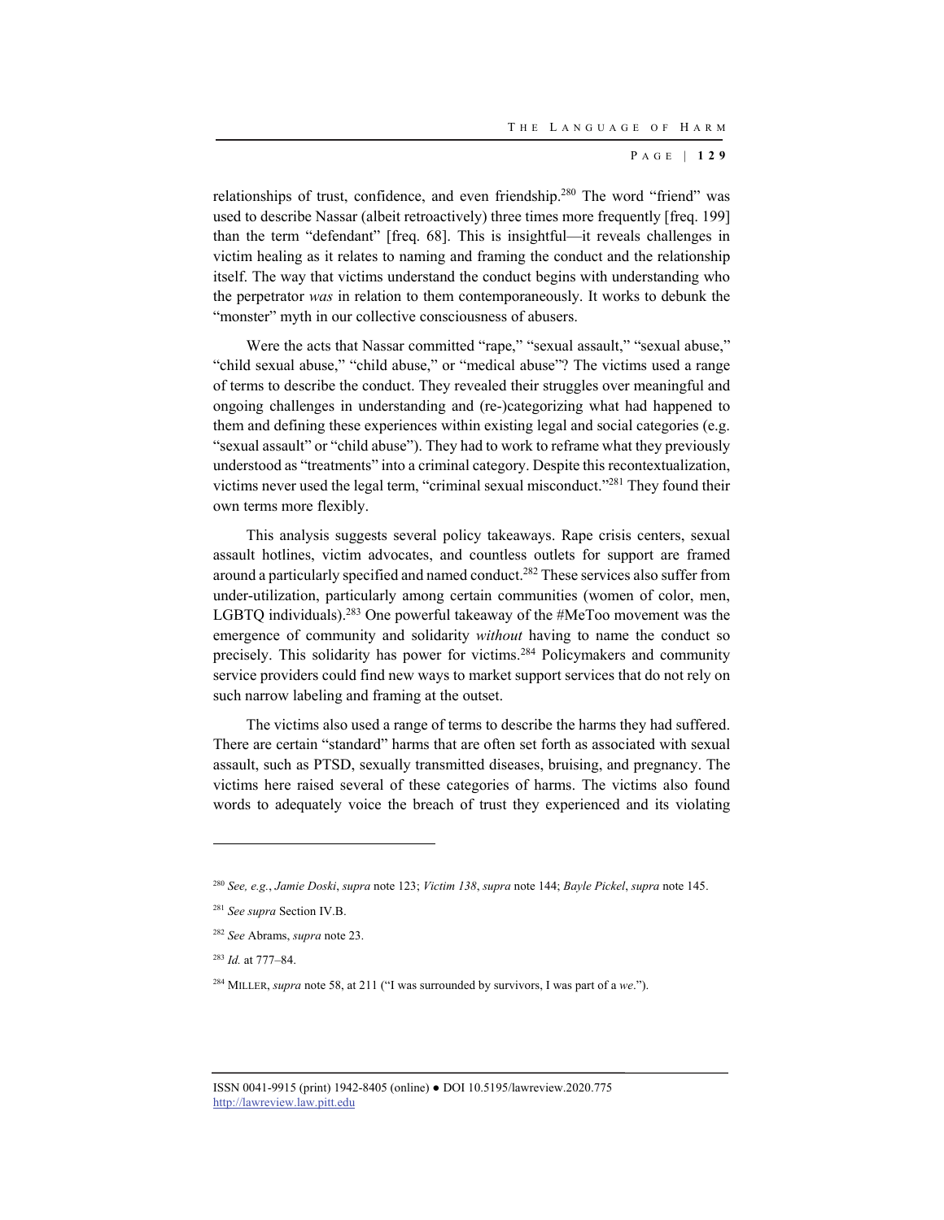relationships of trust, confidence, and even friendship.[280] The word "friend" was used to describe Nassar (albeit retroactively) three times more frequently [freq. 199] than the term "defendant" [freq. 68]. This is insightful—it reveals challenges in victim healing as it relates to naming and framing the conduct and the relationship itself. The way that victims understand the conduct begins with understanding who the perpetrator *was* in relation to them contemporaneously. It works to debunk the "monster" myth in our collective consciousness of abusers.

Were the acts that Nassar committed "rape," "sexual assault," "sexual abuse," "child sexual abuse," "child abuse," or "medical abuse"? The victims used a range of terms to describe the conduct. They revealed their struggles over meaningful and ongoing challenges in understanding and (re-)categorizing what had happened to them and defining these experiences within existing legal and social categories (e.g. "sexual assault" or "child abuse"). They had to work to reframe what they previously understood as "treatments" into a criminal category. Despite this recontextualization, victims never used the legal term, "criminal sexual misconduct."[281] They found their own terms more flexibly.

This analysis suggests several policy takeaways. Rape crisis centers, sexual assault hotlines, victim advocates, and countless outlets for support are framed around a particularly specified and named conduct.[282] These services also suffer from under-utilization, particularly among certain communities (women of color, men, LGBTQ individuals).[283] One powerful takeaway of the #MeToo movement was the emergence of community and solidarity *without* having to name the conduct so precisely. This solidarity has power for victims.[284] Policymakers and community service providers could find new ways to market support services that do not rely on such narrow labeling and framing at the outset.

The victims also used a range of terms to describe the harms they had suffered. There are certain "standard" harms that are often set forth as associated with sexual assault, such as PTSD, sexually transmitted diseases, bruising, and pregnancy. The victims here raised several of these categories of harms. The victims also found words to adequately voice the breach of trust they experienced and its violating

---

[280] *See, e.g.*, *Jamie Doski*, *supra* note 123; *Victim 138*, *supra* note 144; *Bayle Pickel*, *supra* note 145.

[281] *See supra* Section IV.B.

[282] *See* Abrams, *supra* note 23.

[283] *Id.* at 777–84.

[284] MILLER, *supra* note 58, at 211 ("I was surrounded by survivors, I was part of a *we*.").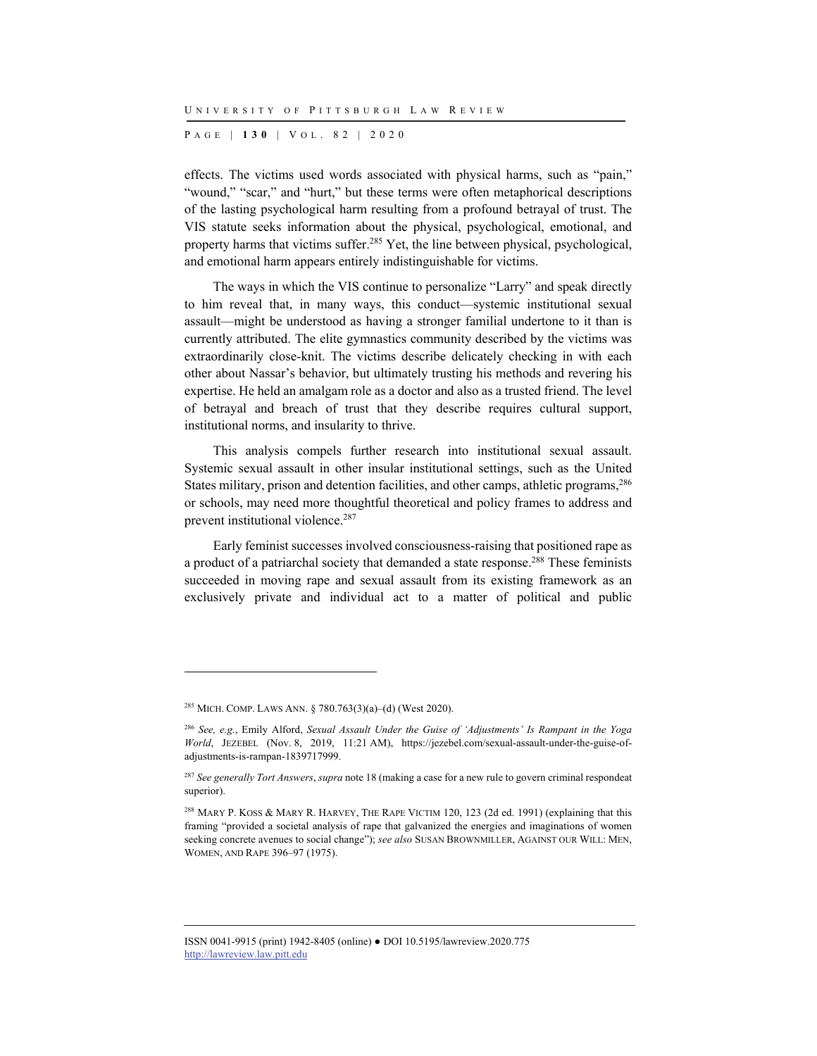effects. The victims used words associated with physical harms, such as "pain," "wound," "scar," and "hurt," but these terms were often metaphorical descriptions of the lasting psychological harm resulting from a profound betrayal of trust. The VIS statute seeks information about the physical, psychological, emotional, and property harms that victims suffer.[285] Yet, the line between physical, psychological, and emotional harm appears entirely indistinguishable for victims.

The ways in which the VIS continue to personalize "Larry" and speak directly to him reveal that, in many ways, this conduct—systemic institutional sexual assault—might be understood as having a stronger familial undertone to it than is currently attributed. The elite gymnastics community described by the victims was extraordinarily close-knit. The victims describe delicately checking in with each other about Nassar's behavior, but ultimately trusting his methods and revering his expertise. He held an amalgam role as a doctor and also as a trusted friend. The level of betrayal and breach of trust that they describe requires cultural support, institutional norms, and insularity to thrive.

This analysis compels further research into institutional sexual assault. Systemic sexual assault in other insular institutional settings, such as the United States military, prison and detention facilities, and other camps, athletic programs,[286] or schools, may need more thoughtful theoretical and policy frames to address and prevent institutional violence.[287]

Early feminist successes involved consciousness-raising that positioned rape as a product of a patriarchal society that demanded a state response.[288] These feminists succeeded in moving rape and sexual assault from its existing framework as an exclusively private and individual act to a matter of political and public

---

[285] MICH. COMP. LAWS ANN. § 780.763(3)(a)–(d) (West 2020).

[286] *See, e.g.*, Emily Alford, *Sexual Assault Under the Guise of 'Adjustments' Is Rampant in the Yoga World*, JEZEBEL (Nov. 8, 2019, 11:21 AM), https://jezebel.com/sexual-assault-under-the-guise-of-adjustments-is-rampan-1839717999.

[287] *See generally Tort Answers*, *supra* note 18 (making a case for a new rule to govern criminal respondeat superior).

[288] MARY P. KOSS & MARY R. HARVEY, THE RAPE VICTIM 120, 123 (2d ed. 1991) (explaining that this framing "provided a societal analysis of rape that galvanized the energies and imaginations of women seeking concrete avenues to social change"); *see also* SUSAN BROWNMILLER, AGAINST OUR WILL: MEN, WOMEN, AND RAPE 396–97 (1975).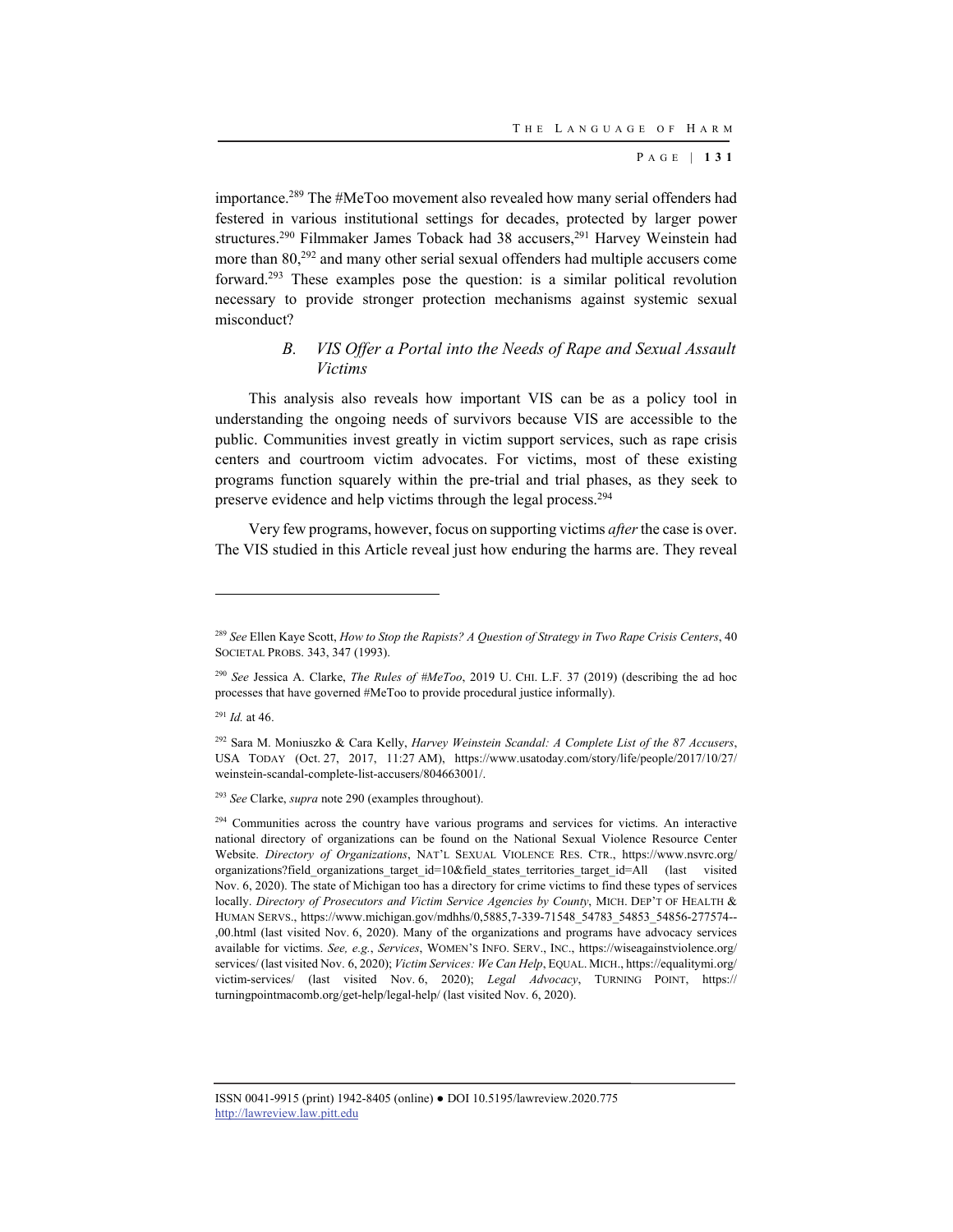importance.[289] The #MeToo movement also revealed how many serial offenders had festered in various institutional settings for decades, protected by larger power structures.[290] Filmmaker James Toback had 38 accusers,[291] Harvey Weinstein had more than 80,[292] and many other serial sexual offenders had multiple accusers come forward.[293] These examples pose the question: is a similar political revolution necessary to provide stronger protection mechanisms against systemic sexual misconduct?

### B. *VIS Offer a Portal into the Needs of Rape and Sexual Assault Victims*

This analysis also reveals how important VIS can be as a policy tool in understanding the ongoing needs of survivors because VIS are accessible to the public. Communities invest greatly in victim support services, such as rape crisis centers and courtroom victim advocates. For victims, most of these existing programs function squarely within the pre-trial and trial phases, as they seek to preserve evidence and help victims through the legal process.[294]

Very few programs, however, focus on supporting victims *after* the case is over. The VIS studied in this Article reveal just how enduring the harms are. They reveal

---

[289] *See* Ellen Kaye Scott, *How to Stop the Rapists? A Question of Strategy in Two Rape Crisis Centers*, 40 SOCIETAL PROBS. 343, 347 (1993).

[290] *See* Jessica A. Clarke, *The Rules of #MeToo*, 2019 U. CHI. L.F. 37 (2019) (describing the ad hoc processes that have governed #MeToo to provide procedural justice informally).

[291] *Id.* at 46.

[292] Sara M. Moniuszko & Cara Kelly, *Harvey Weinstein Scandal: A Complete List of the 87 Accusers*, USA TODAY (Oct. 27, 2017, 11:27 AM), https://www.usatoday.com/story/life/people/2017/10/27/weinstein-scandal-complete-list-accusers/804663001/.

[293] *See* Clarke, *supra* note 290 (examples throughout).

[294] Communities across the country have various programs and services for victims. An interactive national directory of organizations can be found on the National Sexual Violence Resource Center Website. *Directory of Organizations*, NAT'L SEXUAL VIOLENCE RES. CTR., https://www.nsvrc.org/organizations?field_organizations_target_id=10&field_states_territories_target_id=All (last visited Nov. 6, 2020). The state of Michigan too has a directory for crime victims to find these types of services locally. *Directory of Prosecutors and Victim Service Agencies by County*, MICH. DEP'T OF HEALTH & HUMAN SERVS., https://www.michigan.gov/mdhhs/0,5885,7-339-71548_54783_54853_54856-277574--,00.html (last visited Nov. 6, 2020). Many of the organizations and programs have advocacy services available for victims. *See, e.g.*, *Services*, WOMEN'S INFO. SERV., INC., https://wiseagainstviolence.org/services/ (last visited Nov. 6, 2020); *Victim Services: We Can Help*, EQUAL. MICH., https://equalitymi.org/victim-services/ (last visited Nov. 6, 2020); *Legal Advocacy*, TURNING POINT, https://turningpointmacomb.org/get-help/legal-help/ (last visited Nov. 6, 2020).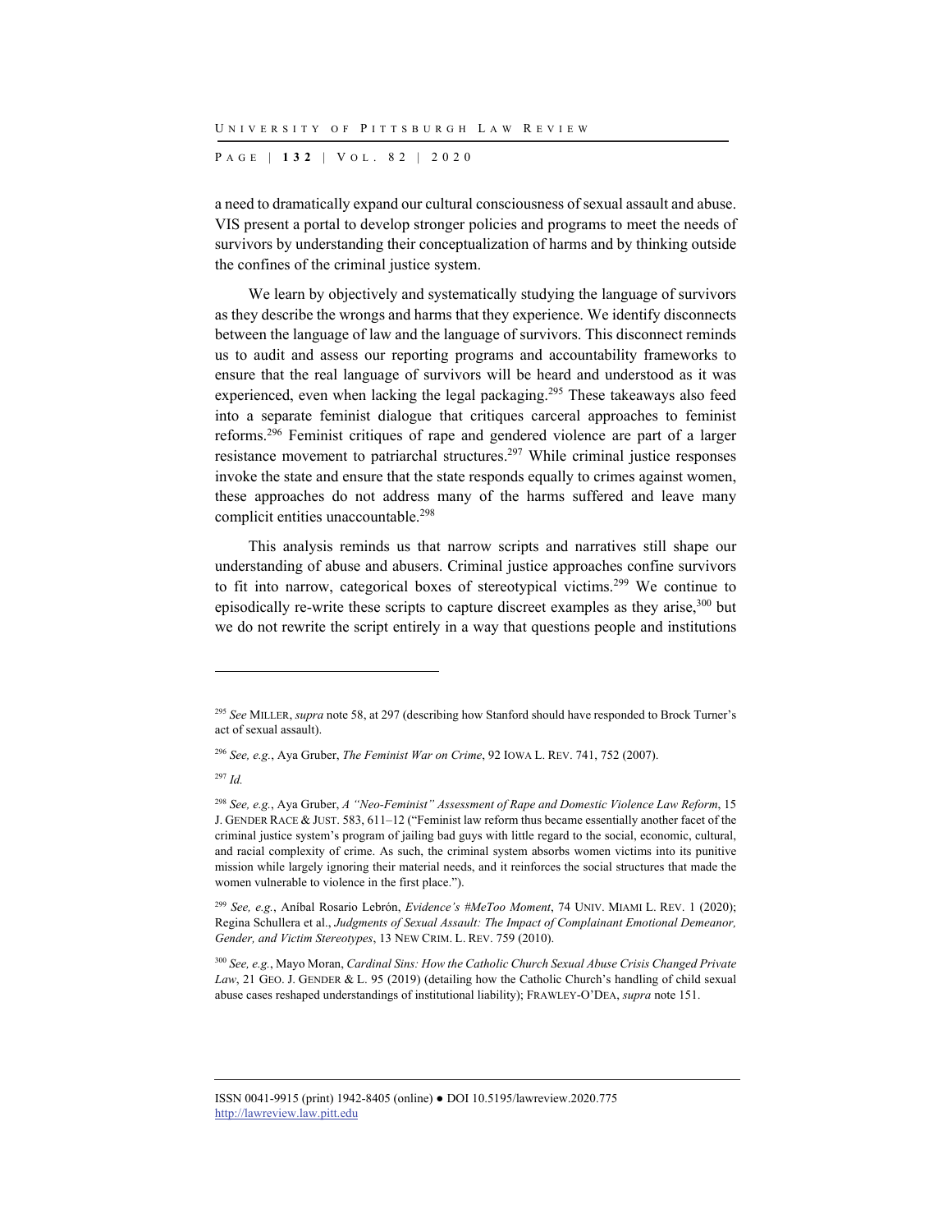a need to dramatically expand our cultural consciousness of sexual assault and abuse. VIS present a portal to develop stronger policies and programs to meet the needs of survivors by understanding their conceptualization of harms and by thinking outside the confines of the criminal justice system.

We learn by objectively and systematically studying the language of survivors as they describe the wrongs and harms that they experience. We identify disconnects between the language of law and the language of survivors. This disconnect reminds us to audit and assess our reporting programs and accountability frameworks to ensure that the real language of survivors will be heard and understood as it was experienced, even when lacking the legal packaging.[295] These takeaways also feed into a separate feminist dialogue that critiques carceral approaches to feminist reforms.[296] Feminist critiques of rape and gendered violence are part of a larger resistance movement to patriarchal structures.[297] While criminal justice responses invoke the state and ensure that the state responds equally to crimes against women, these approaches do not address many of the harms suffered and leave many complicit entities unaccountable.[298]

This analysis reminds us that narrow scripts and narratives still shape our understanding of abuse and abusers. Criminal justice approaches confine survivors to fit into narrow, categorical boxes of stereotypical victims.[299] We continue to episodically re-write these scripts to capture discreet examples as they arise,[300] but we do not rewrite the script entirely in a way that questions people and institutions

---

[295] *See* MILLER, *supra* note 58, at 297 (describing how Stanford should have responded to Brock Turner's act of sexual assault).

[296] *See, e.g.*, Aya Gruber, *The Feminist War on Crime*, 92 IOWA L. REV. 741, 752 (2007).

[297] *Id.*

[298] *See, e.g.*, Aya Gruber, *A "Neo-Feminist" Assessment of Rape and Domestic Violence Law Reform*, 15 J. GENDER RACE & JUST. 583, 611–12 ("Feminist law reform thus became essentially another facet of the criminal justice system's program of jailing bad guys with little regard to the social, economic, cultural, and racial complexity of crime. As such, the criminal system absorbs women victims into its punitive mission while largely ignoring their material needs, and it reinforces the social structures that made the women vulnerable to violence in the first place.").

[299] *See, e.g.*, Aníbal Rosario Lebrón, *Evidence's #MeToo Moment*, 74 UNIV. MIAMI L. REV. 1 (2020); Regina Schullera et al., *Judgments of Sexual Assault: The Impact of Complainant Emotional Demeanor, Gender, and Victim Stereotypes*, 13 NEW CRIM. L. REV. 759 (2010).

[300] *See, e.g.*, Mayo Moran, *Cardinal Sins: How the Catholic Church Sexual Abuse Crisis Changed Private Law*, 21 GEO. J. GENDER & L. 95 (2019) (detailing how the Catholic Church's handling of child sexual abuse cases reshaped understandings of institutional liability); FRAWLEY-O'DEA, *supra* note 151.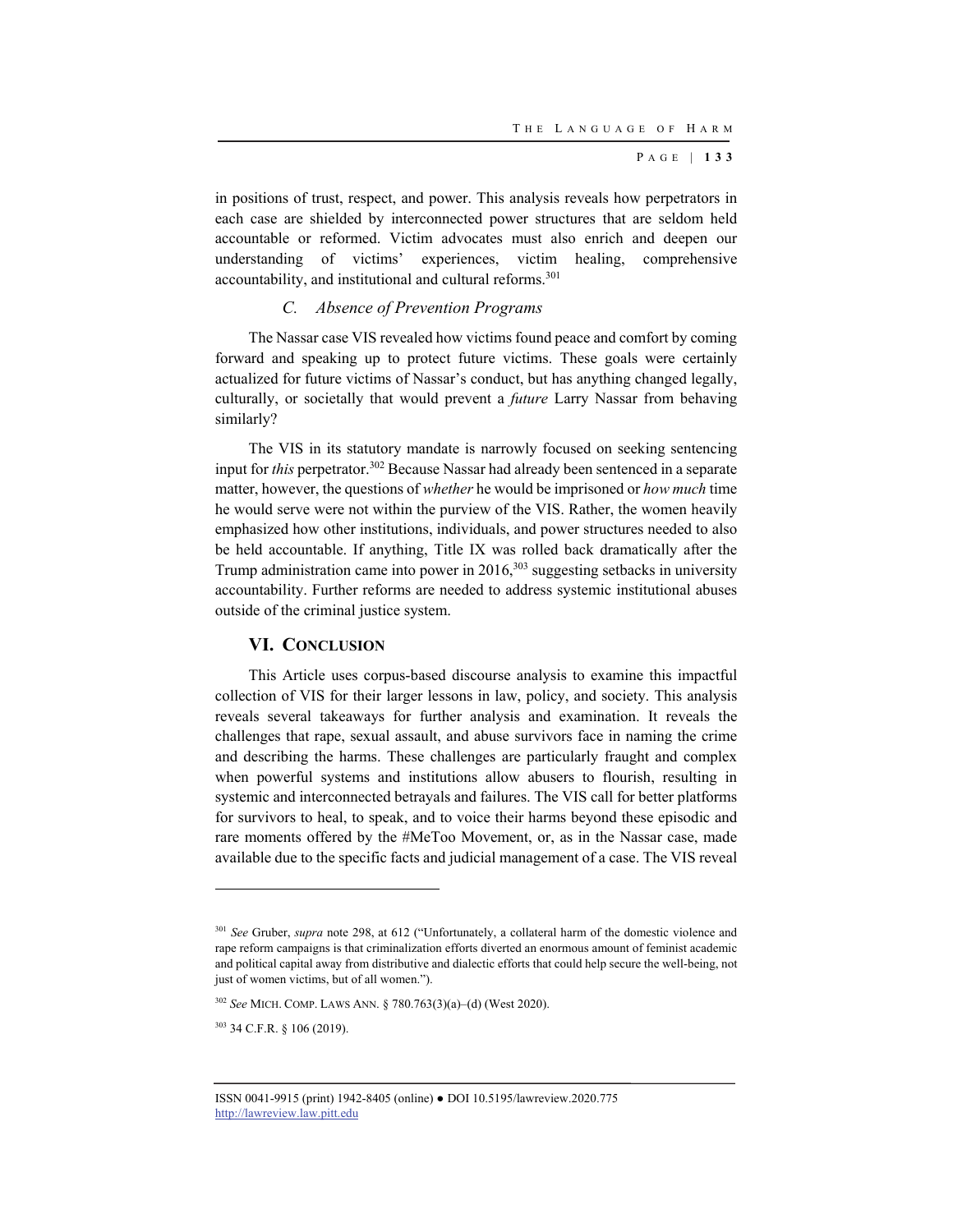in positions of trust, respect, and power. This analysis reveals how perpetrators in each case are shielded by interconnected power structures that are seldom held accountable or reformed. Victim advocates must also enrich and deepen our understanding of victims' experiences, victim healing, comprehensive accountability, and institutional and cultural reforms.[301]

### C. Absence of Prevention Programs

The Nassar case VIS revealed how victims found peace and comfort by coming forward and speaking up to protect future victims. These goals were certainly actualized for future victims of Nassar's conduct, but has anything changed legally, culturally, or societally that would prevent a *future* Larry Nassar from behaving similarly?

The VIS in its statutory mandate is narrowly focused on seeking sentencing input for *this* perpetrator.[302] Because Nassar had already been sentenced in a separate matter, however, the questions of *whether* he would be imprisoned or *how much* time he would serve were not within the purview of the VIS. Rather, the women heavily emphasized how other institutions, individuals, and power structures needed to also be held accountable. If anything, Title IX was rolled back dramatically after the Trump administration came into power in 2016,[303] suggesting setbacks in university accountability. Further reforms are needed to address systemic institutional abuses outside of the criminal justice system.

## VI. Conclusion

This Article uses corpus-based discourse analysis to examine this impactful collection of VIS for their larger lessons in law, policy, and society. This analysis reveals several takeaways for further analysis and examination. It reveals the challenges that rape, sexual assault, and abuse survivors face in naming the crime and describing the harms. These challenges are particularly fraught and complex when powerful systems and institutions allow abusers to flourish, resulting in systemic and interconnected betrayals and failures. The VIS call for better platforms for survivors to heal, to speak, and to voice their harms beyond these episodic and rare moments offered by the #MeToo Movement, or, as in the Nassar case, made available due to the specific facts and judicial management of a case. The VIS reveal

---

[301] *See* Gruber, *supra* note 298, at 612 ("Unfortunately, a collateral harm of the domestic violence and rape reform campaigns is that criminalization efforts diverted an enormous amount of feminist academic and political capital away from distributive and dialectic efforts that could help secure the well-being, not just of women victims, but of all women.").

[302] *See* Mich. Comp. Laws Ann. § 780.763(3)(a)–(d) (West 2020).

[303] 34 C.F.R. § 106 (2019).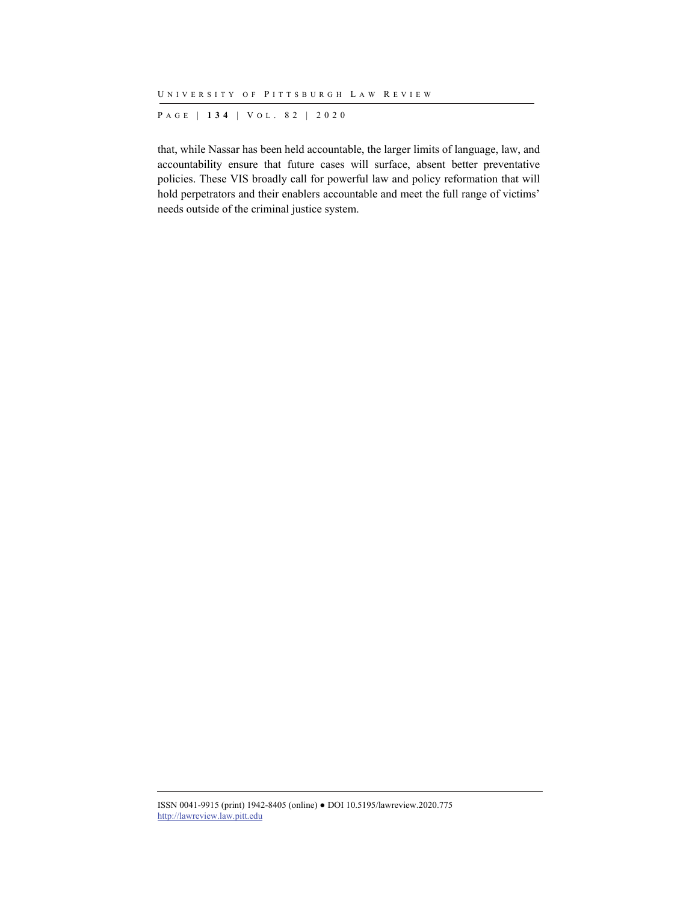that, while Nassar has been held accountable, the larger limits of language, law, and accountability ensure that future cases will surface, absent better preventative policies. These VIS broadly call for powerful law and policy reformation that will hold perpetrators and their enablers accountable and meet the full range of victims' needs outside of the criminal justice system.